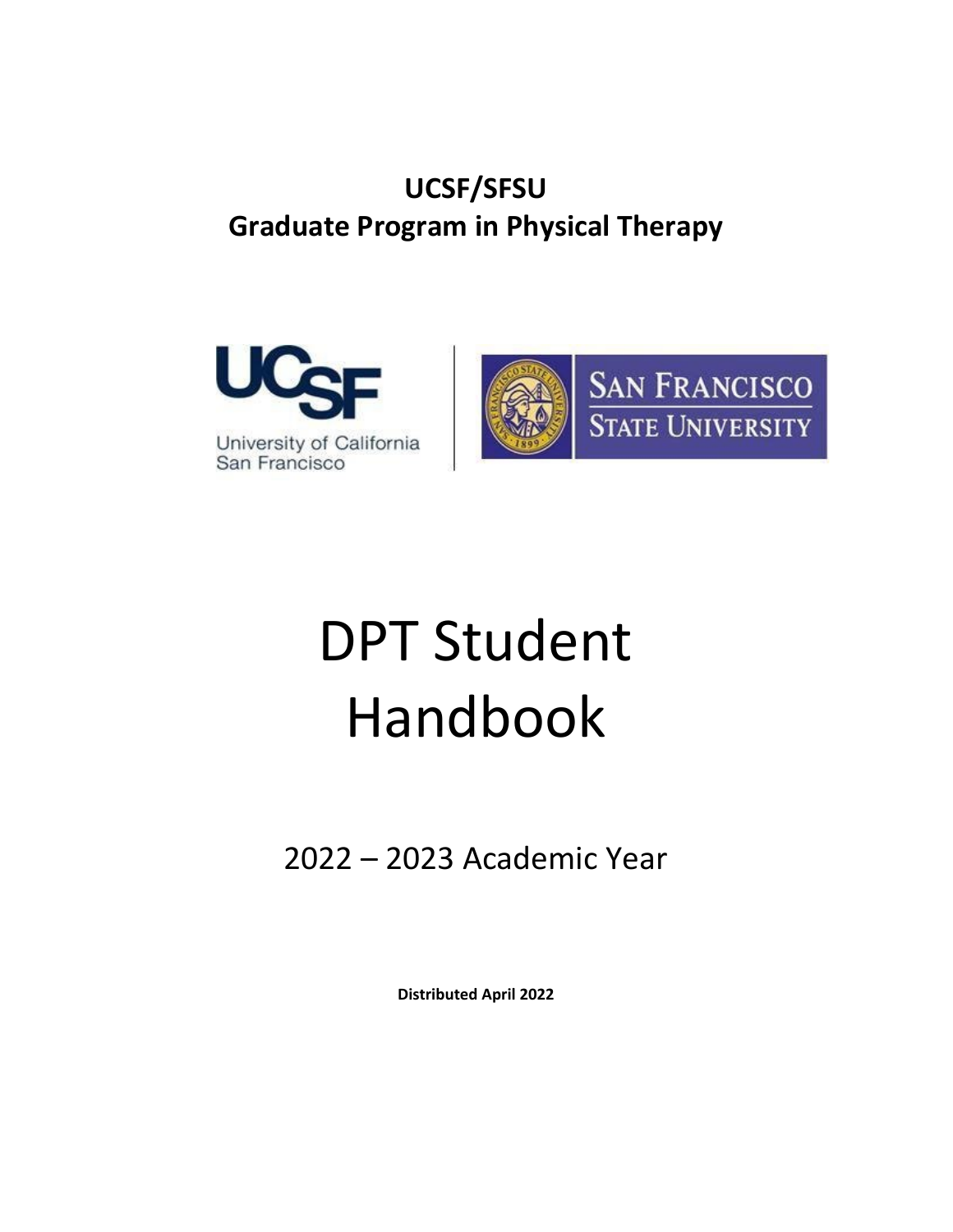**UCSF/SFSU**
**Graduate Program in Physical Therapy**

# DPT Student Handbook

2022 – 2023 Academic Year

**Distributed April 2022**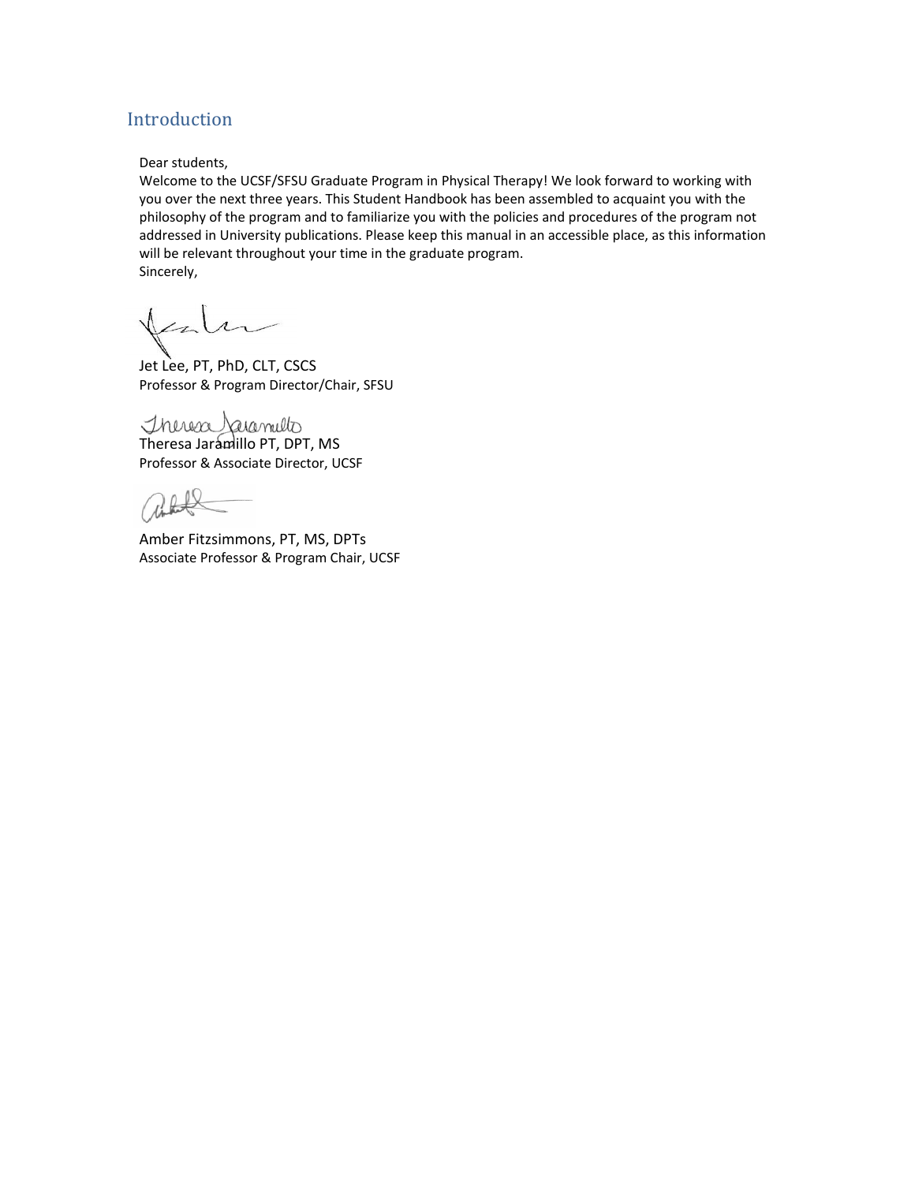## Introduction

Dear students,

Welcome to the UCSF/SFSU Graduate Program in Physical Therapy! We look forward to working with you over the next three years. This Student Handbook has been assembled to acquaint you with the philosophy of the program and to familiarize you with the policies and procedures of the program not addressed in University publications. Please keep this manual in an accessible place, as this information will be relevant throughout your time in the graduate program.

Sincerely,

Jet Lee, PT, PhD, CLT, CSCS
Professor & Program Director/Chair, SFSU

Theresa Jaramillo PT, DPT, MS
Professor & Associate Director, UCSF

Amber Fitzsimmons, PT, MS, DPTs
Associate Professor & Program Chair, UCSF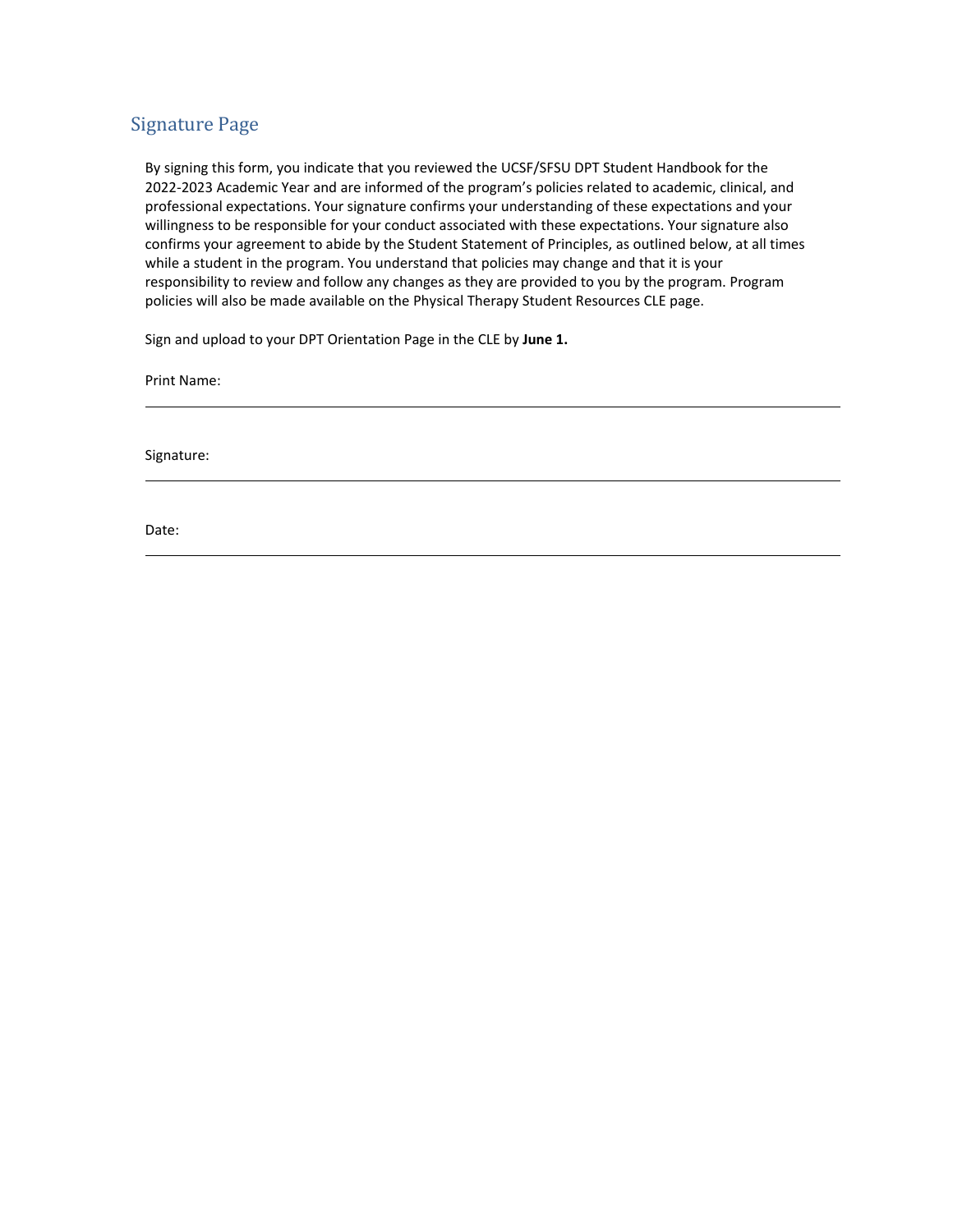## Signature Page

By signing this form, you indicate that you reviewed the UCSF/SFSU DPT Student Handbook for the 2022-2023 Academic Year and are informed of the program's policies related to academic, clinical, and professional expectations. Your signature confirms your understanding of these expectations and your willingness to be responsible for your conduct associated with these expectations. Your signature also confirms your agreement to abide by the Student Statement of Principles, as outlined below, at all times while a student in the program. You understand that policies may change and that it is your responsibility to review and follow any changes as they are provided to you by the program. Program policies will also be made available on the Physical Therapy Student Resources CLE page.

Sign and upload to your DPT Orientation Page in the CLE by **June 1.**

Print Name:

______________________________________________________________________

Signature:

______________________________________________________________________

Date:

______________________________________________________________________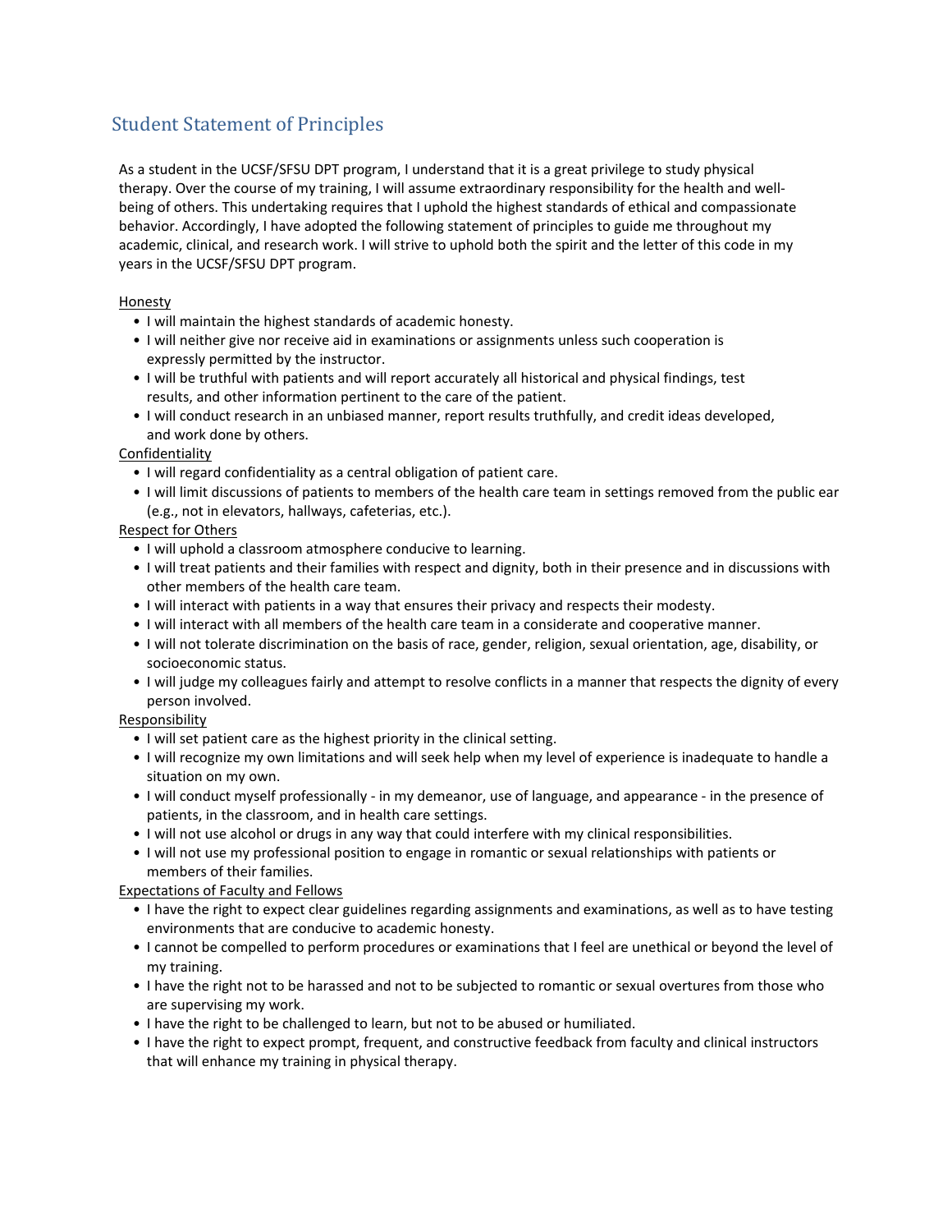## Student Statement of Principles

As a student in the UCSF/SFSU DPT program, I understand that it is a great privilege to study physical therapy. Over the course of my training, I will assume extraordinary responsibility for the health and well-being of others. This undertaking requires that I uphold the highest standards of ethical and compassionate behavior. Accordingly, I have adopted the following statement of principles to guide me throughout my academic, clinical, and research work. I will strive to uphold both the spirit and the letter of this code in my years in the UCSF/SFSU DPT program.

Honesty

- I will maintain the highest standards of academic honesty.
- I will neither give nor receive aid in examinations or assignments unless such cooperation is expressly permitted by the instructor.
- I will be truthful with patients and will report accurately all historical and physical findings, test results, and other information pertinent to the care of the patient.
- I will conduct research in an unbiased manner, report results truthfully, and credit ideas developed, and work done by others.

Confidentiality

- I will regard confidentiality as a central obligation of patient care.
- I will limit discussions of patients to members of the health care team in settings removed from the public ear (e.g., not in elevators, hallways, cafeterias, etc.).

Respect for Others

- I will uphold a classroom atmosphere conducive to learning.
- I will treat patients and their families with respect and dignity, both in their presence and in discussions with other members of the health care team.
- I will interact with patients in a way that ensures their privacy and respects their modesty.
- I will interact with all members of the health care team in a considerate and cooperative manner.
- I will not tolerate discrimination on the basis of race, gender, religion, sexual orientation, age, disability, or socioeconomic status.
- I will judge my colleagues fairly and attempt to resolve conflicts in a manner that respects the dignity of every person involved.

Responsibility

- I will set patient care as the highest priority in the clinical setting.
- I will recognize my own limitations and will seek help when my level of experience is inadequate to handle a situation on my own.
- I will conduct myself professionally - in my demeanor, use of language, and appearance - in the presence of patients, in the classroom, and in health care settings.
- I will not use alcohol or drugs in any way that could interfere with my clinical responsibilities.
- I will not use my professional position to engage in romantic or sexual relationships with patients or members of their families.

Expectations of Faculty and Fellows

- I have the right to expect clear guidelines regarding assignments and examinations, as well as to have testing environments that are conducive to academic honesty.
- I cannot be compelled to perform procedures or examinations that I feel are unethical or beyond the level of my training.
- I have the right not to be harassed and not to be subjected to romantic or sexual overtures from those who are supervising my work.
- I have the right to be challenged to learn, but not to be abused or humiliated.
- I have the right to expect prompt, frequent, and constructive feedback from faculty and clinical instructors that will enhance my training in physical therapy.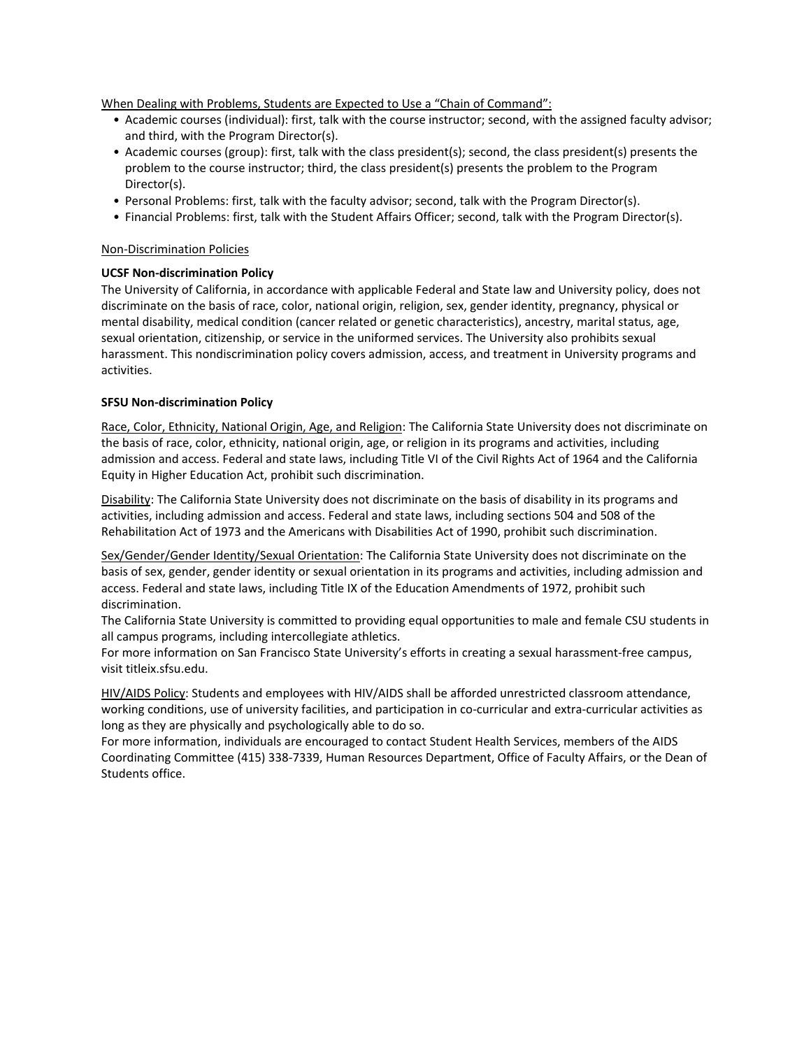When Dealing with Problems, Students are Expected to Use a "Chain of Command":

- Academic courses (individual): first, talk with the course instructor; second, with the assigned faculty advisor; and third, with the Program Director(s).
- Academic courses (group): first, talk with the class president(s); second, the class president(s) presents the problem to the course instructor; third, the class president(s) presents the problem to the Program Director(s).
- Personal Problems: first, talk with the faculty advisor; second, talk with the Program Director(s).
- Financial Problems: first, talk with the Student Affairs Officer; second, talk with the Program Director(s).

Non-Discrimination Policies

**UCSF Non-discrimination Policy**

The University of California, in accordance with applicable Federal and State law and University policy, does not discriminate on the basis of race, color, national origin, religion, sex, gender identity, pregnancy, physical or mental disability, medical condition (cancer related or genetic characteristics), ancestry, marital status, age, sexual orientation, citizenship, or service in the uniformed services. The University also prohibits sexual harassment. This nondiscrimination policy covers admission, access, and treatment in University programs and activities.

**SFSU Non-discrimination Policy**

Race, Color, Ethnicity, National Origin, Age, and Religion: The California State University does not discriminate on the basis of race, color, ethnicity, national origin, age, or religion in its programs and activities, including admission and access. Federal and state laws, including Title VI of the Civil Rights Act of 1964 and the California Equity in Higher Education Act, prohibit such discrimination.

Disability: The California State University does not discriminate on the basis of disability in its programs and activities, including admission and access. Federal and state laws, including sections 504 and 508 of the Rehabilitation Act of 1973 and the Americans with Disabilities Act of 1990, prohibit such discrimination.

Sex/Gender/Gender Identity/Sexual Orientation: The California State University does not discriminate on the basis of sex, gender, gender identity or sexual orientation in its programs and activities, including admission and access. Federal and state laws, including Title IX of the Education Amendments of 1972, prohibit such discrimination.
The California State University is committed to providing equal opportunities to male and female CSU students in all campus programs, including intercollegiate athletics.
For more information on San Francisco State University's efforts in creating a sexual harassment-free campus, visit titleix.sfsu.edu.

HIV/AIDS Policy: Students and employees with HIV/AIDS shall be afforded unrestricted classroom attendance, working conditions, use of university facilities, and participation in co-curricular and extra-curricular activities as long as they are physically and psychologically able to do so.
For more information, individuals are encouraged to contact Student Health Services, members of the AIDS Coordinating Committee (415) 338-7339, Human Resources Department, Office of Faculty Affairs, or the Dean of Students office.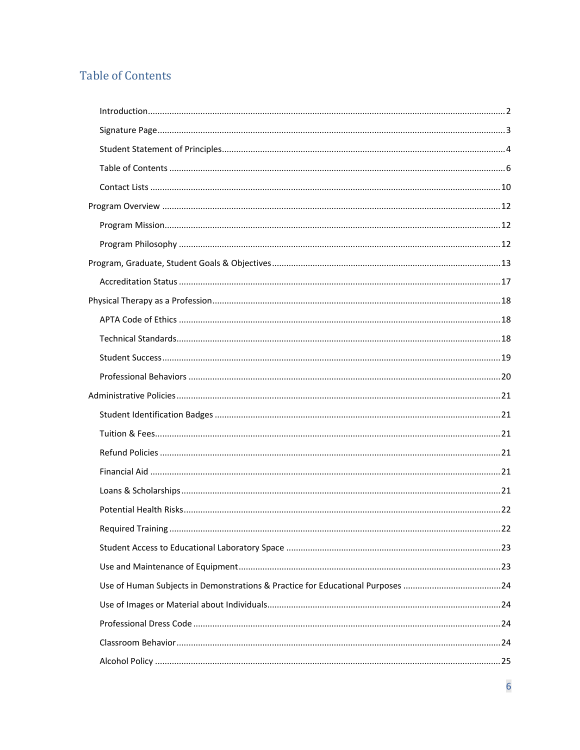# Table of Contents

- Introduction ........ 2
- Signature Page ........ 3
- Student Statement of Principles ........ 4
- Table of Contents ........ 6
- Contact Lists ........ 10

Program Overview ........ 12

- Program Mission ........ 12
- Program Philosophy ........ 12

Program, Graduate, Student Goals & Objectives ........ 13

- Accreditation Status ........ 17

Physical Therapy as a Profession ........ 18

- APTA Code of Ethics ........ 18
- Technical Standards ........ 18
- Student Success ........ 19
- Professional Behaviors ........ 20

Administrative Policies ........ 21

- Student Identification Badges ........ 21
- Tuition & Fees ........ 21
- Refund Policies ........ 21
- Financial Aid ........ 21
- Loans & Scholarships ........ 21
- Potential Health Risks ........ 22
- Required Training ........ 22
- Student Access to Educational Laboratory Space ........ 23
- Use and Maintenance of Equipment ........ 23
- Use of Human Subjects in Demonstrations & Practice for Educational Purposes ........ 24
- Use of Images or Material about Individuals ........ 24
- Professional Dress Code ........ 24
- Classroom Behavior ........ 24
- Alcohol Policy ........ 25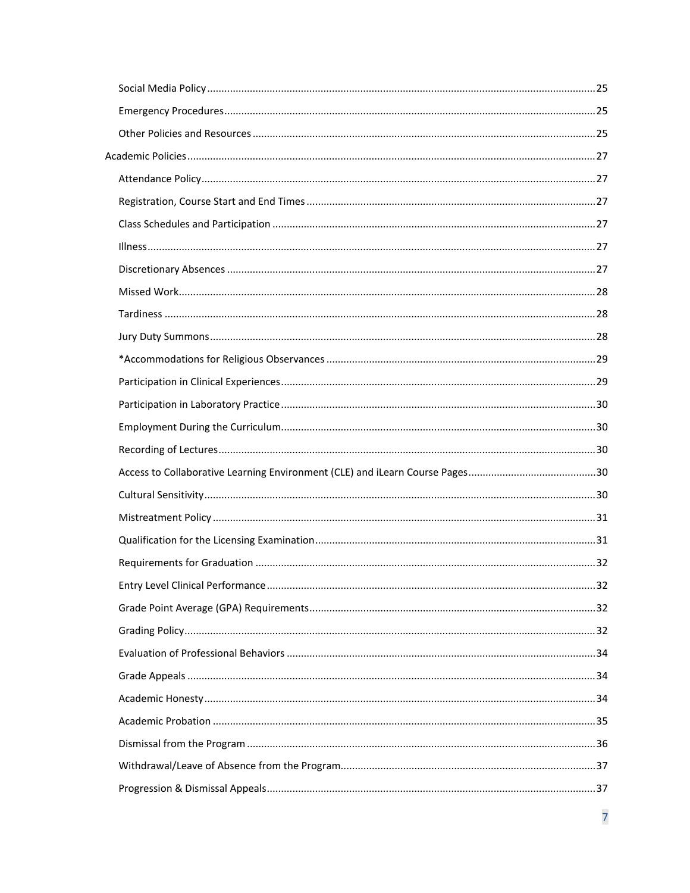Social Media Policy ........ 25

Emergency Procedures ........ 25

Other Policies and Resources ........ 25

Academic Policies ........ 27

Attendance Policy ........ 27

Registration, Course Start and End Times ........ 27

Class Schedules and Participation ........ 27

Illness ........ 27

Discretionary Absences ........ 27

Missed Work ........ 28

Tardiness ........ 28

Jury Duty Summons ........ 28

*Accommodations for Religious Observances ........ 29

Participation in Clinical Experiences ........ 29

Participation in Laboratory Practice ........ 30

Employment During the Curriculum ........ 30

Recording of Lectures ........ 30

Access to Collaborative Learning Environment (CLE) and iLearn Course Pages ........ 30

Cultural Sensitivity ........ 30

Mistreatment Policy ........ 31

Qualification for the Licensing Examination ........ 31

Requirements for Graduation ........ 32

Entry Level Clinical Performance ........ 32

Grade Point Average (GPA) Requirements ........ 32

Grading Policy ........ 32

Evaluation of Professional Behaviors ........ 34

Grade Appeals ........ 34

Academic Honesty ........ 34

Academic Probation ........ 35

Dismissal from the Program ........ 36

Withdrawal/Leave of Absence from the Program ........ 37

Progression & Dismissal Appeals ........ 37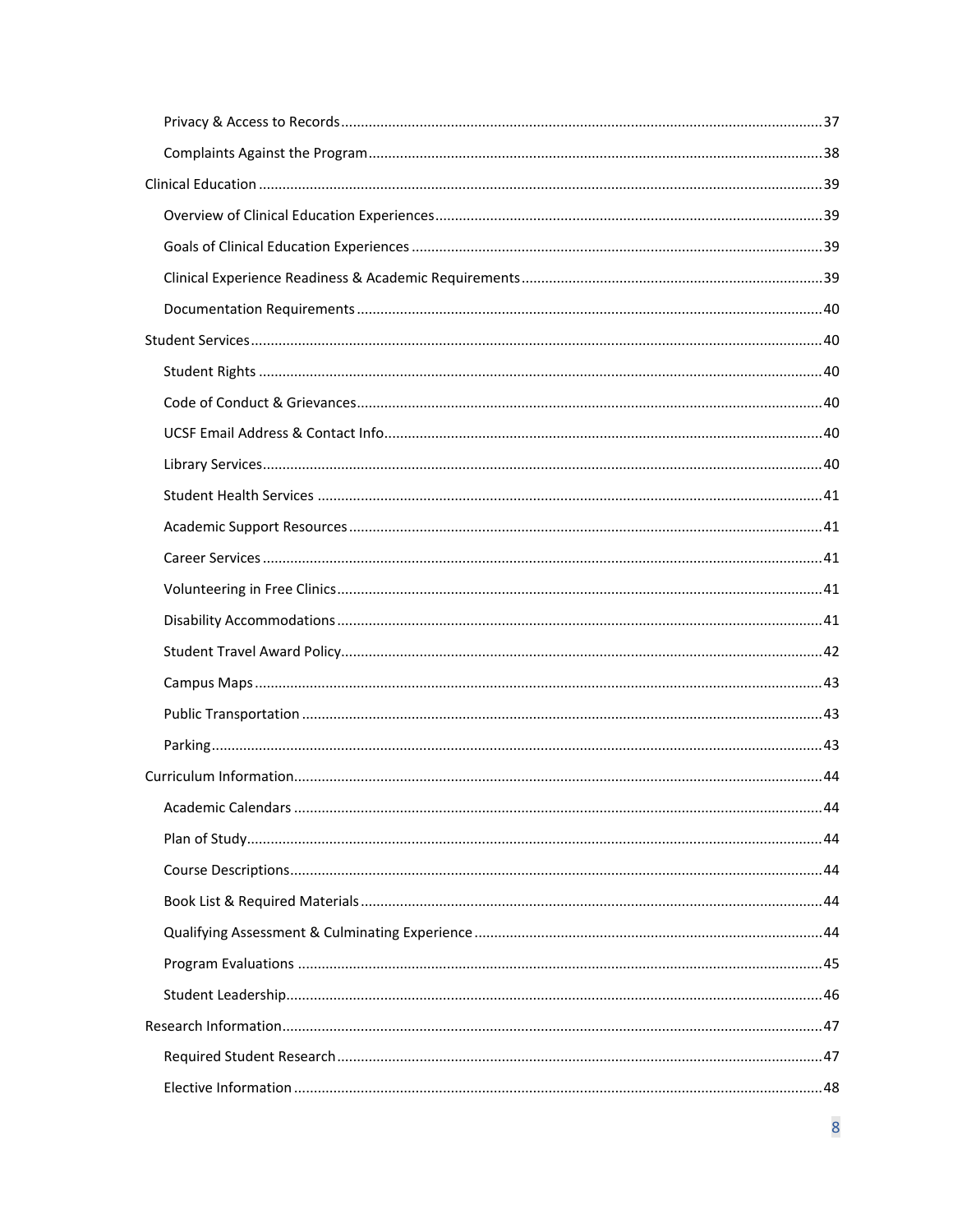- Privacy & Access to Records ........................................................ 37
- Complaints Against the Program ..................................................... 38

Clinical Education ........................................................................ 39

- Overview of Clinical Education Experiences ......................................... 39
- Goals of Clinical Education Experiences ............................................ 39
- Clinical Experience Readiness & Academic Requirements ................................ 39
- Documentation Requirements ......................................................... 40

Student Services .......................................................................... 40

- Student Rights ..................................................................... 40
- Code of Conduct & Grievances ....................................................... 40
- UCSF Email Address & Contact Info .................................................. 40
- Library Services ................................................................... 40
- Student Health Services ............................................................ 41
- Academic Support Resources ......................................................... 41
- Career Services .................................................................... 41
- Volunteering in Free Clinics ....................................................... 41
- Disability Accommodations .......................................................... 41
- Student Travel Award Policy ......................................................... 42
- Campus Maps ........................................................................ 43
- Public Transportation .............................................................. 43
- Parking ............................................................................ 43

Curriculum Information .................................................................... 44

- Academic Calendars ................................................................. 44
- Plan of Study ...................................................................... 44
- Course Descriptions ................................................................ 44
- Book List & Required Materials ..................................................... 44
- Qualifying Assessment & Culminating Experience ...................................... 44
- Program Evaluations ................................................................ 45
- Student Leadership ................................................................. 46

Research Information ...................................................................... 47

- Required Student Research .......................................................... 47
- Elective Information ............................................................... 48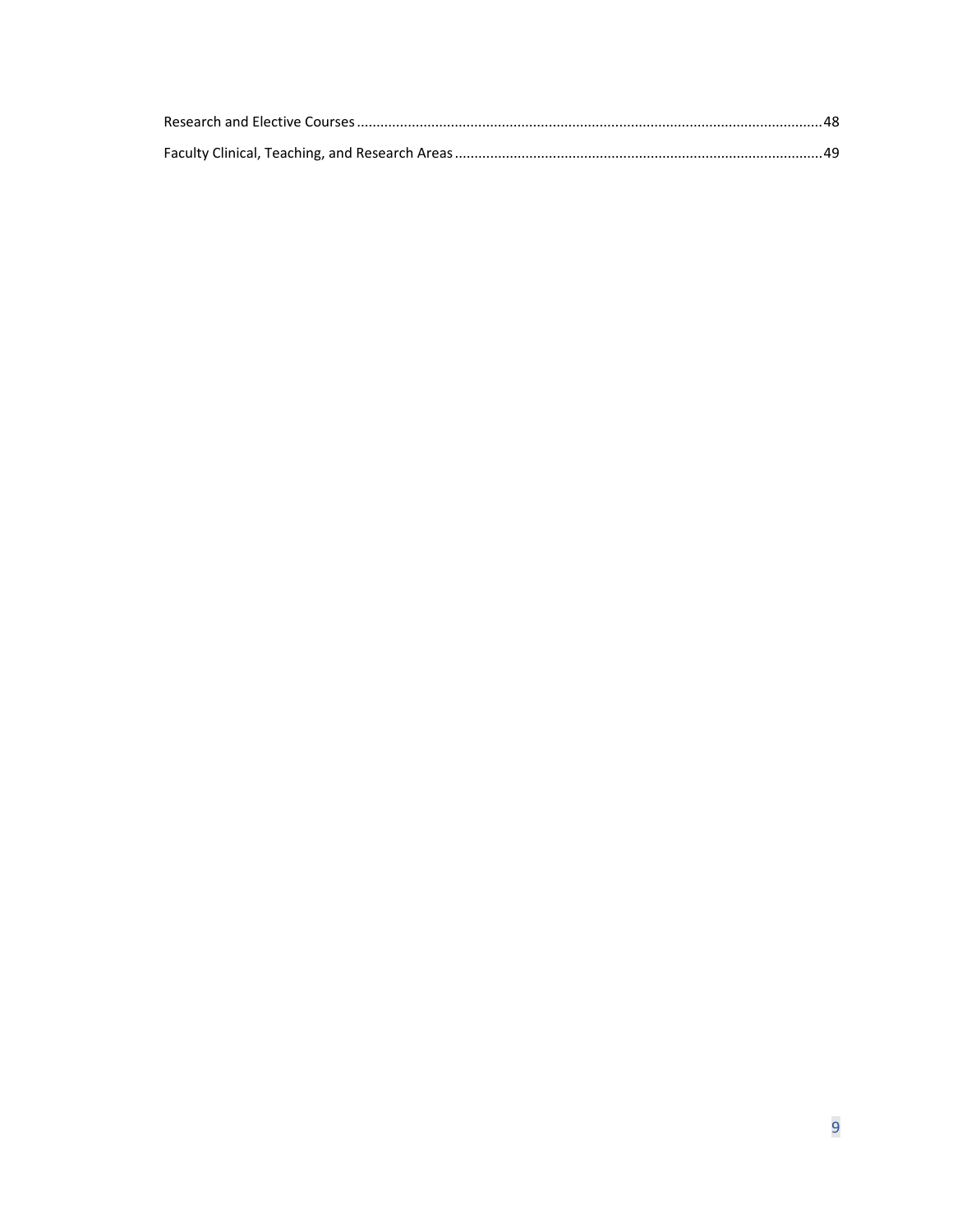Research and Elective Courses ..................................................................................................................... 48

Faculty Clinical, Teaching, and Research Areas ............................................................................................. 49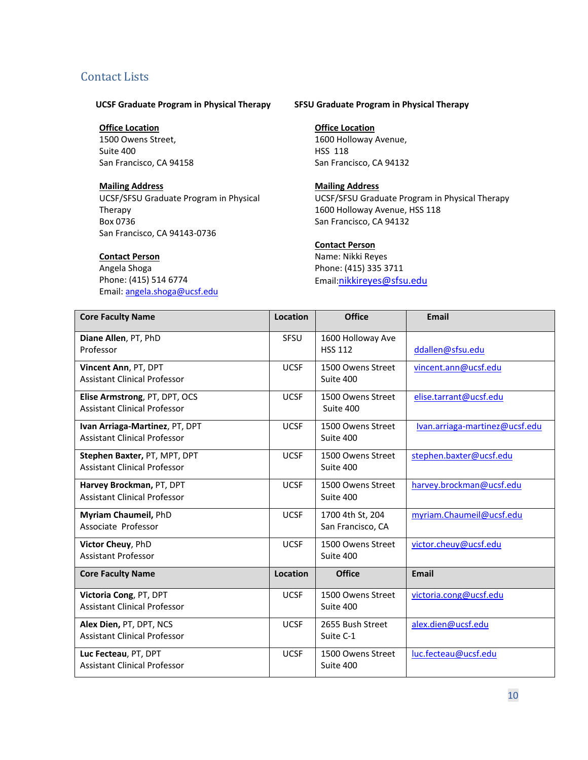## Contact Lists

### UCSF Graduate Program in Physical Therapy

**Office Location**
1500 Owens Street,
Suite 400
San Francisco, CA 94158

**Mailing Address**
UCSF/SFSU Graduate Program in Physical Therapy
Box 0736
San Francisco, CA 94143-0736

**Contact Person**
Angela Shoga
Phone: (415) 514 6774
Email: angela.shoga@ucsf.edu

### SFSU Graduate Program in Physical Therapy

**Office Location**
1600 Holloway Avenue,
HSS 118
San Francisco, CA 94132

**Mailing Address**
UCSF/SFSU Graduate Program in Physical Therapy
1600 Holloway Avenue, HSS 118
San Francisco, CA 94132

**Contact Person**
Name: Nikki Reyes
Phone: (415) 335 3711
Email:nikkireyes@sfsu.edu

| Core Faculty Name | Location | Office | Email |
|---|---|---|---|
| **Diane Allen**, PT, PhD<br>Professor | SFSU | 1600 Holloway Ave<br>HSS 112 | ddallen@sfsu.edu |
| **Vincent Ann**, PT, DPT<br>Assistant Clinical Professor | UCSF | 1500 Owens Street<br>Suite 400 | vincent.ann@ucsf.edu |
| **Elise Armstrong**, PT, DPT, OCS<br>Assistant Clinical Professor | UCSF | 1500 Owens Street<br>Suite 400 | elise.tarrant@ucsf.edu |
| **Ivan Arriaga-Martinez**, PT, DPT<br>Assistant Clinical Professor | UCSF | 1500 Owens Street<br>Suite 400 | Ivan.arriaga-martinez@ucsf.edu |
| **Stephen Baxter,** PT, MPT, DPT<br>Assistant Clinical Professor | UCSF | 1500 Owens Street<br>Suite 400 | stephen.baxter@ucsf.edu |
| **Harvey Brockman,** PT, DPT<br>Assistant Clinical Professor | UCSF | 1500 Owens Street<br>Suite 400 | harvey.brockman@ucsf.edu |
| **Myriam Chaumeil,** PhD<br>Associate Professor | UCSF | 1700 4th St, 204<br>San Francisco, CA | myriam.Chaumeil@ucsf.edu |
| **Victor Cheuy**, PhD<br>Assistant Professor | UCSF | 1500 Owens Street<br>Suite 400 | victor.cheuy@ucsf.edu |
| **Core Faculty Name** | **Location** | **Office** | **Email** |
| **Victoria Cong**, PT, DPT<br>Assistant Clinical Professor | UCSF | 1500 Owens Street<br>Suite 400 | victoria.cong@ucsf.edu |
| **Alex Dien,** PT, DPT, NCS<br>Assistant Clinical Professor | UCSF | 2655 Bush Street<br>Suite C-1 | alex.dien@ucsf.edu |
| **Luc Fecteau**, PT, DPT<br>Assistant Clinical Professor | UCSF | 1500 Owens Street<br>Suite 400 | luc.fecteau@ucsf.edu |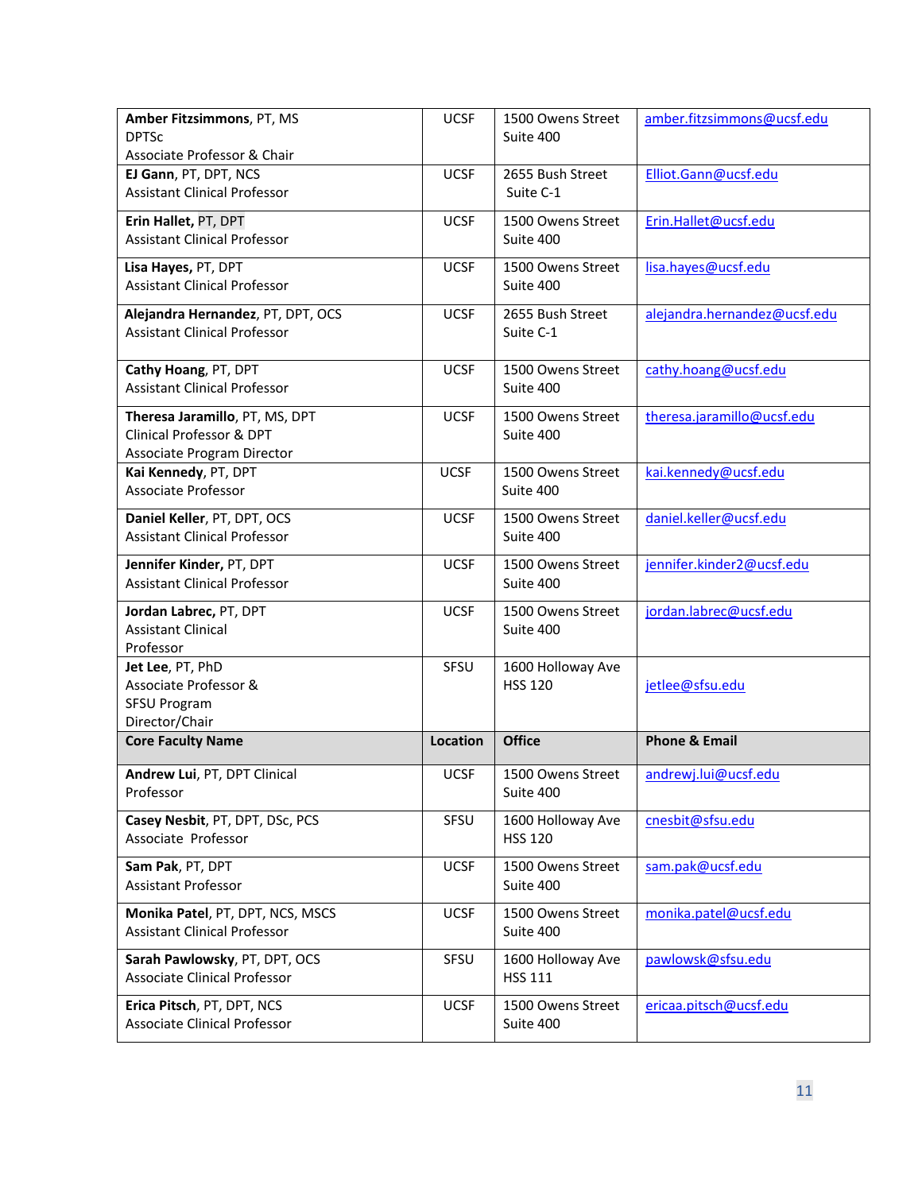| Core Faculty Name | Location | Office | Phone & Email |
|---|---|---|---|
| **Amber Fitzsimmons**, PT, MS DPTSc<br>Associate Professor & Chair | UCSF | 1500 Owens Street<br>Suite 400 | amber.fitzsimmons@ucsf.edu |
| **EJ Gann**, PT, DPT, NCS<br>Assistant Clinical Professor | UCSF | 2655 Bush Street<br>Suite C-1 | Elliot.Gann@ucsf.edu |
| **Erin Hallet,** PT, DPT<br>Assistant Clinical Professor | UCSF | 1500 Owens Street<br>Suite 400 | Erin.Hallet@ucsf.edu |
| **Lisa Hayes,** PT, DPT<br>Assistant Clinical Professor | UCSF | 1500 Owens Street<br>Suite 400 | lisa.hayes@ucsf.edu |
| **Alejandra Hernandez**, PT, DPT, OCS<br>Assistant Clinical Professor | UCSF | 2655 Bush Street<br>Suite C-1 | alejandra.hernandez@ucsf.edu |
| **Cathy Hoang**, PT, DPT<br>Assistant Clinical Professor | UCSF | 1500 Owens Street<br>Suite 400 | cathy.hoang@ucsf.edu |
| **Theresa Jaramillo**, PT, MS, DPT<br>Clinical Professor & DPT Associate Program Director | UCSF | 1500 Owens Street<br>Suite 400 | theresa.jaramillo@ucsf.edu |
| **Kai Kennedy**, PT, DPT<br>Associate Professor | UCSF | 1500 Owens Street<br>Suite 400 | kai.kennedy@ucsf.edu |
| **Daniel Keller**, PT, DPT, OCS<br>Assistant Clinical Professor | UCSF | 1500 Owens Street<br>Suite 400 | daniel.keller@ucsf.edu |
| **Jennifer Kinder,** PT, DPT<br>Assistant Clinical Professor | UCSF | 1500 Owens Street<br>Suite 400 | jennifer.kinder2@ucsf.edu |
| **Jordan Labrec,** PT, DPT<br>Assistant Clinical Professor | UCSF | 1500 Owens Street<br>Suite 400 | jordan.labrec@ucsf.edu |
| **Jet Lee**, PT, PhD<br>Associate Professor & SFSU Program Director/Chair | SFSU | 1600 Holloway Ave<br>HSS 120 | jetlee@sfsu.edu |
| **Andrew Lui**, PT, DPT Clinical Professor | UCSF | 1500 Owens Street<br>Suite 400 | andrewj.lui@ucsf.edu |
| **Casey Nesbit**, PT, DPT, DSc, PCS<br>Associate Professor | SFSU | 1600 Holloway Ave<br>HSS 120 | cnesbit@sfsu.edu |
| **Sam Pak**, PT, DPT<br>Assistant Professor | UCSF | 1500 Owens Street<br>Suite 400 | sam.pak@ucsf.edu |
| **Monika Patel**, PT, DPT, NCS, MSCS<br>Assistant Clinical Professor | UCSF | 1500 Owens Street<br>Suite 400 | monika.patel@ucsf.edu |
| **Sarah Pawlowsky**, PT, DPT, OCS<br>Associate Clinical Professor | SFSU | 1600 Holloway Ave<br>HSS 111 | pawlowsk@sfsu.edu |
| **Erica Pitsch**, PT, DPT, NCS<br>Associate Clinical Professor | UCSF | 1500 Owens Street<br>Suite 400 | ericaa.pitsch@ucsf.edu |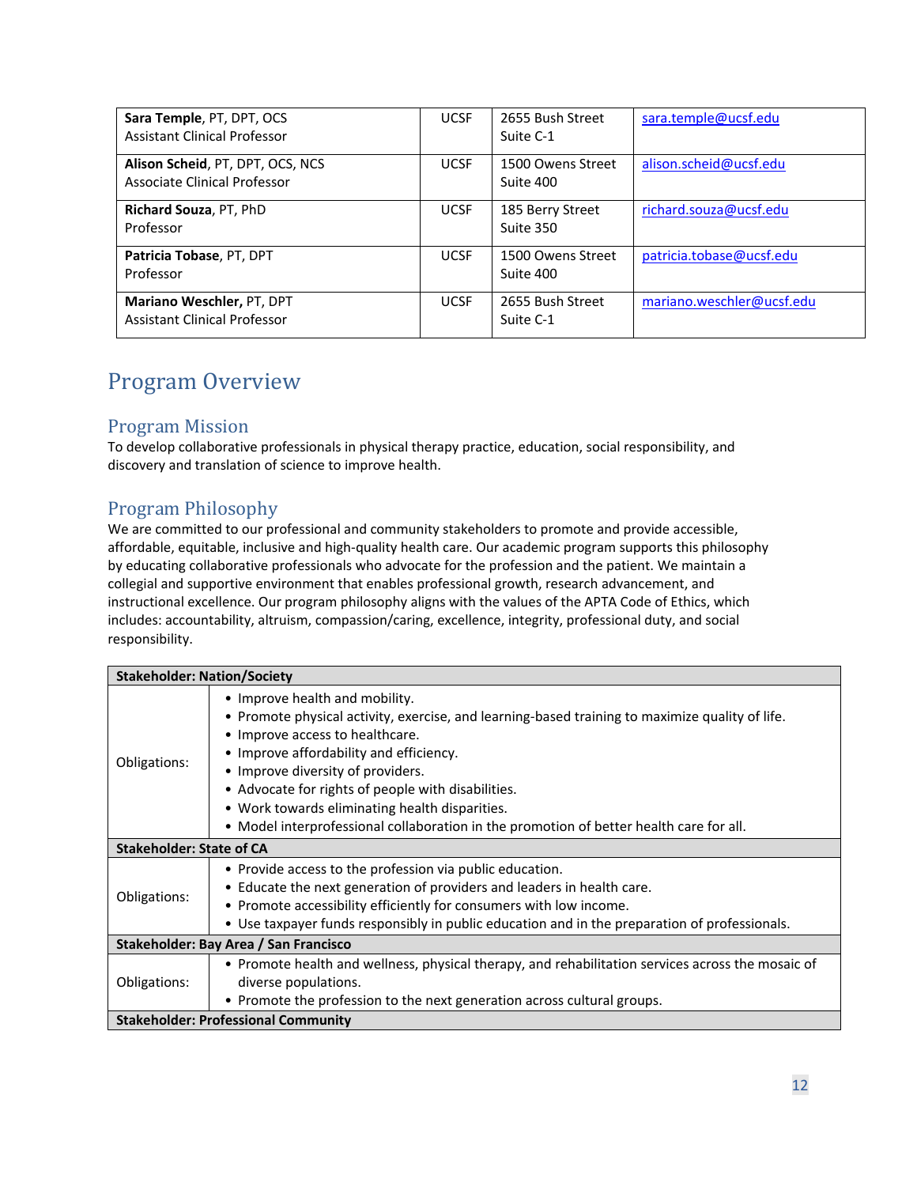| | | | |
|---|---|---|---|
| **Sara Temple**, PT, DPT, OCS<br>Assistant Clinical Professor | UCSF | 2655 Bush Street<br>Suite C-1 | sara.temple@ucsf.edu |
| **Alison Scheid**, PT, DPT, OCS, NCS<br>Associate Clinical Professor | UCSF | 1500 Owens Street<br>Suite 400 | alison.scheid@ucsf.edu |
| **Richard Souza**, PT, PhD<br>Professor | UCSF | 185 Berry Street<br>Suite 350 | richard.souza@ucsf.edu |
| **Patricia Tobase**, PT, DPT<br>Professor | UCSF | 1500 Owens Street<br>Suite 400 | patricia.tobase@ucsf.edu |
| **Mariano Weschler**, PT, DPT<br>Assistant Clinical Professor | UCSF | 2655 Bush Street<br>Suite C-1 | mariano.weschler@ucsf.edu |

# Program Overview

## Program Mission

To develop collaborative professionals in physical therapy practice, education, social responsibility, and discovery and translation of science to improve health.

## Program Philosophy

We are committed to our professional and community stakeholders to promote and provide accessible, affordable, equitable, inclusive and high-quality health care. Our academic program supports this philosophy by educating collaborative professionals who advocate for the profession and the patient. We maintain a collegial and supportive environment that enables professional growth, research advancement, and instructional excellence. Our program philosophy aligns with the values of the APTA Code of Ethics, which includes: accountability, altruism, compassion/caring, excellence, integrity, professional duty, and social responsibility.

| **Stakeholder: Nation/Society** | |
|---|---|
| Obligations: | • Improve health and mobility.<br>• Promote physical activity, exercise, and learning-based training to maximize quality of life.<br>• Improve access to healthcare.<br>• Improve affordability and efficiency.<br>• Improve diversity of providers.<br>• Advocate for rights of people with disabilities.<br>• Work towards eliminating health disparities.<br>• Model interprofessional collaboration in the promotion of better health care for all. |
| **Stakeholder: State of CA** | |
| Obligations: | • Provide access to the profession via public education.<br>• Educate the next generation of providers and leaders in health care.<br>• Promote accessibility efficiently for consumers with low income.<br>• Use taxpayer funds responsibly in public education and in the preparation of professionals. |
| **Stakeholder: Bay Area / San Francisco** | |
| Obligations: | • Promote health and wellness, physical therapy, and rehabilitation services across the mosaic of diverse populations.<br>• Promote the profession to the next generation across cultural groups. |
| **Stakeholder: Professional Community** | |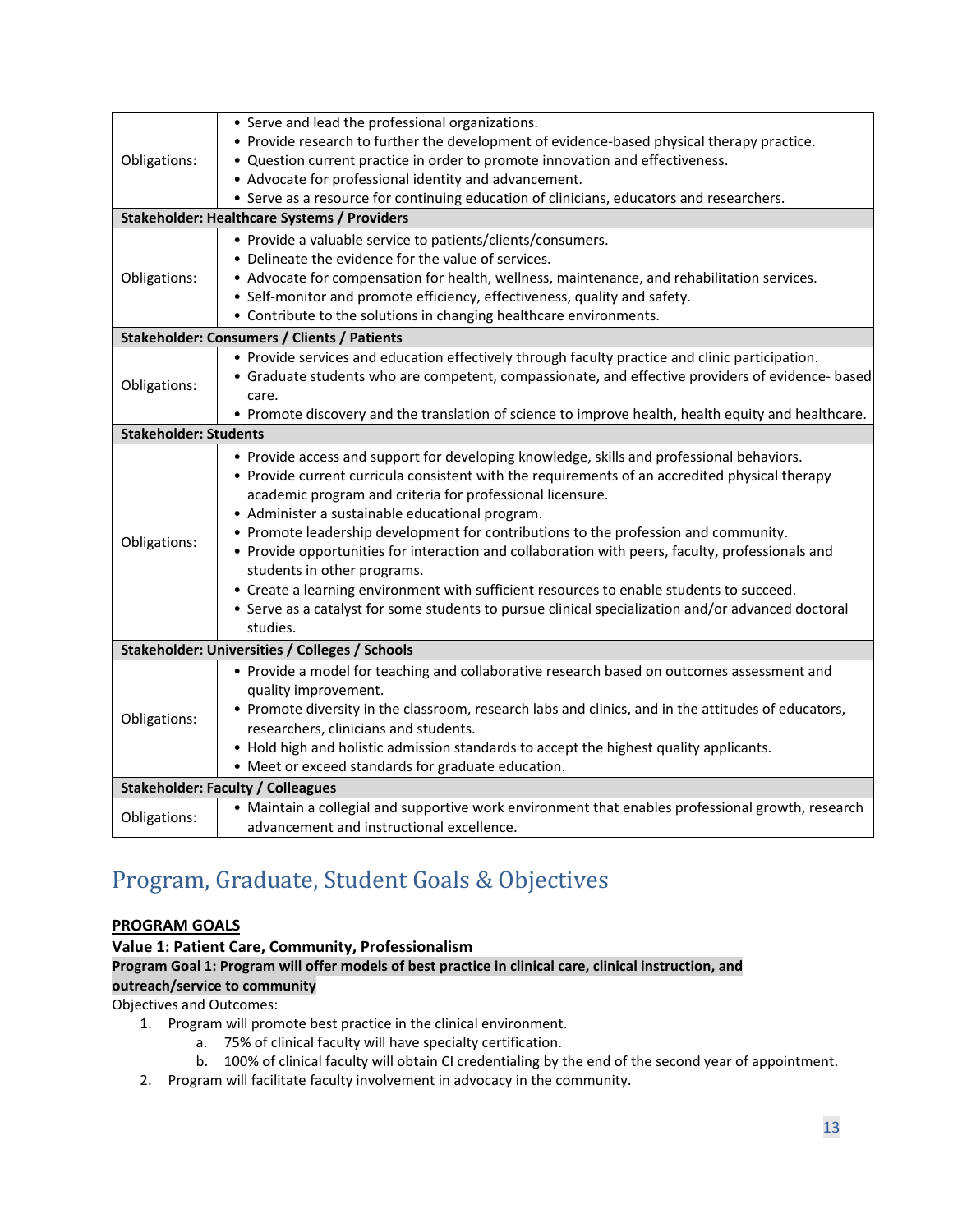| | |
|---|---|
| Obligations: | • Serve and lead the professional organizations.<br>• Provide research to further the development of evidence-based physical therapy practice.<br>• Question current practice in order to promote innovation and effectiveness.<br>• Advocate for professional identity and advancement.<br>• Serve as a resource for continuing education of clinicians, educators and researchers. |
| **Stakeholder: Healthcare Systems / Providers** | |
| Obligations: | • Provide a valuable service to patients/clients/consumers.<br>• Delineate the evidence for the value of services.<br>• Advocate for compensation for health, wellness, maintenance, and rehabilitation services.<br>• Self-monitor and promote efficiency, effectiveness, quality and safety.<br>• Contribute to the solutions in changing healthcare environments. |
| **Stakeholder: Consumers / Clients / Patients** | |
| Obligations: | • Provide services and education effectively through faculty practice and clinic participation.<br>• Graduate students who are competent, compassionate, and effective providers of evidence- based care.<br>• Promote discovery and the translation of science to improve health, health equity and healthcare. |
| **Stakeholder: Students** | |
| Obligations: | • Provide access and support for developing knowledge, skills and professional behaviors.<br>• Provide current curricula consistent with the requirements of an accredited physical therapy academic program and criteria for professional licensure.<br>• Administer a sustainable educational program.<br>• Promote leadership development for contributions to the profession and community.<br>• Provide opportunities for interaction and collaboration with peers, faculty, professionals and students in other programs.<br>• Create a learning environment with sufficient resources to enable students to succeed.<br>• Serve as a catalyst for some students to pursue clinical specialization and/or advanced doctoral studies. |
| **Stakeholder: Universities / Colleges / Schools** | |
| Obligations: | • Provide a model for teaching and collaborative research based on outcomes assessment and quality improvement.<br>• Promote diversity in the classroom, research labs and clinics, and in the attitudes of educators, researchers, clinicians and students.<br>• Hold high and holistic admission standards to accept the highest quality applicants.<br>• Meet or exceed standards for graduate education. |
| **Stakeholder: Faculty / Colleagues** | |
| Obligations: | • Maintain a collegial and supportive work environment that enables professional growth, research advancement and instructional excellence. |

## Program, Graduate, Student Goals & Objectives

**PROGRAM GOALS**

**Value 1: Patient Care, Community, Professionalism**

**Program Goal 1: Program will offer models of best practice in clinical care, clinical instruction, and outreach/service to community**

Objectives and Outcomes:

1. Program will promote best practice in the clinical environment.
    a. 75% of clinical faculty will have specialty certification.
    b. 100% of clinical faculty will obtain CI credentialing by the end of the second year of appointment.
2. Program will facilitate faculty involvement in advocacy in the community.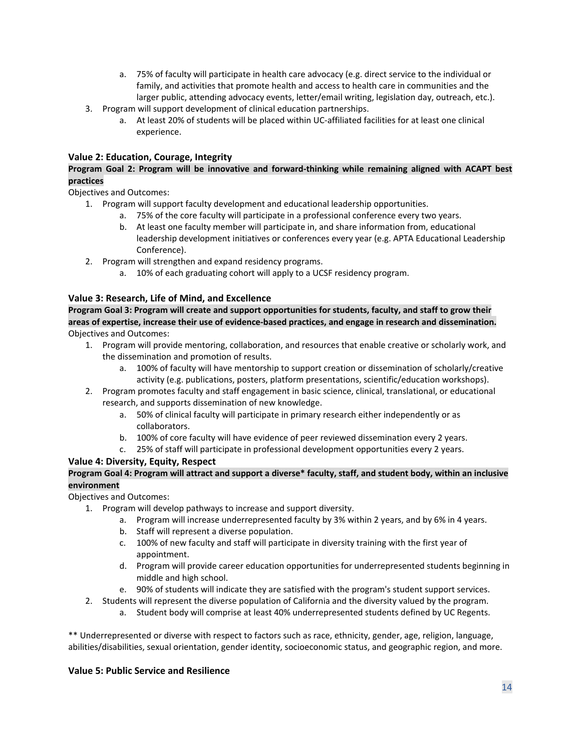a. 75% of faculty will participate in health care advocacy (e.g. direct service to the individual or family, and activities that promote health and access to health care in communities and the larger public, attending advocacy events, letter/email writing, legislation day, outreach, etc.).

3. Program will support development of clinical education partnerships.
   a. At least 20% of students will be placed within UC-affiliated facilities for at least one clinical experience.

### Value 2: Education, Courage, Integrity

**Program Goal 2: Program will be innovative and forward-thinking while remaining aligned with ACAPT best practices**

Objectives and Outcomes:

1. Program will support faculty development and educational leadership opportunities.
   a. 75% of the core faculty will participate in a professional conference every two years.
   b. At least one faculty member will participate in, and share information from, educational leadership development initiatives or conferences every year (e.g. APTA Educational Leadership Conference).
2. Program will strengthen and expand residency programs.
   a. 10% of each graduating cohort will apply to a UCSF residency program.

### Value 3: Research, Life of Mind, and Excellence

**Program Goal 3: Program will create and support opportunities for students, faculty, and staff to grow their areas of expertise, increase their use of evidence-based practices, and engage in research and dissemination.**

Objectives and Outcomes:

1. Program will provide mentoring, collaboration, and resources that enable creative or scholarly work, and the dissemination and promotion of results.
   a. 100% of faculty will have mentorship to support creation or dissemination of scholarly/creative activity (e.g. publications, posters, platform presentations, scientific/education workshops).
2. Program promotes faculty and staff engagement in basic science, clinical, translational, or educational research, and supports dissemination of new knowledge.
   a. 50% of clinical faculty will participate in primary research either independently or as collaborators.
   b. 100% of core faculty will have evidence of peer reviewed dissemination every 2 years.
   c. 25% of staff will participate in professional development opportunities every 2 years.

### Value 4: Diversity, Equity, Respect

**Program Goal 4: Program will attract and support a diverse* faculty, staff, and student body, within an inclusive environment**

Objectives and Outcomes:

1. Program will develop pathways to increase and support diversity.
   a. Program will increase underrepresented faculty by 3% within 2 years, and by 6% in 4 years.
   b. Staff will represent a diverse population.
   c. 100% of new faculty and staff will participate in diversity training with the first year of appointment.
   d. Program will provide career education opportunities for underrepresented students beginning in middle and high school.
   e. 90% of students will indicate they are satisfied with the program's student support services.
2. Students will represent the diverse population of California and the diversity valued by the program.
   a. Student body will comprise at least 40% underrepresented students defined by UC Regents.

** Underrepresented or diverse with respect to factors such as race, ethnicity, gender, age, religion, language, abilities/disabilities, sexual orientation, gender identity, socioeconomic status, and geographic region, and more.

### Value 5: Public Service and Resilience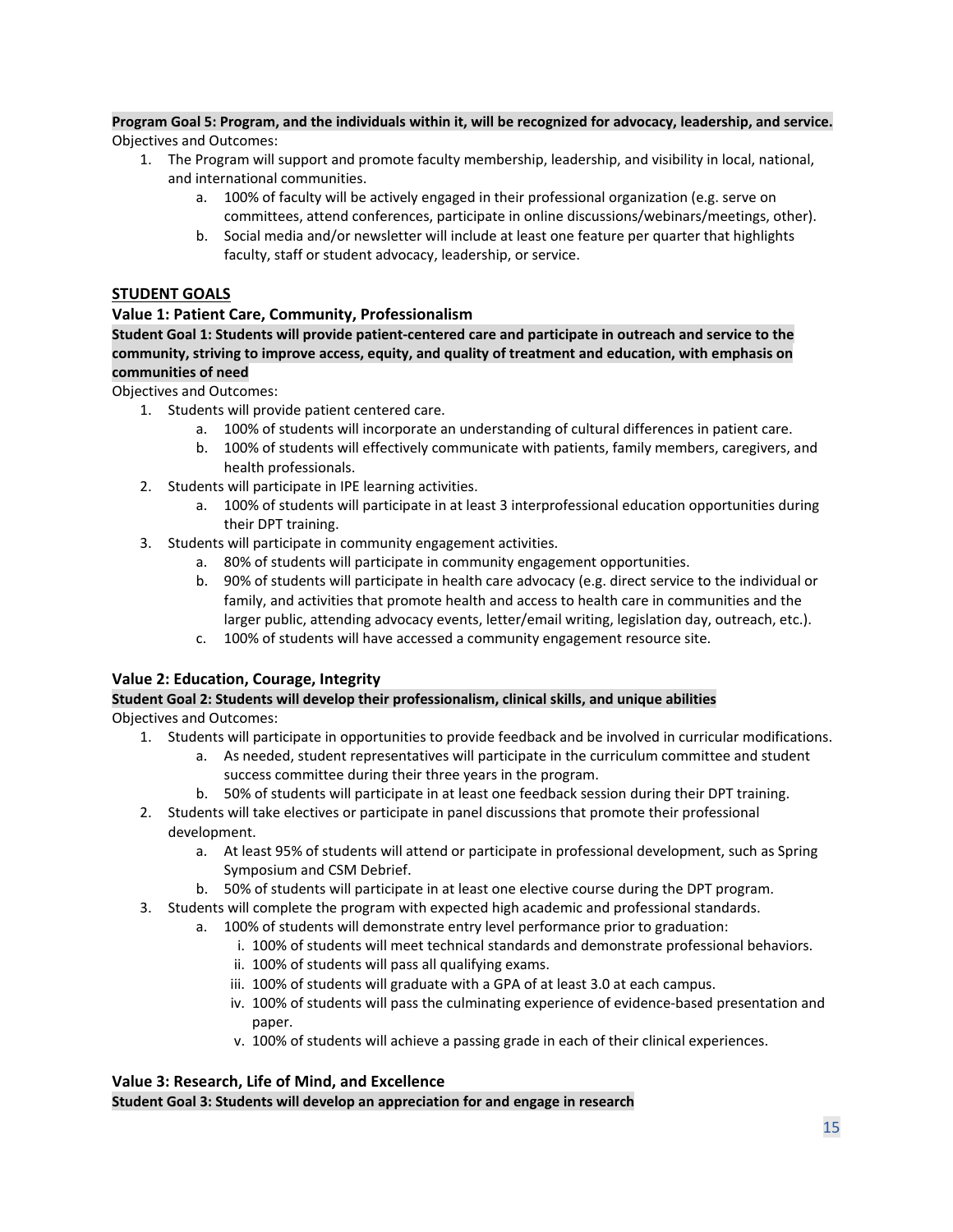**Program Goal 5: Program, and the individuals within it, will be recognized for advocacy, leadership, and service.**

Objectives and Outcomes:

1. The Program will support and promote faculty membership, leadership, and visibility in local, national, and international communities.
    a. 100% of faculty will be actively engaged in their professional organization (e.g. serve on committees, attend conferences, participate in online discussions/webinars/meetings, other).
    b. Social media and/or newsletter will include at least one feature per quarter that highlights faculty, staff or student advocacy, leadership, or service.

## STUDENT GOALS

### Value 1: Patient Care, Community, Professionalism

**Student Goal 1: Students will provide patient-centered care and participate in outreach and service to the community, striving to improve access, equity, and quality of treatment and education, with emphasis on communities of need**

Objectives and Outcomes:

1. Students will provide patient centered care.
    a. 100% of students will incorporate an understanding of cultural differences in patient care.
    b. 100% of students will effectively communicate with patients, family members, caregivers, and health professionals.
2. Students will participate in IPE learning activities.
    a. 100% of students will participate in at least 3 interprofessional education opportunities during their DPT training.
3. Students will participate in community engagement activities.
    a. 80% of students will participate in community engagement opportunities.
    b. 90% of students will participate in health care advocacy (e.g. direct service to the individual or family, and activities that promote health and access to health care in communities and the larger public, attending advocacy events, letter/email writing, legislation day, outreach, etc.).
    c. 100% of students will have accessed a community engagement resource site.

### Value 2: Education, Courage, Integrity

**Student Goal 2: Students will develop their professionalism, clinical skills, and unique abilities**

Objectives and Outcomes:

1. Students will participate in opportunities to provide feedback and be involved in curricular modifications.
    a. As needed, student representatives will participate in the curriculum committee and student success committee during their three years in the program.
    b. 50% of students will participate in at least one feedback session during their DPT training.
2. Students will take electives or participate in panel discussions that promote their professional development.
    a. At least 95% of students will attend or participate in professional development, such as Spring Symposium and CSM Debrief.
    b. 50% of students will participate in at least one elective course during the DPT program.
3. Students will complete the program with expected high academic and professional standards.
    a. 100% of students will demonstrate entry level performance prior to graduation:
        i. 100% of students will meet technical standards and demonstrate professional behaviors.
        ii. 100% of students will pass all qualifying exams.
        iii. 100% of students will graduate with a GPA of at least 3.0 at each campus.
        iv. 100% of students will pass the culminating experience of evidence-based presentation and paper.
        v. 100% of students will achieve a passing grade in each of their clinical experiences.

### Value 3: Research, Life of Mind, and Excellence

**Student Goal 3: Students will develop an appreciation for and engage in research**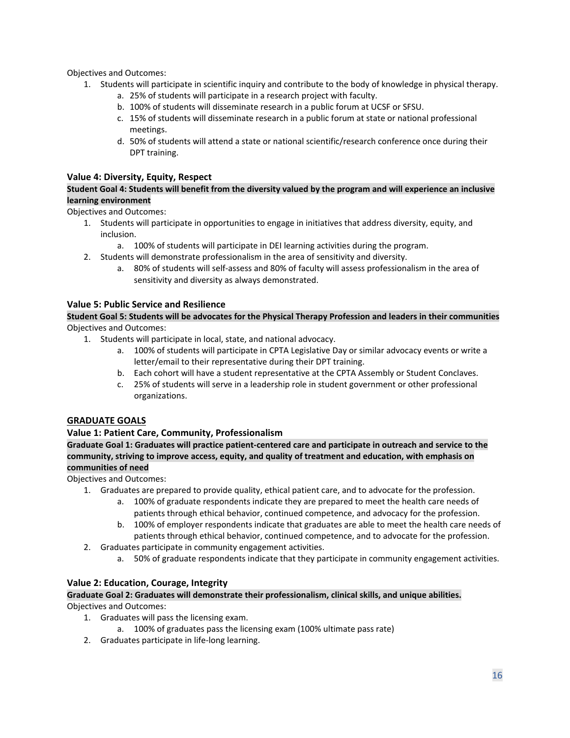Objectives and Outcomes:

1. Students will participate in scientific inquiry and contribute to the body of knowledge in physical therapy.
    a. 25% of students will participate in a research project with faculty.
    b. 100% of students will disseminate research in a public forum at UCSF or SFSU.
    c. 15% of students will disseminate research in a public forum at state or national professional meetings.
    d. 50% of students will attend a state or national scientific/research conference once during their DPT training.

### Value 4: Diversity, Equity, Respect

**Student Goal 4: Students will benefit from the diversity valued by the program and will experience an inclusive learning environment**

Objectives and Outcomes:

1. Students will participate in opportunities to engage in initiatives that address diversity, equity, and inclusion.
    a. 100% of students will participate in DEI learning activities during the program.
2. Students will demonstrate professionalism in the area of sensitivity and diversity.
    a. 80% of students will self-assess and 80% of faculty will assess professionalism in the area of sensitivity and diversity as always demonstrated.

### Value 5: Public Service and Resilience

**Student Goal 5: Students will be advocates for the Physical Therapy Profession and leaders in their communities**

Objectives and Outcomes:

1. Students will participate in local, state, and national advocacy.
    a. 100% of students will participate in CPTA Legislative Day or similar advocacy events or write a letter/email to their representative during their DPT training.
    b. Each cohort will have a student representative at the CPTA Assembly or Student Conclaves.
    c. 25% of students will serve in a leadership role in student government or other professional organizations.

## GRADUATE GOALS

### Value 1: Patient Care, Community, Professionalism

**Graduate Goal 1: Graduates will practice patient-centered care and participate in outreach and service to the community, striving to improve access, equity, and quality of treatment and education, with emphasis on communities of need**

Objectives and Outcomes:

1. Graduates are prepared to provide quality, ethical patient care, and to advocate for the profession.
    a. 100% of graduate respondents indicate they are prepared to meet the health care needs of patients through ethical behavior, continued competence, and advocacy for the profession.
    b. 100% of employer respondents indicate that graduates are able to meet the health care needs of patients through ethical behavior, continued competence, and to advocate for the profession.
2. Graduates participate in community engagement activities.
    a. 50% of graduate respondents indicate that they participate in community engagement activities.

### Value 2: Education, Courage, Integrity

**Graduate Goal 2: Graduates will demonstrate their professionalism, clinical skills, and unique abilities.**

Objectives and Outcomes:

1. Graduates will pass the licensing exam.
    a. 100% of graduates pass the licensing exam (100% ultimate pass rate)
2. Graduates participate in life-long learning.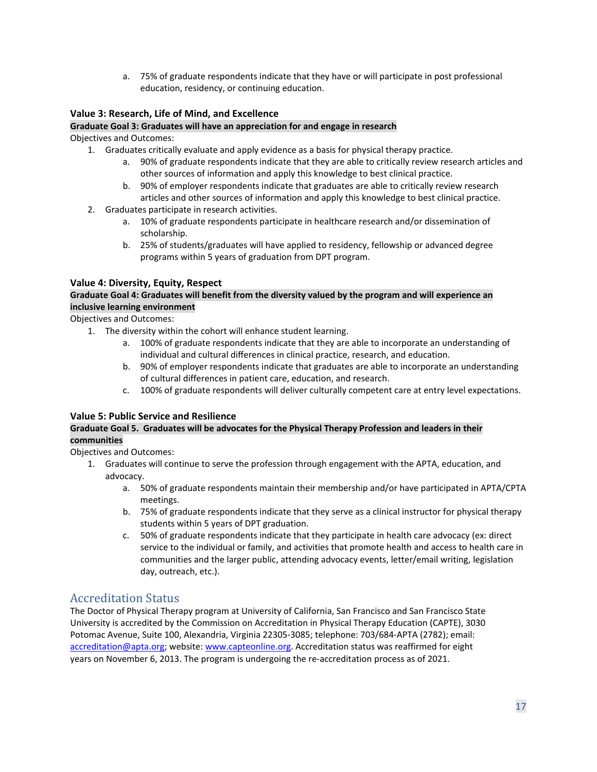a. 75% of graduate respondents indicate that they have or will participate in post professional education, residency, or continuing education.

### Value 3: Research, Life of Mind, and Excellence

**Graduate Goal 3: Graduates will have an appreciation for and engage in research**

Objectives and Outcomes:

1. Graduates critically evaluate and apply evidence as a basis for physical therapy practice.
   a. 90% of graduate respondents indicate that they are able to critically review research articles and other sources of information and apply this knowledge to best clinical practice.
   b. 90% of employer respondents indicate that graduates are able to critically review research articles and other sources of information and apply this knowledge to best clinical practice.
2. Graduates participate in research activities.
   a. 10% of graduate respondents participate in healthcare research and/or dissemination of scholarship.
   b. 25% of students/graduates will have applied to residency, fellowship or advanced degree programs within 5 years of graduation from DPT program.

### Value 4: Diversity, Equity, Respect

**Graduate Goal 4: Graduates will benefit from the diversity valued by the program and will experience an inclusive learning environment**

Objectives and Outcomes:

1. The diversity within the cohort will enhance student learning.
   a. 100% of graduate respondents indicate that they are able to incorporate an understanding of individual and cultural differences in clinical practice, research, and education.
   b. 90% of employer respondents indicate that graduates are able to incorporate an understanding of cultural differences in patient care, education, and research.
   c. 100% of graduate respondents will deliver culturally competent care at entry level expectations.

### Value 5: Public Service and Resilience

**Graduate Goal 5. Graduates will be advocates for the Physical Therapy Profession and leaders in their communities**

Objectives and Outcomes:

1. Graduates will continue to serve the profession through engagement with the APTA, education, and advocacy.
   a. 50% of graduate respondents maintain their membership and/or have participated in APTA/CPTA meetings.
   b. 75% of graduate respondents indicate that they serve as a clinical instructor for physical therapy students within 5 years of DPT graduation.
   c. 50% of graduate respondents indicate that they participate in health care advocacy (ex: direct service to the individual or family, and activities that promote health and access to health care in communities and the larger public, attending advocacy events, letter/email writing, legislation day, outreach, etc.).

## Accreditation Status

The Doctor of Physical Therapy program at University of California, San Francisco and San Francisco State University is accredited by the Commission on Accreditation in Physical Therapy Education (CAPTE), 3030 Potomac Avenue, Suite 100, Alexandria, Virginia 22305-3085; telephone: 703/684-APTA (2782); email: accreditation@apta.org; website: www.capteonline.org. Accreditation status was reaffirmed for eight years on November 6, 2013. The program is undergoing the re-accreditation process as of 2021.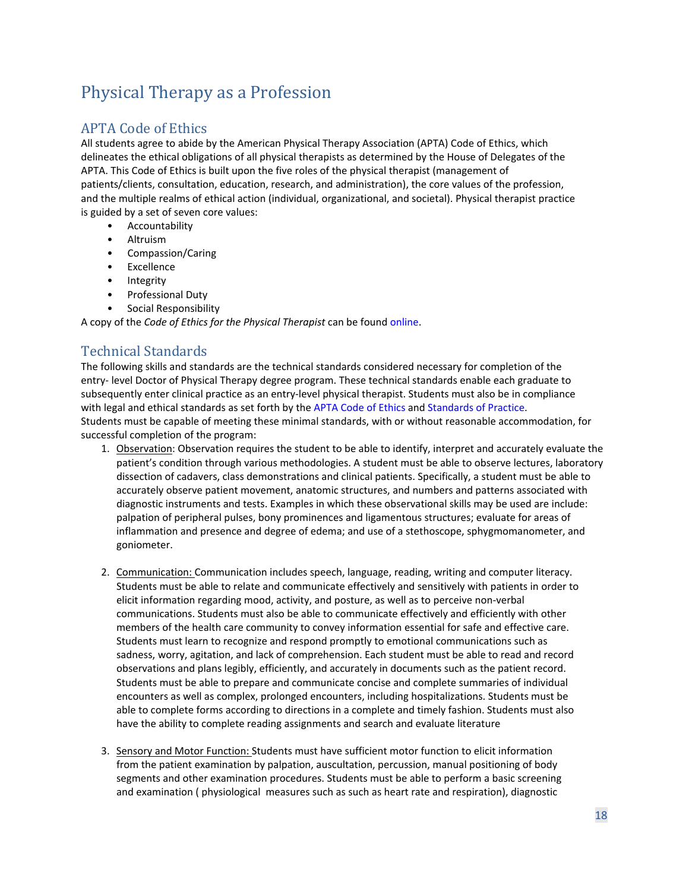# Physical Therapy as a Profession

## APTA Code of Ethics

All students agree to abide by the American Physical Therapy Association (APTA) Code of Ethics, which delineates the ethical obligations of all physical therapists as determined by the House of Delegates of the APTA. This Code of Ethics is built upon the five roles of the physical therapist (management of patients/clients, consultation, education, research, and administration), the core values of the profession, and the multiple realms of ethical action (individual, organizational, and societal). Physical therapist practice is guided by a set of seven core values:

- Accountability
- Altruism
- Compassion/Caring
- Excellence
- Integrity
- Professional Duty
- Social Responsibility

A copy of the *Code of Ethics for the Physical Therapist* can be found online.

## Technical Standards

The following skills and standards are the technical standards considered necessary for completion of the entry- level Doctor of Physical Therapy degree program. These technical standards enable each graduate to subsequently enter clinical practice as an entry-level physical therapist. Students must also be in compliance with legal and ethical standards as set forth by the APTA Code of Ethics and Standards of Practice. Students must be capable of meeting these minimal standards, with or without reasonable accommodation, for successful completion of the program:

1. Observation: Observation requires the student to be able to identify, interpret and accurately evaluate the patient's condition through various methodologies. A student must be able to observe lectures, laboratory dissection of cadavers, class demonstrations and clinical patients. Specifically, a student must be able to accurately observe patient movement, anatomic structures, and numbers and patterns associated with diagnostic instruments and tests. Examples in which these observational skills may be used are include: palpation of peripheral pulses, bony prominences and ligamentous structures; evaluate for areas of inflammation and presence and degree of edema; and use of a stethoscope, sphygmomanometer, and goniometer.

2. Communication: Communication includes speech, language, reading, writing and computer literacy. Students must be able to relate and communicate effectively and sensitively with patients in order to elicit information regarding mood, activity, and posture, as well as to perceive non-verbal communications. Students must also be able to communicate effectively and efficiently with other members of the health care community to convey information essential for safe and effective care. Students must learn to recognize and respond promptly to emotional communications such as sadness, worry, agitation, and lack of comprehension. Each student must be able to read and record observations and plans legibly, efficiently, and accurately in documents such as the patient record. Students must be able to prepare and communicate concise and complete summaries of individual encounters as well as complex, prolonged encounters, including hospitalizations. Students must be able to complete forms according to directions in a complete and timely fashion. Students must also have the ability to complete reading assignments and search and evaluate literature

3. Sensory and Motor Function: Students must have sufficient motor function to elicit information from the patient examination by palpation, auscultation, percussion, manual positioning of body segments and other examination procedures. Students must be able to perform a basic screening and examination ( physiological measures such as such as heart rate and respiration), diagnostic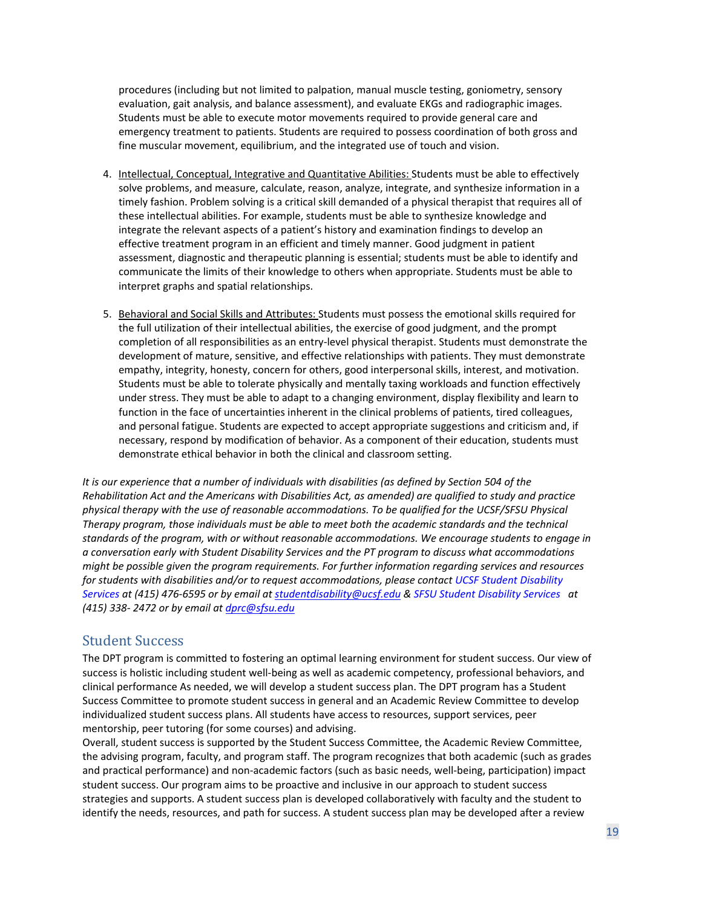procedures (including but not limited to palpation, manual muscle testing, goniometry, sensory evaluation, gait analysis, and balance assessment), and evaluate EKGs and radiographic images. Students must be able to execute motor movements required to provide general care and emergency treatment to patients. Students are required to possess coordination of both gross and fine muscular movement, equilibrium, and the integrated use of touch and vision.

4. <u>Intellectual, Conceptual, Integrative and Quantitative Abilities:</u> Students must be able to effectively solve problems, and measure, calculate, reason, analyze, integrate, and synthesize information in a timely fashion. Problem solving is a critical skill demanded of a physical therapist that requires all of these intellectual abilities. For example, students must be able to synthesize knowledge and integrate the relevant aspects of a patient's history and examination findings to develop an effective treatment program in an efficient and timely manner. Good judgment in patient assessment, diagnostic and therapeutic planning is essential; students must be able to identify and communicate the limits of their knowledge to others when appropriate. Students must be able to interpret graphs and spatial relationships.

5. <u>Behavioral and Social Skills and Attributes:</u> Students must possess the emotional skills required for the full utilization of their intellectual abilities, the exercise of good judgment, and the prompt completion of all responsibilities as an entry-level physical therapist. Students must demonstrate the development of mature, sensitive, and effective relationships with patients. They must demonstrate empathy, integrity, honesty, concern for others, good interpersonal skills, interest, and motivation. Students must be able to tolerate physically and mentally taxing workloads and function effectively under stress. They must be able to adapt to a changing environment, display flexibility and learn to function in the face of uncertainties inherent in the clinical problems of patients, tired colleagues, and personal fatigue. Students are expected to accept appropriate suggestions and criticism and, if necessary, respond by modification of behavior. As a component of their education, students must demonstrate ethical behavior in both the clinical and classroom setting.

*It is our experience that a number of individuals with disabilities (as defined by Section 504 of the Rehabilitation Act and the Americans with Disabilities Act, as amended) are qualified to study and practice physical therapy with the use of reasonable accommodations. To be qualified for the UCSF/SFSU Physical Therapy program, those individuals must be able to meet both the academic standards and the technical standards of the program, with or without reasonable accommodations. We encourage students to engage in a conversation early with Student Disability Services and the PT program to discuss what accommodations might be possible given the program requirements. For further information regarding services and resources for students with disabilities and/or to request accommodations, please contact UCSF Student Disability Services at (415) 476-6595 or by email at studentdisability@ucsf.edu & SFSU Student Disability Services at (415) 338- 2472 or by email at dprc@sfsu.edu*

## Student Success

The DPT program is committed to fostering an optimal learning environment for student success. Our view of success is holistic including student well-being as well as academic competency, professional behaviors, and clinical performance As needed, we will develop a student success plan. The DPT program has a Student Success Committee to promote student success in general and an Academic Review Committee to develop individualized student success plans. All students have access to resources, support services, peer mentorship, peer tutoring (for some courses) and advising.

Overall, student success is supported by the Student Success Committee, the Academic Review Committee, the advising program, faculty, and program staff. The program recognizes that both academic (such as grades and practical performance) and non-academic factors (such as basic needs, well-being, participation) impact student success. Our program aims to be proactive and inclusive in our approach to student success strategies and supports. A student success plan is developed collaboratively with faculty and the student to identify the needs, resources, and path for success. A student success plan may be developed after a review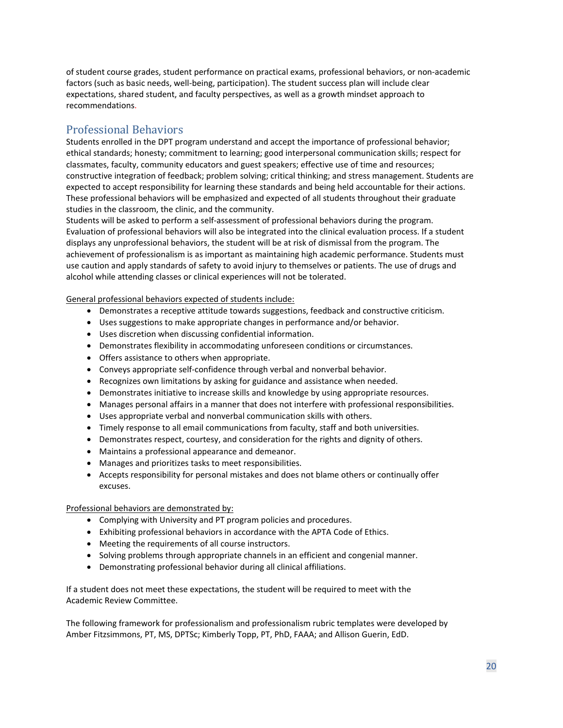of student course grades, student performance on practical exams, professional behaviors, or non-academic factors (such as basic needs, well-being, participation). The student success plan will include clear expectations, shared student, and faculty perspectives, as well as a growth mindset approach to recommendations.

## Professional Behaviors

Students enrolled in the DPT program understand and accept the importance of professional behavior; ethical standards; honesty; commitment to learning; good interpersonal communication skills; respect for classmates, faculty, community educators and guest speakers; effective use of time and resources; constructive integration of feedback; problem solving; critical thinking; and stress management. Students are expected to accept responsibility for learning these standards and being held accountable for their actions. These professional behaviors will be emphasized and expected of all students throughout their graduate studies in the classroom, the clinic, and the community.
Students will be asked to perform a self-assessment of professional behaviors during the program. Evaluation of professional behaviors will also be integrated into the clinical evaluation process. If a student displays any unprofessional behaviors, the student will be at risk of dismissal from the program. The achievement of professionalism is as important as maintaining high academic performance. Students must use caution and apply standards of safety to avoid injury to themselves or patients. The use of drugs and alcohol while attending classes or clinical experiences will not be tolerated.

<u>General professional behaviors expected of students include:</u>

- Demonstrates a receptive attitude towards suggestions, feedback and constructive criticism.
- Uses suggestions to make appropriate changes in performance and/or behavior.
- Uses discretion when discussing confidential information.
- Demonstrates flexibility in accommodating unforeseen conditions or circumstances.
- Offers assistance to others when appropriate.
- Conveys appropriate self-confidence through verbal and nonverbal behavior.
- Recognizes own limitations by asking for guidance and assistance when needed.
- Demonstrates initiative to increase skills and knowledge by using appropriate resources.
- Manages personal affairs in a manner that does not interfere with professional responsibilities.
- Uses appropriate verbal and nonverbal communication skills with others.
- Timely response to all email communications from faculty, staff and both universities.
- Demonstrates respect, courtesy, and consideration for the rights and dignity of others.
- Maintains a professional appearance and demeanor.
- Manages and prioritizes tasks to meet responsibilities.
- Accepts responsibility for personal mistakes and does not blame others or continually offer excuses.

<u>Professional behaviors are demonstrated by:</u>

- Complying with University and PT program policies and procedures.
- Exhibiting professional behaviors in accordance with the APTA Code of Ethics.
- Meeting the requirements of all course instructors.
- Solving problems through appropriate channels in an efficient and congenial manner.
- Demonstrating professional behavior during all clinical affiliations.

If a student does not meet these expectations, the student will be required to meet with the Academic Review Committee.

The following framework for professionalism and professionalism rubric templates were developed by Amber Fitzsimmons, PT, MS, DPTSc; Kimberly Topp, PT, PhD, FAAA; and Allison Guerin, EdD.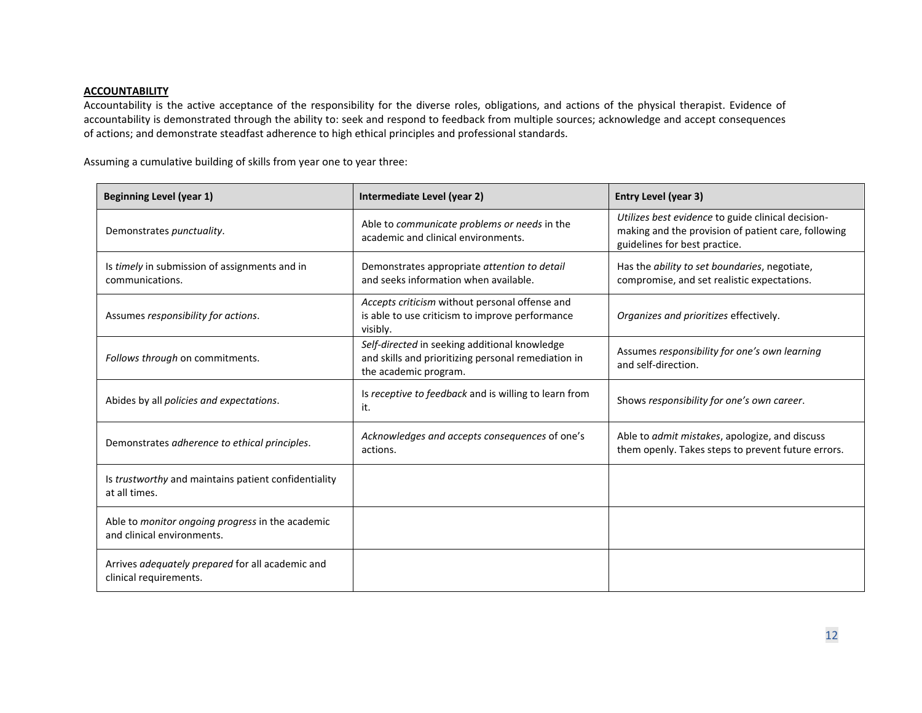**ACCOUNTABILITY**

Accountability is the active acceptance of the responsibility for the diverse roles, obligations, and actions of the physical therapist. Evidence of accountability is demonstrated through the ability to: seek and respond to feedback from multiple sources; acknowledge and accept consequences of actions; and demonstrate steadfast adherence to high ethical principles and professional standards.

Assuming a cumulative building of skills from year one to year three:

| Beginning Level (year 1) | Intermediate Level (year 2) | Entry Level (year 3) |
|---|---|---|
| Demonstrates *punctuality*. | Able to *communicate problems or needs* in the academic and clinical environments. | *Utilizes best evidence* to guide clinical decision-making and the provision of patient care, following guidelines for best practice. |
| Is *timely* in submission of assignments and in communications. | Demonstrates appropriate *attention to detail* and seeks information when available. | Has the *ability to set boundaries*, negotiate, compromise, and set realistic expectations. |
| Assumes *responsibility for actions*. | *Accepts criticism* without personal offense and is able to use criticism to improve performance visibly. | *Organizes and prioritizes* effectively. |
| *Follows through* on commitments. | *Self-directed* in seeking additional knowledge and skills and prioritizing personal remediation in the academic program. | Assumes *responsibility for one's own learning* and self-direction. |
| Abides by all *policies and expectations*. | Is *receptive to feedback* and is willing to learn from it. | Shows *responsibility for one's own career*. |
| Demonstrates *adherence to ethical principles*. | *Acknowledges and accepts consequences* of one's actions. | Able to *admit mistakes*, apologize, and discuss them openly. Takes steps to prevent future errors. |
| Is *trustworthy* and maintains patient confidentiality at all times. | | |
| Able to *monitor ongoing progress* in the academic and clinical environments. | | |
| Arrives *adequately prepared* for all academic and clinical requirements. | | |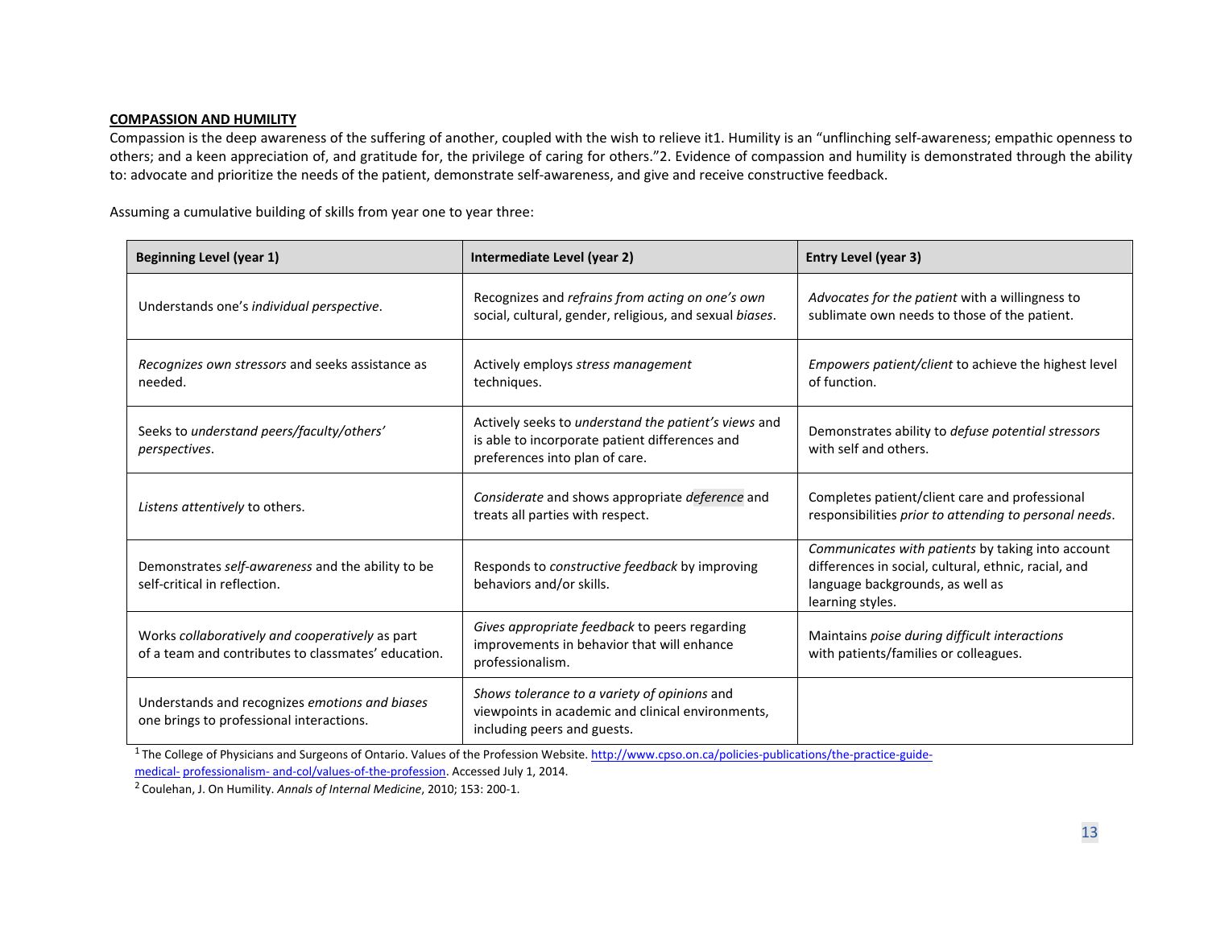**COMPASSION AND HUMILITY**

Compassion is the deep awareness of the suffering of another, coupled with the wish to relieve it[1]. Humility is an "unflinching self-awareness; empathic openness to others; and a keen appreciation of, and gratitude for, the privilege of caring for others."[2]. Evidence of compassion and humility is demonstrated through the ability to: advocate and prioritize the needs of the patient, demonstrate self-awareness, and give and receive constructive feedback.

Assuming a cumulative building of skills from year one to year three:

| **Beginning Level (year 1)** | **Intermediate Level (year 2)** | **Entry Level (year 3)** |
|---|---|---|
| Understands one's *individual perspective*. | Recognizes and *refrains from acting on one's own* social, cultural, gender, religious, and sexual *biases*. | *Advocates for the patient* with a willingness to sublimate own needs to those of the patient. |
| *Recognizes own stressors* and seeks assistance as needed. | Actively employs *stress management* techniques. | *Empowers patient/client* to achieve the highest level of function. |
| Seeks to *understand peers/faculty/others' perspectives*. | Actively seeks to *understand the patient's views* and is able to incorporate patient differences and preferences into plan of care. | Demonstrates ability to *defuse potential stressors* with self and others. |
| *Listens attentively* to others. | *Considerate* and shows appropriate *deference* and treats all parties with respect. | Completes patient/client care and professional responsibilities *prior to attending to personal needs*. |
| Demonstrates *self-awareness* and the ability to be self-critical in reflection. | Responds to *constructive feedback* by improving behaviors and/or skills. | *Communicates with patients* by taking into account differences in social, cultural, ethnic, racial, and language backgrounds, as well as learning styles. |
| Works *collaboratively and cooperatively* as part of a team and contributes to classmates' education. | *Gives appropriate feedback* to peers regarding improvements in behavior that will enhance professionalism. | Maintains *poise during difficult interactions* with patients/families or colleagues. |
| Understands and recognizes *emotions and biases* one brings to professional interactions. | *Shows tolerance to a variety of opinions* and viewpoints in academic and clinical environments, including peers and guests. | |

[1] The College of Physicians and Surgeons of Ontario. Values of the Profession Website. http://www.cpso.on.ca/policies-publications/the-practice-guide-medical- professionalism- and-col/values-of-the-profession. Accessed July 1, 2014.

[2] Coulehan, J. On Humility. *Annals of Internal Medicine*, 2010; 153: 200-1.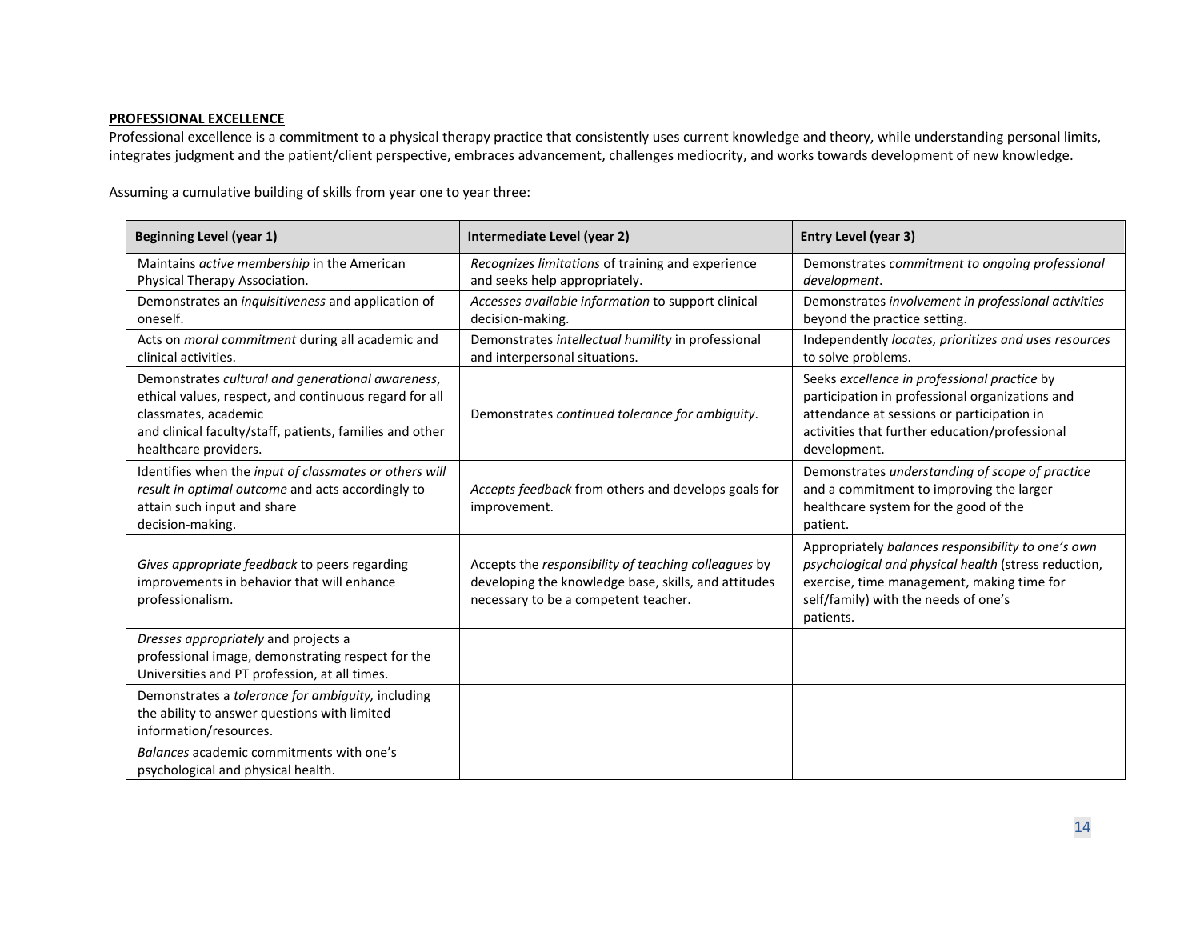**PROFESSIONAL EXCELLENCE**

Professional excellence is a commitment to a physical therapy practice that consistently uses current knowledge and theory, while understanding personal limits, integrates judgment and the patient/client perspective, embraces advancement, challenges mediocrity, and works towards development of new knowledge.

Assuming a cumulative building of skills from year one to year three:

| Beginning Level (year 1) | Intermediate Level (year 2) | Entry Level (year 3) |
|---|---|---|
| Maintains *active membership* in the American Physical Therapy Association. | *Recognizes limitations* of training and experience and seeks help appropriately. | Demonstrates *commitment to ongoing professional development*. |
| Demonstrates an *inquisitiveness* and application of oneself. | *Accesses available information* to support clinical decision-making. | Demonstrates *involvement in professional activities* beyond the practice setting. |
| Acts on *moral commitment* during all academic and clinical activities. | Demonstrates *intellectual humility* in professional and interpersonal situations. | Independently *locates, prioritizes and uses resources* to solve problems. |
| Demonstrates *cultural and generational awareness*, ethical values, respect, and continuous regard for all classmates, academic and clinical faculty/staff, patients, families and other healthcare providers. | Demonstrates *continued tolerance for ambiguity*. | Seeks *excellence in professional practice* by participation in professional organizations and attendance at sessions or participation in activities that further education/professional development. |
| Identifies when the *input of classmates or others will result in optimal outcome* and acts accordingly to attain such input and share decision-making. | *Accepts feedback* from others and develops goals for improvement. | Demonstrates *understanding of scope of practice* and a commitment to improving the larger healthcare system for the good of the patient. |
| *Gives appropriate feedback* to peers regarding improvements in behavior that will enhance professionalism. | Accepts the *responsibility of teaching colleagues* by developing the knowledge base, skills, and attitudes necessary to be a competent teacher. | Appropriately *balances responsibility to one's own psychological and physical health* (stress reduction, exercise, time management, making time for self/family) with the needs of one's patients. |
| *Dresses appropriately* and projects a professional image, demonstrating respect for the Universities and PT profession, at all times. | | |
| Demonstrates a *tolerance for ambiguity,* including the ability to answer questions with limited information/resources. | | |
| *Balances* academic commitments with one's psychological and physical health. | | |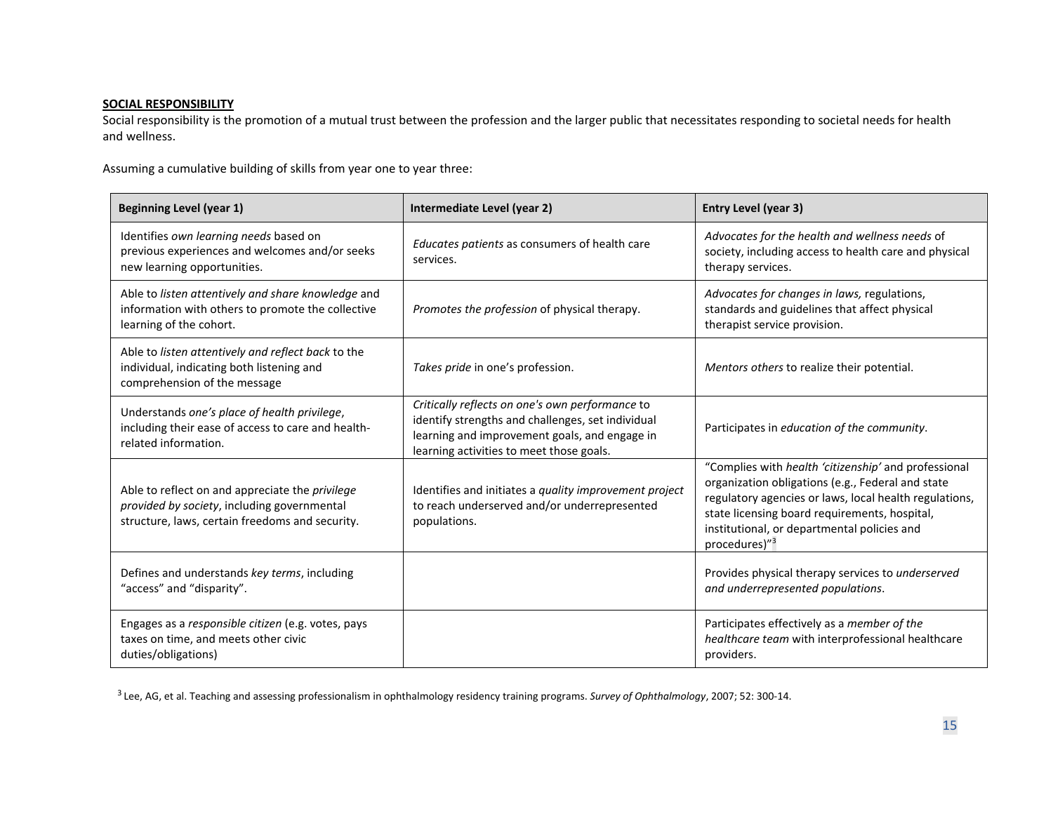**SOCIAL RESPONSIBILITY**

Social responsibility is the promotion of a mutual trust between the profession and the larger public that necessitates responding to societal needs for health and wellness.

Assuming a cumulative building of skills from year one to year three:

| Beginning Level (year 1) | Intermediate Level (year 2) | Entry Level (year 3) |
|---|---|---|
| Identifies *own learning needs* based on previous experiences and welcomes and/or seeks new learning opportunities. | *Educates patients* as consumers of health care services. | *Advocates for the health and wellness needs* of society, including access to health care and physical therapy services. |
| Able to *listen attentively and share knowledge* and information with others to promote the collective learning of the cohort. | *Promotes the profession* of physical therapy. | *Advocates for changes in laws,* regulations, standards and guidelines that affect physical therapist service provision. |
| Able to *listen attentively and reflect back* to the individual, indicating both listening and comprehension of the message | *Takes pride* in one's profession. | *Mentors others* to realize their potential. |
| Understands *one's place of health privilege*, including their ease of access to care and health-related information. | *Critically reflects on one's own performance* to identify strengths and challenges, set individual learning and improvement goals, and engage in learning activities to meet those goals. | Participates in *education of the community*. |
| Able to reflect on and appreciate the *privilege provided by society*, including governmental structure, laws, certain freedoms and security. | Identifies and initiates a *quality improvement project* to reach underserved and/or underrepresented populations. | "Complies with *health 'citizenship'* and professional organization obligations (e.g., Federal and state regulatory agencies or laws, local health regulations, state licensing board requirements, hospital, institutional, or departmental policies and procedures)"[3] |
| Defines and understands *key terms*, including "access" and "disparity". | | Provides physical therapy services to *underserved and underrepresented populations*. |
| Engages as a *responsible citizen* (e.g. votes, pays taxes on time, and meets other civic duties/obligations) | | Participates effectively as a *member of the healthcare team* with interprofessional healthcare providers. |

[3] Lee, AG, et al. Teaching and assessing professionalism in ophthalmology residency training programs. *Survey of Ophthalmology*, 2007; 52: 300-14.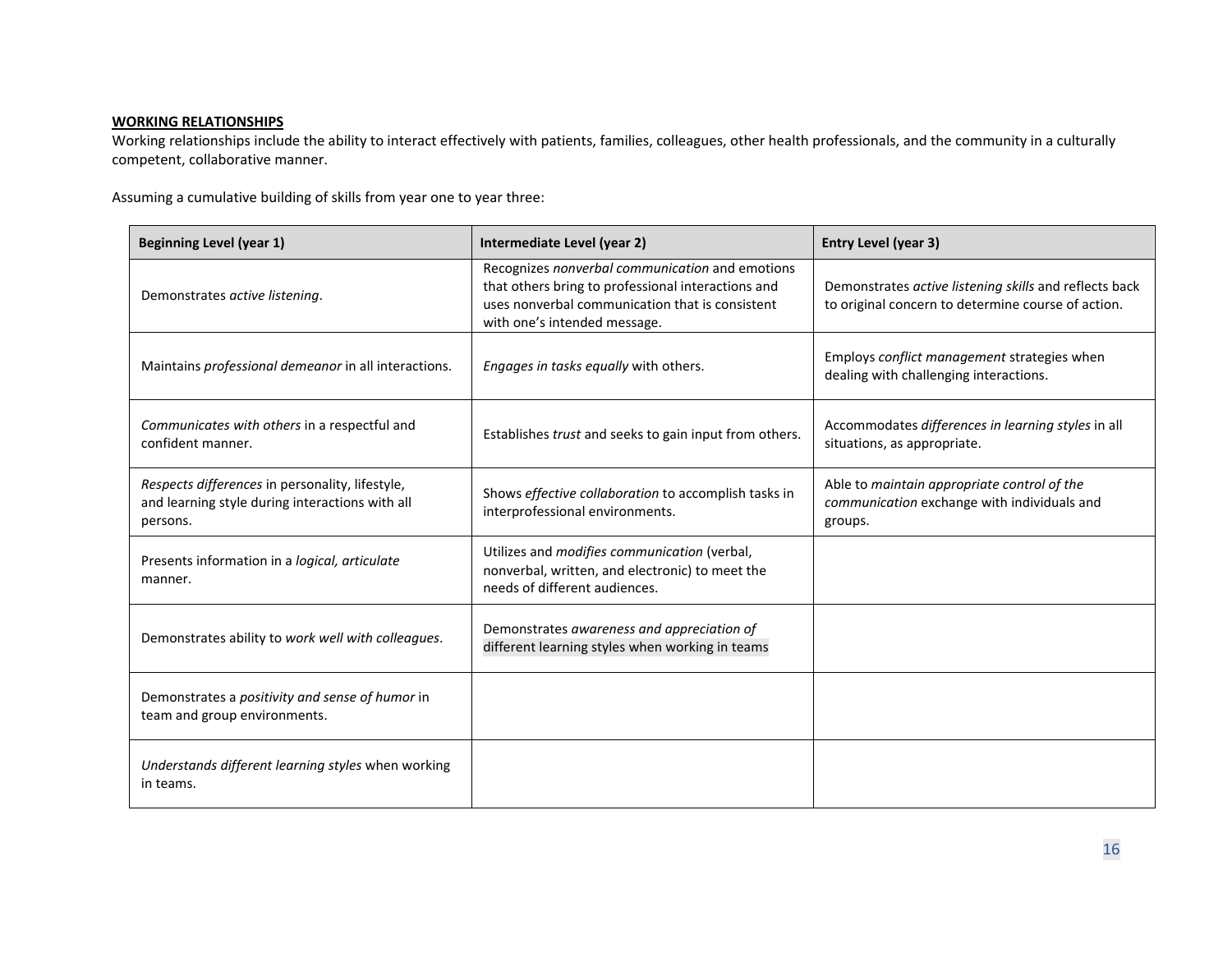**WORKING RELATIONSHIPS**

Working relationships include the ability to interact effectively with patients, families, colleagues, other health professionals, and the community in a culturally competent, collaborative manner.

Assuming a cumulative building of skills from year one to year three:

| Beginning Level (year 1) | Intermediate Level (year 2) | Entry Level (year 3) |
|---|---|---|
| Demonstrates *active listening*. | Recognizes *nonverbal communication* and emotions that others bring to professional interactions and uses nonverbal communication that is consistent with one's intended message. | Demonstrates *active listening skills* and reflects back to original concern to determine course of action. |
| Maintains *professional demeanor* in all interactions. | *Engages in tasks equally* with others. | Employs *conflict management* strategies when dealing with challenging interactions. |
| *Communicates with others* in a respectful and confident manner. | Establishes *trust* and seeks to gain input from others. | Accommodates *differences in learning styles* in all situations, as appropriate. |
| *Respects differences* in personality, lifestyle, and learning style during interactions with all persons. | Shows *effective collaboration* to accomplish tasks in interprofessional environments. | Able to *maintain appropriate control of the communication* exchange with individuals and groups. |
| Presents information in a *logical, articulate* manner. | Utilizes and *modifies communication* (verbal, nonverbal, written, and electronic) to meet the needs of different audiences. | |
| Demonstrates ability to *work well with colleagues*. | Demonstrates *awareness and appreciation of* different learning styles when working in teams | |
| Demonstrates a *positivity and sense of humor* in team and group environments. | | |
| *Understands different learning styles* when working in teams. | | |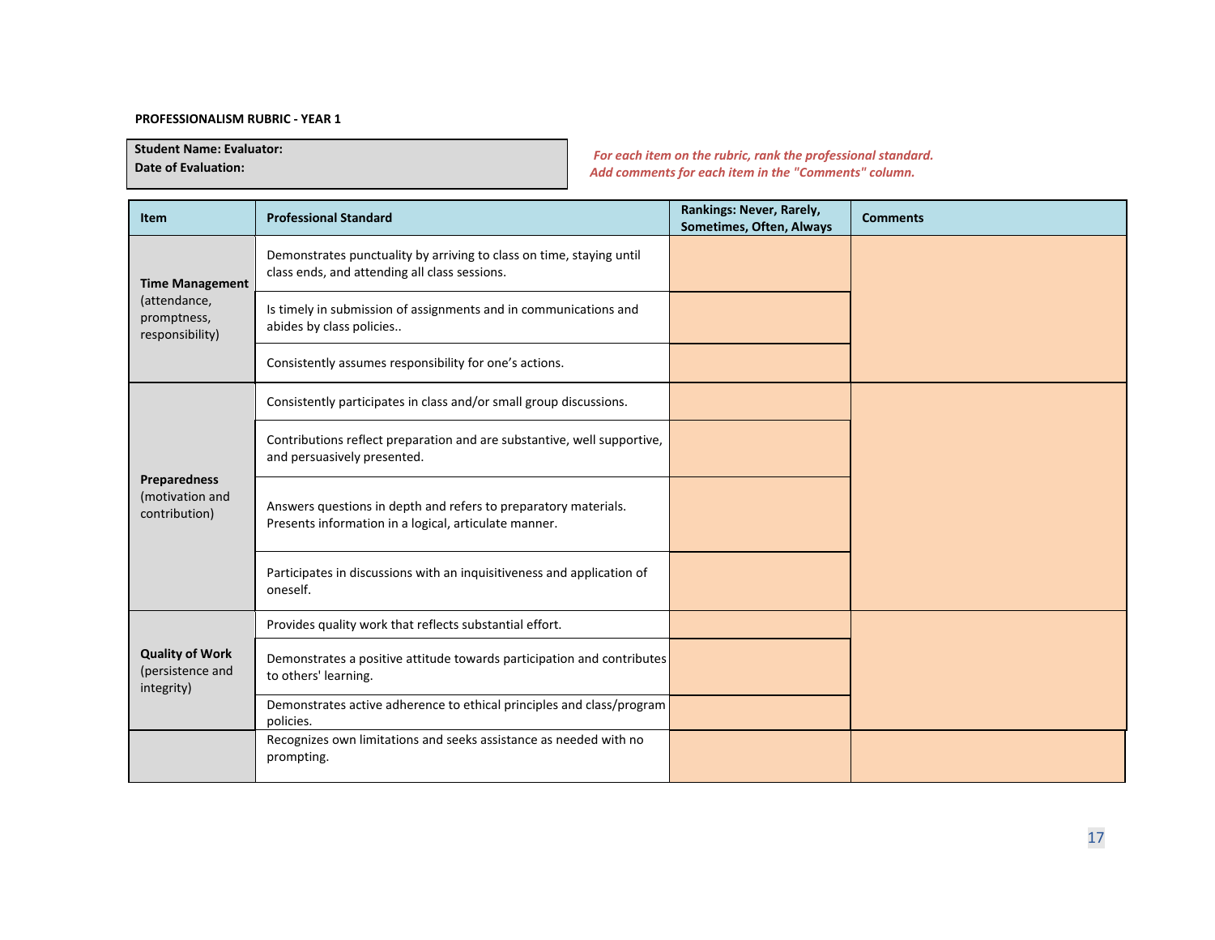**PROFESSIONALISM RUBRIC - YEAR 1**

**Student Name: Evaluator:**
**Date of Evaluation:**

*For each item on the rubric, rank the professional standard. Add comments for each item in the "Comments" column.*

| Item | Professional Standard | Rankings: Never, Rarely, Sometimes, Often, Always | Comments |
|---|---|---|---|
| **Time Management** (attendance, promptness, responsibility) | Demonstrates punctuality by arriving to class on time, staying until class ends, and attending all class sessions. | | |
| | Is timely in submission of assignments and in communications and abides by class policies.. | | |
| | Consistently assumes responsibility for one's actions. | | |
| **Preparedness** (motivation and contribution) | Consistently participates in class and/or small group discussions. | | |
| | Contributions reflect preparation and are substantive, well supportive, and persuasively presented. | | |
| | Answers questions in depth and refers to preparatory materials. Presents information in a logical, articulate manner. | | |
| | Participates in discussions with an inquisitiveness and application of oneself. | | |
| **Quality of Work** (persistence and integrity) | Provides quality work that reflects substantial effort. | | |
| | Demonstrates a positive attitude towards participation and contributes to others' learning. | | |
| | Demonstrates active adherence to ethical principles and class/program policies. | | |
| | Recognizes own limitations and seeks assistance as needed with no prompting. | | |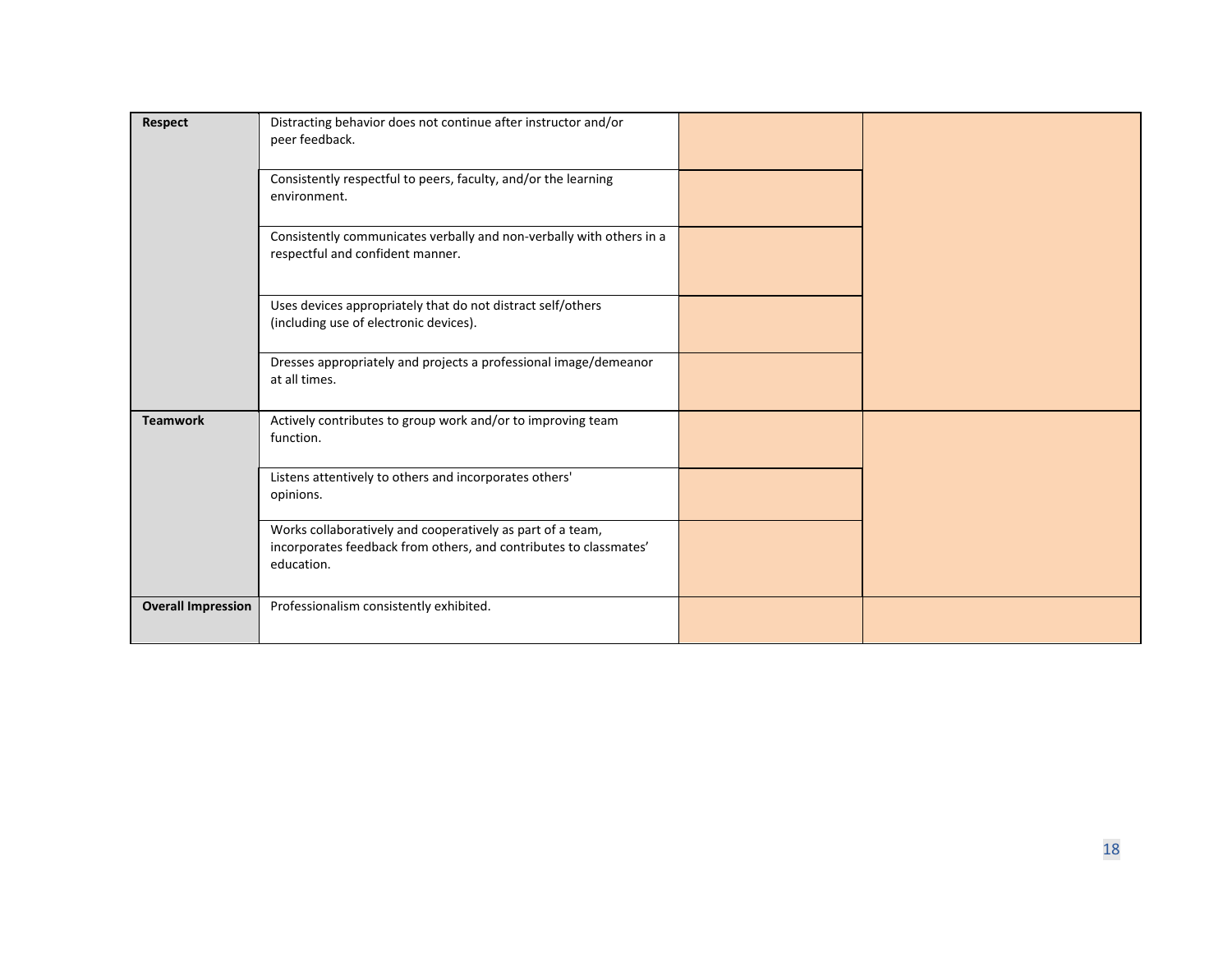| | | | |
|---|---|---|---|
| **Respect** | Distracting behavior does not continue after instructor and/or peer feedback. | | |
| | Consistently respectful to peers, faculty, and/or the learning environment. | | |
| | Consistently communicates verbally and non-verbally with others in a respectful and confident manner. | | |
| | Uses devices appropriately that do not distract self/others (including use of electronic devices). | | |
| | Dresses appropriately and projects a professional image/demeanor at all times. | | |
| **Teamwork** | Actively contributes to group work and/or to improving team function. | | |
| | Listens attentively to others and incorporates others' opinions. | | |
| | Works collaboratively and cooperatively as part of a team, incorporates feedback from others, and contributes to classmates' education. | | |
| **Overall Impression** | Professionalism consistently exhibited. | | |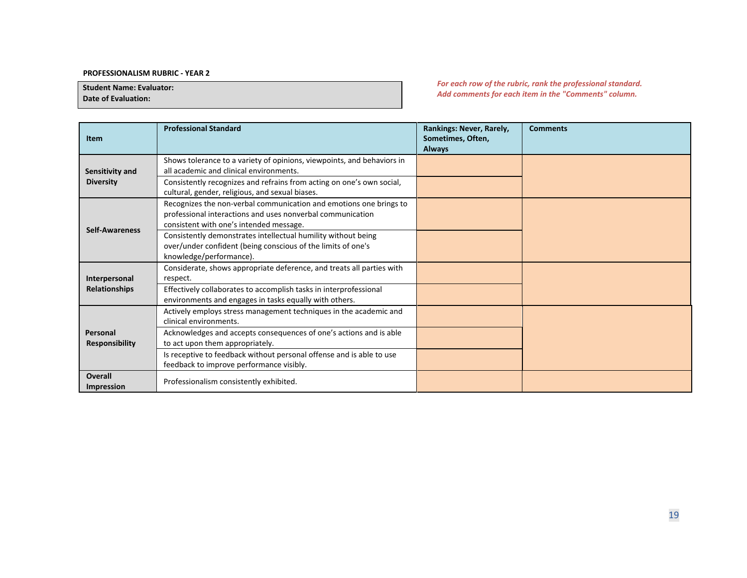**PROFESSIONALISM RUBRIC - YEAR 2**

**Student Name: Evaluator:**
**Date of Evaluation:**

*For each row of the rubric, rank the professional standard.*
*Add comments for each item in the "Comments" column.*

| Item | Professional Standard | Rankings: Never, Rarely, Sometimes, Often, Always | Comments |
|---|---|---|---|
| **Sensitivity and Diversity** | Shows tolerance to a variety of opinions, viewpoints, and behaviors in all academic and clinical environments. | | |
| | Consistently recognizes and refrains from acting on one's own social, cultural, gender, religious, and sexual biases. | | |
| **Self-Awareness** | Recognizes the non-verbal communication and emotions one brings to professional interactions and uses nonverbal communication consistent with one's intended message. | | |
| | Consistently demonstrates intellectual humility without being over/under confident (being conscious of the limits of one's knowledge/performance). | | |
| **Interpersonal Relationships** | Considerate, shows appropriate deference, and treats all parties with respect. | | |
| | Effectively collaborates to accomplish tasks in interprofessional environments and engages in tasks equally with others. | | |
| **Personal Responsibility** | Actively employs stress management techniques in the academic and clinical environments. | | |
| | Acknowledges and accepts consequences of one's actions and is able to act upon them appropriately. | | |
| | Is receptive to feedback without personal offense and is able to use feedback to improve performance visibly. | | |
| **Overall Impression** | Professionalism consistently exhibited. | | |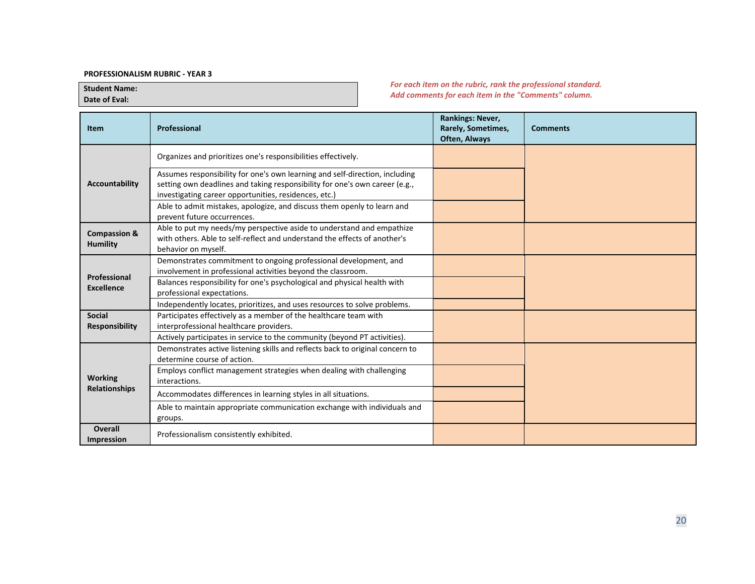**PROFESSIONALISM RUBRIC - YEAR 3**

| Student Name: |
|---|
| Date of Eval: |

***For each item on the rubric, rank the professional standard.***
***Add comments for each item in the "Comments" column.***

| Item | Professional | Rankings: Never, Rarely, Sometimes, Often, Always | Comments |
|---|---|---|---|
| Accountability | Organizes and prioritizes one's responsibilities effectively. | | |
| | Assumes responsibility for one's own learning and self-direction, including setting own deadlines and taking responsibility for one's own career (e.g., investigating career opportunities, residences, etc.) | | |
| | Able to admit mistakes, apologize, and discuss them openly to learn and prevent future occurrences. | | |
| Compassion & Humility | Able to put my needs/my perspective aside to understand and empathize with others. Able to self-reflect and understand the effects of another's behavior on myself. | | |
| Professional Excellence | Demonstrates commitment to ongoing professional development, and involvement in professional activities beyond the classroom. | | |
| | Balances responsibility for one's psychological and physical health with professional expectations. | | |
| | Independently locates, prioritizes, and uses resources to solve problems. | | |
| Social Responsibility | Participates effectively as a member of the healthcare team with interprofessional healthcare providers. | | |
| | Actively participates in service to the community (beyond PT activities). | | |
| Working Relationships | Demonstrates active listening skills and reflects back to original concern to determine course of action. | | |
| | Employs conflict management strategies when dealing with challenging interactions. | | |
| | Accommodates differences in learning styles in all situations. | | |
| | Able to maintain appropriate communication exchange with individuals and groups. | | |
| Overall Impression | Professionalism consistently exhibited. | | |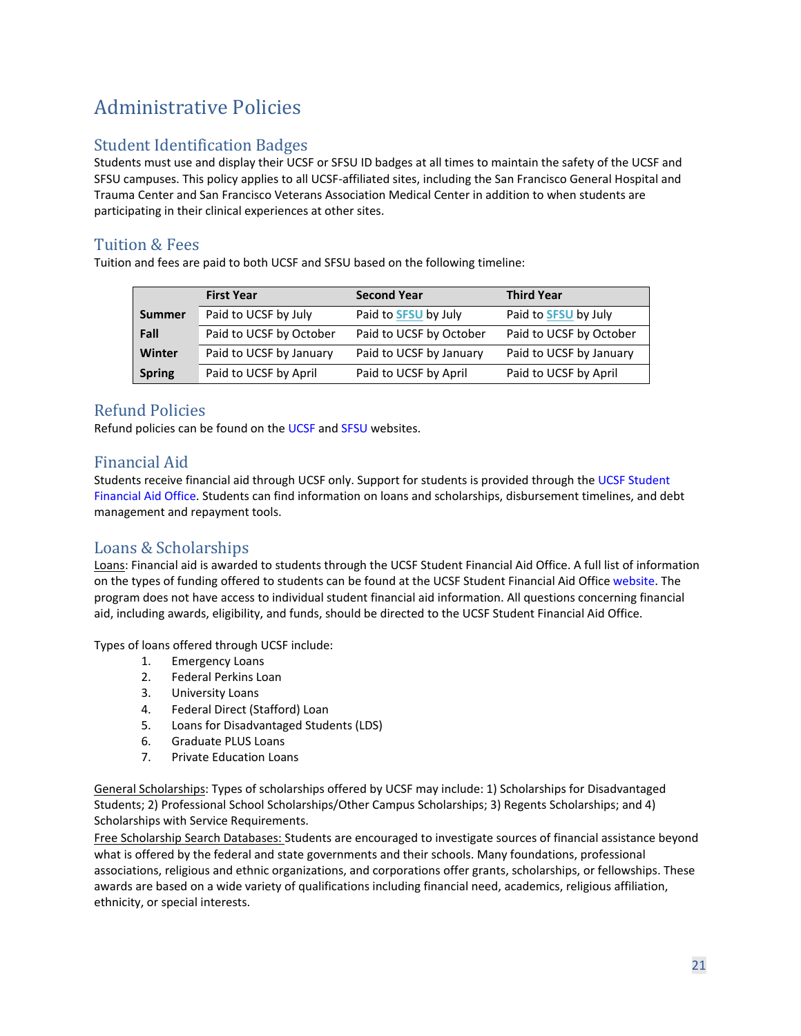# Administrative Policies

## Student Identification Badges

Students must use and display their UCSF or SFSU ID badges at all times to maintain the safety of the UCSF and SFSU campuses. This policy applies to all UCSF-affiliated sites, including the San Francisco General Hospital and Trauma Center and San Francisco Veterans Association Medical Center in addition to when students are participating in their clinical experiences at other sites.

## Tuition & Fees

Tuition and fees are paid to both UCSF and SFSU based on the following timeline:

| | First Year | Second Year | Third Year |
|---|---|---|---|
| **Summer** | Paid to UCSF by July | Paid to SFSU by July | Paid to SFSU by July |
| **Fall** | Paid to UCSF by October | Paid to UCSF by October | Paid to UCSF by October |
| **Winter** | Paid to UCSF by January | Paid to UCSF by January | Paid to UCSF by January |
| **Spring** | Paid to UCSF by April | Paid to UCSF by April | Paid to UCSF by April |

## Refund Policies

Refund policies can be found on the UCSF and SFSU websites.

## Financial Aid

Students receive financial aid through UCSF only. Support for students is provided through the UCSF Student Financial Aid Office. Students can find information on loans and scholarships, disbursement timelines, and debt management and repayment tools.

## Loans & Scholarships

Loans: Financial aid is awarded to students through the UCSF Student Financial Aid Office. A full list of information on the types of funding offered to students can be found at the UCSF Student Financial Aid Office website. The program does not have access to individual student financial aid information. All questions concerning financial aid, including awards, eligibility, and funds, should be directed to the UCSF Student Financial Aid Office.

Types of loans offered through UCSF include:

1. Emergency Loans
2. Federal Perkins Loan
3. University Loans
4. Federal Direct (Stafford) Loan
5. Loans for Disadvantaged Students (LDS)
6. Graduate PLUS Loans
7. Private Education Loans

General Scholarships: Types of scholarships offered by UCSF may include: 1) Scholarships for Disadvantaged Students; 2) Professional School Scholarships/Other Campus Scholarships; 3) Regents Scholarships; and 4) Scholarships with Service Requirements.

Free Scholarship Search Databases: Students are encouraged to investigate sources of financial assistance beyond what is offered by the federal and state governments and their schools. Many foundations, professional associations, religious and ethnic organizations, and corporations offer grants, scholarships, or fellowships. These awards are based on a wide variety of qualifications including financial need, academics, religious affiliation, ethnicity, or special interests.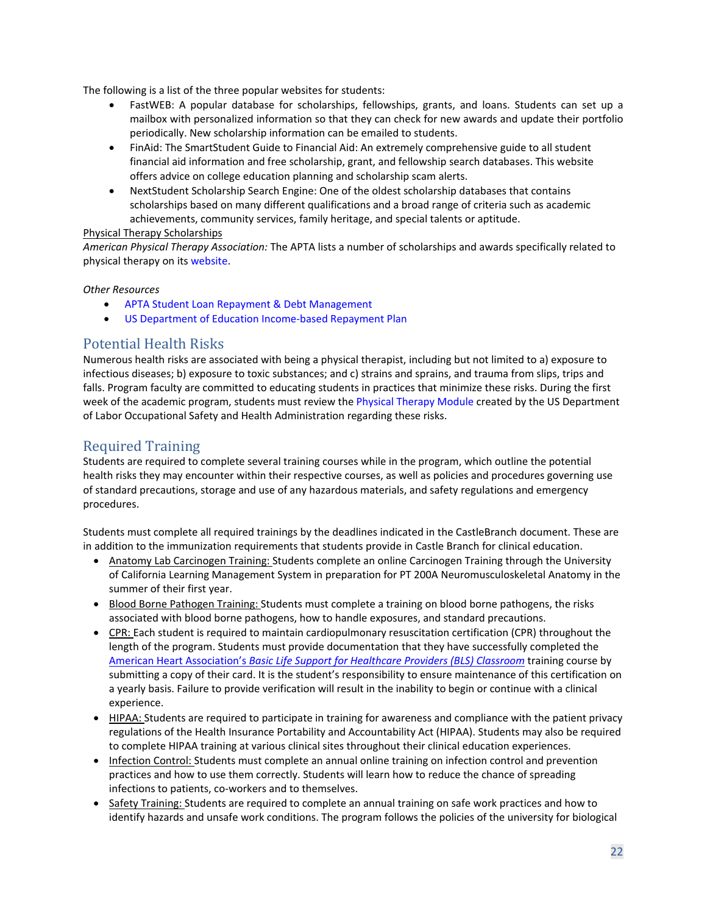The following is a list of the three popular websites for students:

- FastWEB: A popular database for scholarships, fellowships, grants, and loans. Students can set up a mailbox with personalized information so that they can check for new awards and update their portfolio periodically. New scholarship information can be emailed to students.
- FinAid: The SmartStudent Guide to Financial Aid: An extremely comprehensive guide to all student financial aid information and free scholarship, grant, and fellowship search databases. This website offers advice on college education planning and scholarship scam alerts.
- NextStudent Scholarship Search Engine: One of the oldest scholarship databases that contains scholarships based on many different qualifications and a broad range of criteria such as academic achievements, community services, family heritage, and special talents or aptitude.

Physical Therapy Scholarships

*American Physical Therapy Association:* The APTA lists a number of scholarships and awards specifically related to physical therapy on its website.

*Other Resources*

- APTA Student Loan Repayment & Debt Management
- US Department of Education Income-based Repayment Plan

## Potential Health Risks

Numerous health risks are associated with being a physical therapist, including but not limited to a) exposure to infectious diseases; b) exposure to toxic substances; and c) strains and sprains, and trauma from slips, trips and falls. Program faculty are committed to educating students in practices that minimize these risks. During the first week of the academic program, students must review the Physical Therapy Module created by the US Department of Labor Occupational Safety and Health Administration regarding these risks.

## Required Training

Students are required to complete several training courses while in the program, which outline the potential health risks they may encounter within their respective courses, as well as policies and procedures governing use of standard precautions, storage and use of any hazardous materials, and safety regulations and emergency procedures.

Students must complete all required trainings by the deadlines indicated in the CastleBranch document. These are in addition to the immunization requirements that students provide in Castle Branch for clinical education.

- Anatomy Lab Carcinogen Training: Students complete an online Carcinogen Training through the University of California Learning Management System in preparation for PT 200A Neuromusculoskeletal Anatomy in the summer of their first year.
- Blood Borne Pathogen Training: Students must complete a training on blood borne pathogens, the risks associated with blood borne pathogens, how to handle exposures, and standard precautions.
- CPR: Each student is required to maintain cardiopulmonary resuscitation certification (CPR) throughout the length of the program. Students must provide documentation that they have successfully completed the American Heart Association's *Basic Life Support for Healthcare Providers (BLS) Classroom* training course by submitting a copy of their card. It is the student's responsibility to ensure maintenance of this certification on a yearly basis. Failure to provide verification will result in the inability to begin or continue with a clinical experience.
- HIPAA: Students are required to participate in training for awareness and compliance with the patient privacy regulations of the Health Insurance Portability and Accountability Act (HIPAA). Students may also be required to complete HIPAA training at various clinical sites throughout their clinical education experiences.
- Infection Control: Students must complete an annual online training on infection control and prevention practices and how to use them correctly. Students will learn how to reduce the chance of spreading infections to patients, co-workers and to themselves.
- Safety Training: Students are required to complete an annual training on safe work practices and how to identify hazards and unsafe work conditions. The program follows the policies of the university for biological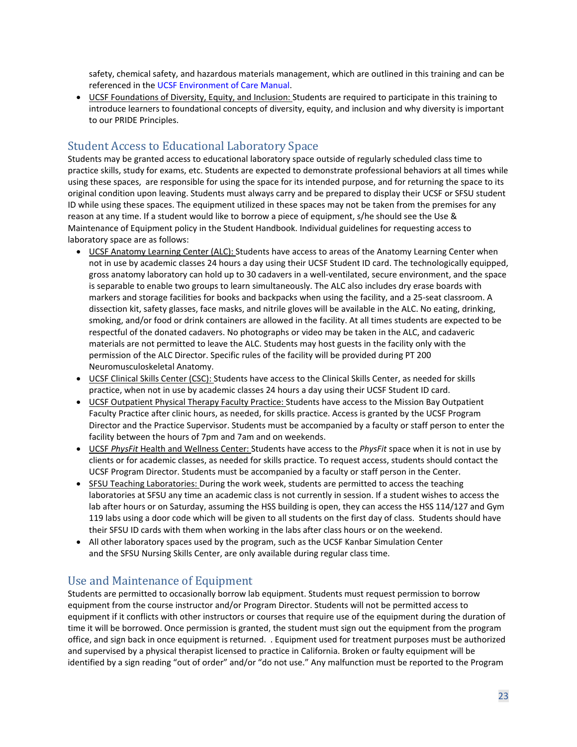safety, chemical safety, and hazardous materials management, which are outlined in this training and can be referenced in the UCSF Environment of Care Manual.
- UCSF Foundations of Diversity, Equity, and Inclusion: Students are required to participate in this training to introduce learners to foundational concepts of diversity, equity, and inclusion and why diversity is important to our PRIDE Principles.

## Student Access to Educational Laboratory Space

Students may be granted access to educational laboratory space outside of regularly scheduled class time to practice skills, study for exams, etc. Students are expected to demonstrate professional behaviors at all times while using these spaces, are responsible for using the space for its intended purpose, and for returning the space to its original condition upon leaving. Students must always carry and be prepared to display their UCSF or SFSU student ID while using these spaces. The equipment utilized in these spaces may not be taken from the premises for any reason at any time. If a student would like to borrow a piece of equipment, s/he should see the Use & Maintenance of Equipment policy in the Student Handbook. Individual guidelines for requesting access to laboratory space are as follows:

- UCSF Anatomy Learning Center (ALC): Students have access to areas of the Anatomy Learning Center when not in use by academic classes 24 hours a day using their UCSF Student ID card. The technologically equipped, gross anatomy laboratory can hold up to 30 cadavers in a well-ventilated, secure environment, and the space is separable to enable two groups to learn simultaneously. The ALC also includes dry erase boards with markers and storage facilities for books and backpacks when using the facility, and a 25-seat classroom. A dissection kit, safety glasses, face masks, and nitrile gloves will be available in the ALC. No eating, drinking, smoking, and/or food or drink containers are allowed in the facility. At all times students are expected to be respectful of the donated cadavers. No photographs or video may be taken in the ALC, and cadaveric materials are not permitted to leave the ALC. Students may host guests in the facility only with the permission of the ALC Director. Specific rules of the facility will be provided during PT 200 Neuromusculoskeletal Anatomy.
- UCSF Clinical Skills Center (CSC): Students have access to the Clinical Skills Center, as needed for skills practice, when not in use by academic classes 24 hours a day using their UCSF Student ID card.
- UCSF Outpatient Physical Therapy Faculty Practice: Students have access to the Mission Bay Outpatient Faculty Practice after clinic hours, as needed, for skills practice. Access is granted by the UCSF Program Director and the Practice Supervisor. Students must be accompanied by a faculty or staff person to enter the facility between the hours of 7pm and 7am and on weekends.
- UCSF *PhysFit* Health and Wellness Center: Students have access to the *PhysFit* space when it is not in use by clients or for academic classes, as needed for skills practice. To request access, students should contact the UCSF Program Director. Students must be accompanied by a faculty or staff person in the Center.
- SFSU Teaching Laboratories: During the work week, students are permitted to access the teaching laboratories at SFSU any time an academic class is not currently in session. If a student wishes to access the lab after hours or on Saturday, assuming the HSS building is open, they can access the HSS 114/127 and Gym 119 labs using a door code which will be given to all students on the first day of class. Students should have their SFSU ID cards with them when working in the labs after class hours or on the weekend.
- All other laboratory spaces used by the program, such as the UCSF Kanbar Simulation Center and the SFSU Nursing Skills Center, are only available during regular class time.

## Use and Maintenance of Equipment

Students are permitted to occasionally borrow lab equipment. Students must request permission to borrow equipment from the course instructor and/or Program Director. Students will not be permitted access to equipment if it conflicts with other instructors or courses that require use of the equipment during the duration of time it will be borrowed. Once permission is granted, the student must sign out the equipment from the program office, and sign back in once equipment is returned. . Equipment used for treatment purposes must be authorized and supervised by a physical therapist licensed to practice in California. Broken or faulty equipment will be identified by a sign reading "out of order" and/or "do not use." Any malfunction must be reported to the Program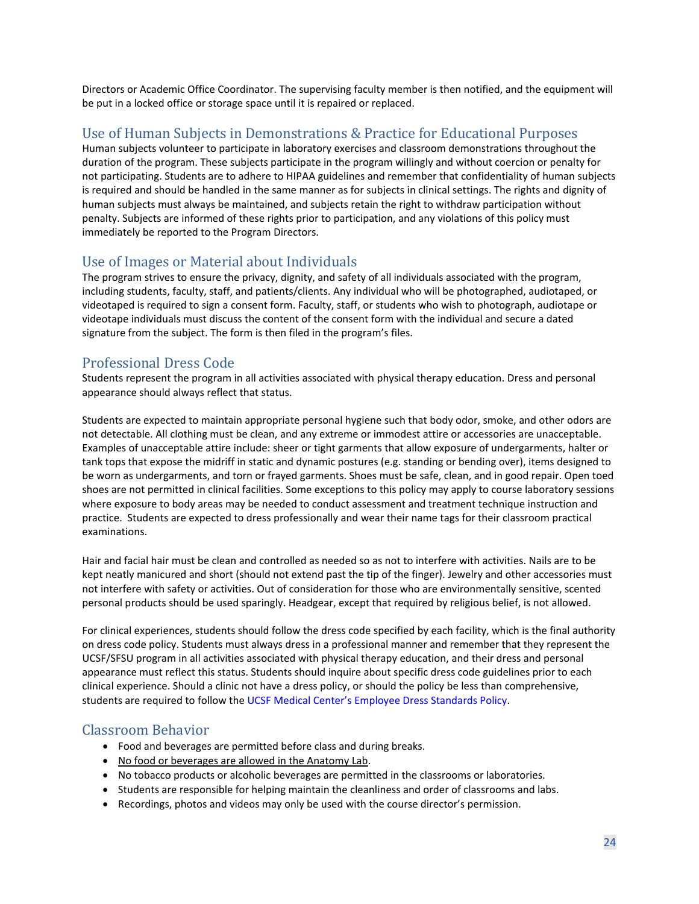Directors or Academic Office Coordinator. The supervising faculty member is then notified, and the equipment will be put in a locked office or storage space until it is repaired or replaced.

## Use of Human Subjects in Demonstrations & Practice for Educational Purposes

Human subjects volunteer to participate in laboratory exercises and classroom demonstrations throughout the duration of the program. These subjects participate in the program willingly and without coercion or penalty for not participating. Students are to adhere to HIPAA guidelines and remember that confidentiality of human subjects is required and should be handled in the same manner as for subjects in clinical settings. The rights and dignity of human subjects must always be maintained, and subjects retain the right to withdraw participation without penalty. Subjects are informed of these rights prior to participation, and any violations of this policy must immediately be reported to the Program Directors.

## Use of Images or Material about Individuals

The program strives to ensure the privacy, dignity, and safety of all individuals associated with the program, including students, faculty, staff, and patients/clients. Any individual who will be photographed, audiotaped, or videotaped is required to sign a consent form. Faculty, staff, or students who wish to photograph, audiotape or videotape individuals must discuss the content of the consent form with the individual and secure a dated signature from the subject. The form is then filed in the program's files.

## Professional Dress Code

Students represent the program in all activities associated with physical therapy education. Dress and personal appearance should always reflect that status.

Students are expected to maintain appropriate personal hygiene such that body odor, smoke, and other odors are not detectable. All clothing must be clean, and any extreme or immodest attire or accessories are unacceptable. Examples of unacceptable attire include: sheer or tight garments that allow exposure of undergarments, halter or tank tops that expose the midriff in static and dynamic postures (e.g. standing or bending over), items designed to be worn as undergarments, and torn or frayed garments. Shoes must be safe, clean, and in good repair. Open toed shoes are not permitted in clinical facilities. Some exceptions to this policy may apply to course laboratory sessions where exposure to body areas may be needed to conduct assessment and treatment technique instruction and practice. Students are expected to dress professionally and wear their name tags for their classroom practical examinations.

Hair and facial hair must be clean and controlled as needed so as not to interfere with activities. Nails are to be kept neatly manicured and short (should not extend past the tip of the finger). Jewelry and other accessories must not interfere with safety or activities. Out of consideration for those who are environmentally sensitive, scented personal products should be used sparingly. Headgear, except that required by religious belief, is not allowed.

For clinical experiences, students should follow the dress code specified by each facility, which is the final authority on dress code policy. Students must always dress in a professional manner and remember that they represent the UCSF/SFSU program in all activities associated with physical therapy education, and their dress and personal appearance must reflect this status. Students should inquire about specific dress code guidelines prior to each clinical experience. Should a clinic not have a dress policy, or should the policy be less than comprehensive, students are required to follow the UCSF Medical Center's Employee Dress Standards Policy.

## Classroom Behavior

- Food and beverages are permitted before class and during breaks.
- <u>No food or beverages are allowed in the Anatomy Lab</u>.
- No tobacco products or alcoholic beverages are permitted in the classrooms or laboratories.
- Students are responsible for helping maintain the cleanliness and order of classrooms and labs.
- Recordings, photos and videos may only be used with the course director's permission.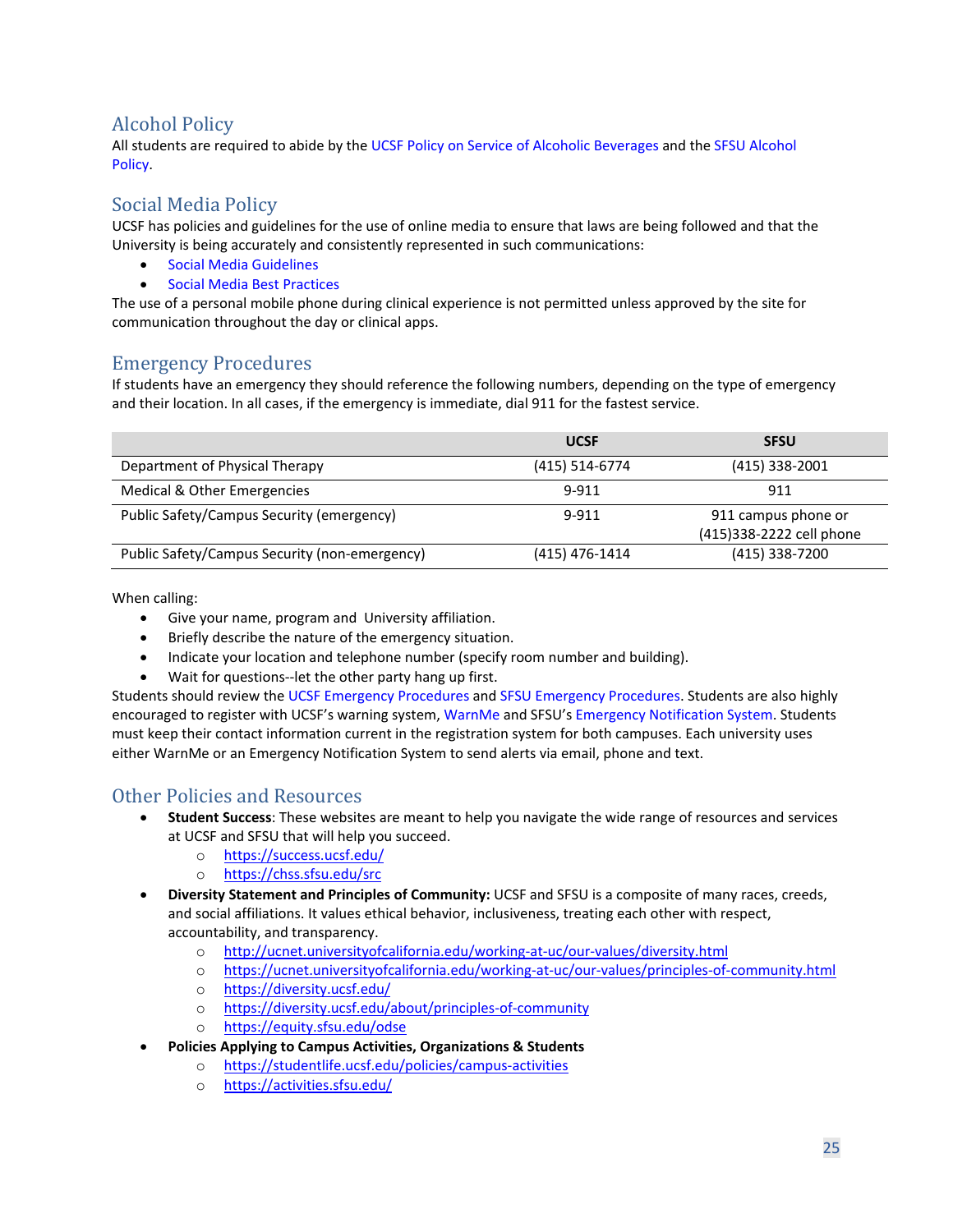## Alcohol Policy

All students are required to abide by the UCSF Policy on Service of Alcoholic Beverages and the SFSU Alcohol Policy.

## Social Media Policy

UCSF has policies and guidelines for the use of online media to ensure that laws are being followed and that the University is being accurately and consistently represented in such communications:

- Social Media Guidelines
- Social Media Best Practices

The use of a personal mobile phone during clinical experience is not permitted unless approved by the site for communication throughout the day or clinical apps.

## Emergency Procedures

If students have an emergency they should reference the following numbers, depending on the type of emergency and their location. In all cases, if the emergency is immediate, dial 911 for the fastest service.

| | UCSF | SFSU |
|---|---|---|
| Department of Physical Therapy | (415) 514-6774 | (415) 338-2001 |
| Medical & Other Emergencies | 9-911 | 911 |
| Public Safety/Campus Security (emergency) | 9-911 | 911 campus phone or (415)338-2222 cell phone |
| Public Safety/Campus Security (non-emergency) | (415) 476-1414 | (415) 338-7200 |

When calling:

- Give your name, program and University affiliation.
- Briefly describe the nature of the emergency situation.
- Indicate your location and telephone number (specify room number and building).
- Wait for questions--let the other party hang up first.

Students should review the UCSF Emergency Procedures and SFSU Emergency Procedures. Students are also highly encouraged to register with UCSF's warning system, WarnMe and SFSU's Emergency Notification System. Students must keep their contact information current in the registration system for both campuses. Each university uses either WarnMe or an Emergency Notification System to send alerts via email, phone and text.

## Other Policies and Resources

- **Student Success**: These websites are meant to help you navigate the wide range of resources and services at UCSF and SFSU that will help you succeed.
  - https://success.ucsf.edu/
  - https://chss.sfsu.edu/src
- **Diversity Statement and Principles of Community:** UCSF and SFSU is a composite of many races, creeds, and social affiliations. It values ethical behavior, inclusiveness, treating each other with respect, accountability, and transparency.
  - http://ucnet.universityofcalifornia.edu/working-at-uc/our-values/diversity.html
  - https://ucnet.universityofcalifornia.edu/working-at-uc/our-values/principles-of-community.html
  - https://diversity.ucsf.edu/
  - https://diversity.ucsf.edu/about/principles-of-community
  - https://equity.sfsu.edu/odse
- **Policies Applying to Campus Activities, Organizations & Students**
  - https://studentlife.ucsf.edu/policies/campus-activities
  - https://activities.sfsu.edu/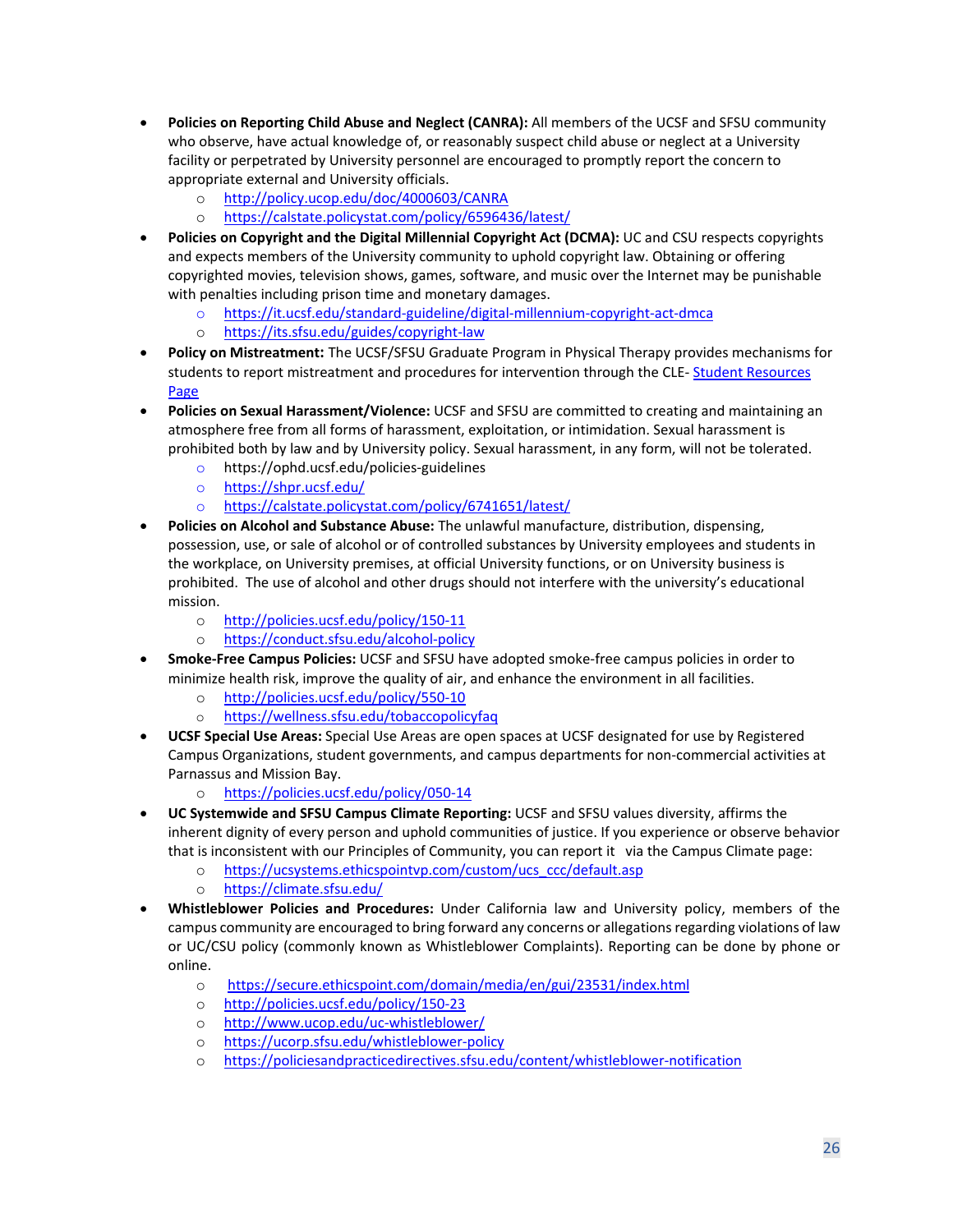- **Policies on Reporting Child Abuse and Neglect (CANRA):** All members of the UCSF and SFSU community who observe, have actual knowledge of, or reasonably suspect child abuse or neglect at a University facility or perpetrated by University personnel are encouraged to promptly report the concern to appropriate external and University officials.
    - http://policy.ucop.edu/doc/4000603/CANRA
    - https://calstate.policystat.com/policy/6596436/latest/
- **Policies on Copyright and the Digital Millennial Copyright Act (DCMA):** UC and CSU respects copyrights and expects members of the University community to uphold copyright law. Obtaining or offering copyrighted movies, television shows, games, software, and music over the Internet may be punishable with penalties including prison time and monetary damages.
    - https://it.ucsf.edu/standard-guideline/digital-millennium-copyright-act-dmca
    - https://its.sfsu.edu/guides/copyright-law
- **Policy on Mistreatment:** The UCSF/SFSU Graduate Program in Physical Therapy provides mechanisms for students to report mistreatment and procedures for intervention through the CLE- Student Resources Page
- **Policies on Sexual Harassment/Violence:** UCSF and SFSU are committed to creating and maintaining an atmosphere free from all forms of harassment, exploitation, or intimidation. Sexual harassment is prohibited both by law and by University policy. Sexual harassment, in any form, will not be tolerated.
    - https://ophd.ucsf.edu/policies-guidelines
    - https://shpr.ucsf.edu/
    - https://calstate.policystat.com/policy/6741651/latest/
- **Policies on Alcohol and Substance Abuse:** The unlawful manufacture, distribution, dispensing, possession, use, or sale of alcohol or of controlled substances by University employees and students in the workplace, on University premises, at official University functions, or on University business is prohibited. The use of alcohol and other drugs should not interfere with the university's educational mission.
    - http://policies.ucsf.edu/policy/150-11
    - https://conduct.sfsu.edu/alcohol-policy
- **Smoke-Free Campus Policies:** UCSF and SFSU have adopted smoke-free campus policies in order to minimize health risk, improve the quality of air, and enhance the environment in all facilities.
    - http://policies.ucsf.edu/policy/550-10
    - https://wellness.sfsu.edu/tobaccopolicyfaq
- **UCSF Special Use Areas:** Special Use Areas are open spaces at UCSF designated for use by Registered Campus Organizations, student governments, and campus departments for non-commercial activities at Parnassus and Mission Bay.
    - https://policies.ucsf.edu/policy/050-14
- **UC Systemwide and SFSU Campus Climate Reporting:** UCSF and SFSU values diversity, affirms the inherent dignity of every person and uphold communities of justice. If you experience or observe behavior that is inconsistent with our Principles of Community, you can report it via the Campus Climate page:
    - https://ucsystems.ethicspointvp.com/custom/ucs_ccc/default.asp
    - https://climate.sfsu.edu/
- **Whistleblower Policies and Procedures:** Under California law and University policy, members of the campus community are encouraged to bring forward any concerns or allegations regarding violations of law or UC/CSU policy (commonly known as Whistleblower Complaints). Reporting can be done by phone or online.
    - https://secure.ethicspoint.com/domain/media/en/gui/23531/index.html
    - http://policies.ucsf.edu/policy/150-23
    - http://www.ucop.edu/uc-whistleblower/
    - https://ucorp.sfsu.edu/whistleblower-policy
    - https://policiesandpracticedirectives.sfsu.edu/content/whistleblower-notification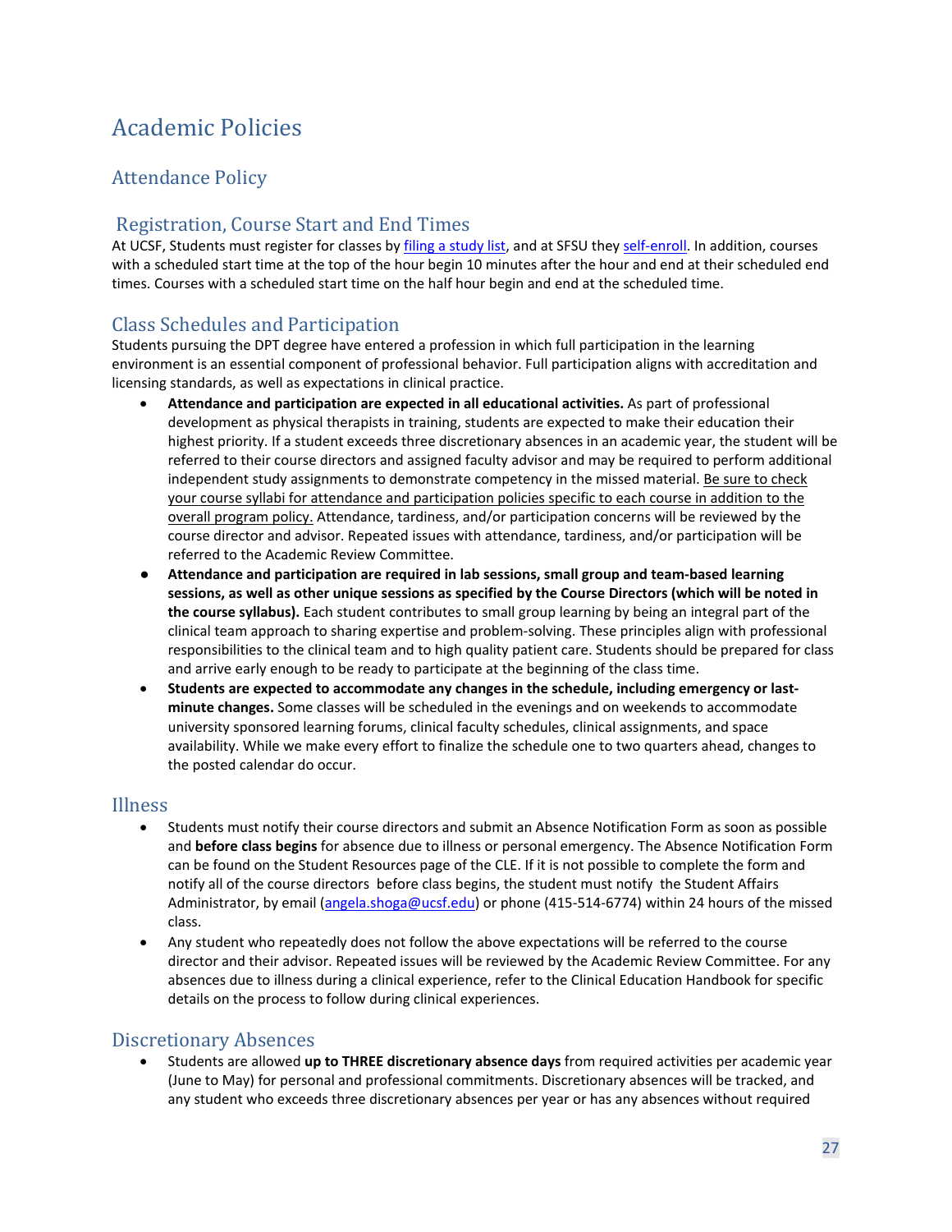# Academic Policies

## Attendance Policy

### Registration, Course Start and End Times

At UCSF, Students must register for classes by [filing a study list](), and at SFSU they [self-enroll](). In addition, courses with a scheduled start time at the top of the hour begin 10 minutes after the hour and end at their scheduled end times. Courses with a scheduled start time on the half hour begin and end at the scheduled time.

### Class Schedules and Participation

Students pursuing the DPT degree have entered a profession in which full participation in the learning environment is an essential component of professional behavior. Full participation aligns with accreditation and licensing standards, as well as expectations in clinical practice.

- **Attendance and participation are expected in all educational activities.** As part of professional development as physical therapists in training, students are expected to make their education their highest priority. If a student exceeds three discretionary absences in an academic year, the student will be referred to their course directors and assigned faculty advisor and may be required to perform additional independent study assignments to demonstrate competency in the missed material. <u>Be sure to check your course syllabi for attendance and participation policies specific to each course in addition to the overall program policy.</u> Attendance, tardiness, and/or participation concerns will be reviewed by the course director and advisor. Repeated issues with attendance, tardiness, and/or participation will be referred to the Academic Review Committee.
- **Attendance and participation are required in lab sessions, small group and team-based learning sessions, as well as other unique sessions as specified by the Course Directors (which will be noted in the course syllabus).** Each student contributes to small group learning by being an integral part of the clinical team approach to sharing expertise and problem-solving. These principles align with professional responsibilities to the clinical team and to high quality patient care. Students should be prepared for class and arrive early enough to be ready to participate at the beginning of the class time.
- **Students are expected to accommodate any changes in the schedule, including emergency or last-minute changes.** Some classes will be scheduled in the evenings and on weekends to accommodate university sponsored learning forums, clinical faculty schedules, clinical assignments, and space availability. While we make every effort to finalize the schedule one to two quarters ahead, changes to the posted calendar do occur.

### Illness

- Students must notify their course directors and submit an Absence Notification Form as soon as possible and **before class begins** for absence due to illness or personal emergency. The Absence Notification Form can be found on the Student Resources page of the CLE. If it is not possible to complete the form and notify all of the course directors before class begins, the student must notify the Student Affairs Administrator, by email ([angela.shoga@ucsf.edu](mailto:angela.shoga@ucsf.edu)) or phone (415-514-6774) within 24 hours of the missed class.
- Any student who repeatedly does not follow the above expectations will be referred to the course director and their advisor. Repeated issues will be reviewed by the Academic Review Committee. For any absences due to illness during a clinical experience, refer to the Clinical Education Handbook for specific details on the process to follow during clinical experiences.

### Discretionary Absences

- Students are allowed **up to THREE discretionary absence days** from required activities per academic year (June to May) for personal and professional commitments. Discretionary absences will be tracked, and any student who exceeds three discretionary absences per year or has any absences without required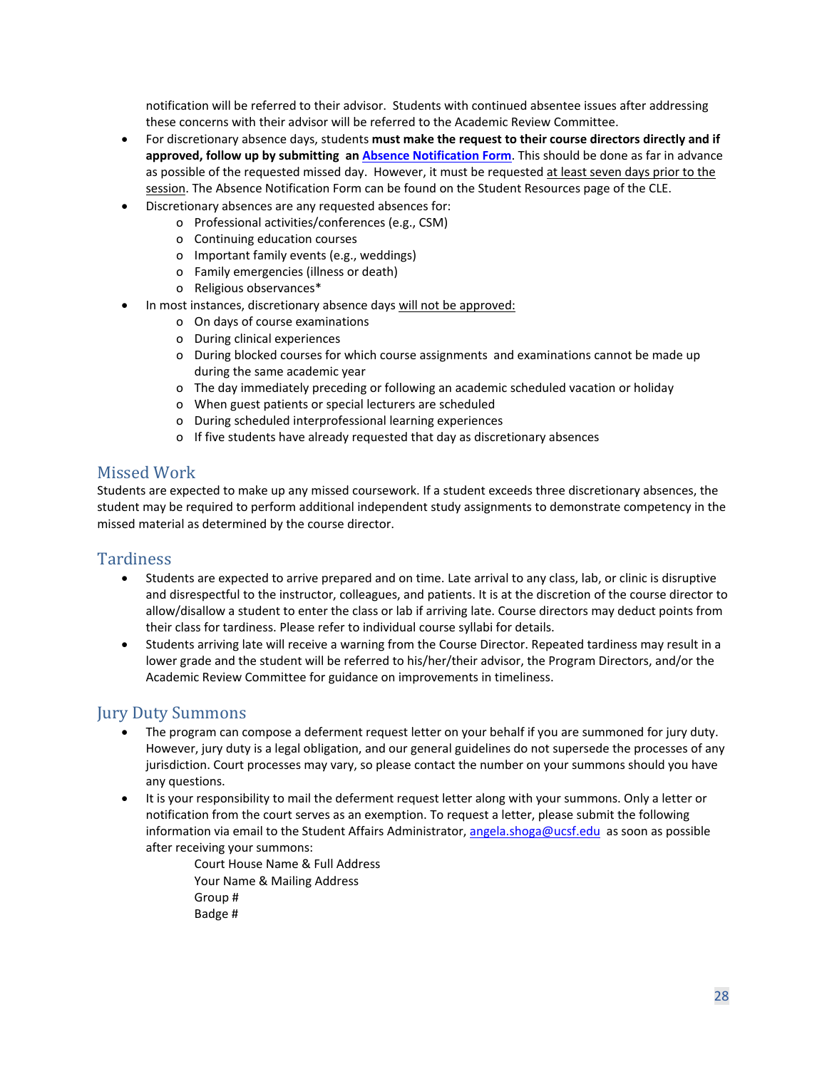notification will be referred to their advisor. Students with continued absentee issues after addressing these concerns with their advisor will be referred to the Academic Review Committee.

- For discretionary absence days, students **must make the request to their course directors directly and if approved, follow up by submitting an [Absence Notification Form](#)**. This should be done as far in advance as possible of the requested missed day. However, it must be requested at least seven days prior to the session. The Absence Notification Form can be found on the Student Resources page of the CLE.
- Discretionary absences are any requested absences for:
  - Professional activities/conferences (e.g., CSM)
  - Continuing education courses
  - Important family events (e.g., weddings)
  - Family emergencies (illness or death)
  - Religious observances*
- In most instances, discretionary absence days will not be approved:
  - On days of course examinations
  - During clinical experiences
  - During blocked courses for which course assignments and examinations cannot be made up during the same academic year
  - The day immediately preceding or following an academic scheduled vacation or holiday
  - When guest patients or special lecturers are scheduled
  - During scheduled interprofessional learning experiences
  - If five students have already requested that day as discretionary absences

## Missed Work

Students are expected to make up any missed coursework. If a student exceeds three discretionary absences, the student may be required to perform additional independent study assignments to demonstrate competency in the missed material as determined by the course director.

## Tardiness

- Students are expected to arrive prepared and on time. Late arrival to any class, lab, or clinic is disruptive and disrespectful to the instructor, colleagues, and patients. It is at the discretion of the course director to allow/disallow a student to enter the class or lab if arriving late. Course directors may deduct points from their class for tardiness. Please refer to individual course syllabi for details.
- Students arriving late will receive a warning from the Course Director. Repeated tardiness may result in a lower grade and the student will be referred to his/her/their advisor, the Program Directors, and/or the Academic Review Committee for guidance on improvements in timeliness.

## Jury Duty Summons

- The program can compose a deferment request letter on your behalf if you are summoned for jury duty. However, jury duty is a legal obligation, and our general guidelines do not supersede the processes of any jurisdiction. Court processes may vary, so please contact the number on your summons should you have any questions.
- It is your responsibility to mail the deferment request letter along with your summons. Only a letter or notification from the court serves as an exemption. To request a letter, please submit the following information via email to the Student Affairs Administrator, angela.shoga@ucsf.edu as soon as possible after receiving your summons:

  Court House Name & Full Address  
  Your Name & Mailing Address  
  Group #  
  Badge #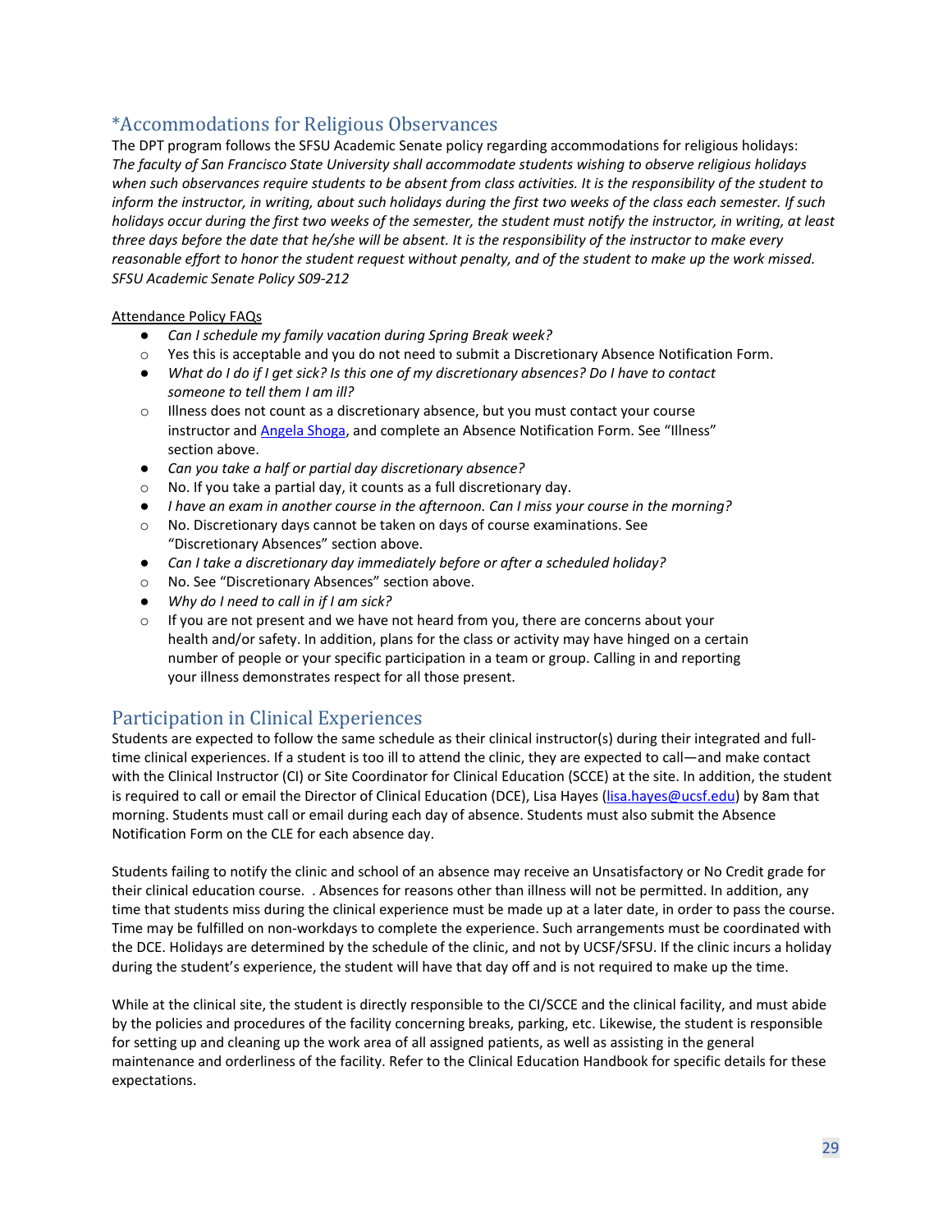## *Accommodations for Religious Observances

The DPT program follows the SFSU Academic Senate policy regarding accommodations for religious holidays: *The faculty of San Francisco State University shall accommodate students wishing to observe religious holidays when such observances require students to be absent from class activities. It is the responsibility of the student to inform the instructor, in writing, about such holidays during the first two weeks of the class each semester. If such holidays occur during the first two weeks of the semester, the student must notify the instructor, in writing, at least three days before the date that he/she will be absent. It is the responsibility of the instructor to make every reasonable effort to honor the student request without penalty, and of the student to make up the work missed. SFSU Academic Senate Policy S09-212*

Attendance Policy FAQs

- *Can I schedule my family vacation during Spring Break week?*
    - Yes this is acceptable and you do not need to submit a Discretionary Absence Notification Form.
- *What do I do if I get sick? Is this one of my discretionary absences? Do I have to contact someone to tell them I am ill?*
    - Illness does not count as a discretionary absence, but you must contact your course instructor and Angela Shoga, and complete an Absence Notification Form. See "Illness" section above.
- *Can you take a half or partial day discretionary absence?*
    - No. If you take a partial day, it counts as a full discretionary day.
- *I have an exam in another course in the afternoon. Can I miss your course in the morning?*
    - No. Discretionary days cannot be taken on days of course examinations. See "Discretionary Absences" section above.
- *Can I take a discretionary day immediately before or after a scheduled holiday?*
    - No. See "Discretionary Absences" section above.
- *Why do I need to call in if I am sick?*
    - If you are not present and we have not heard from you, there are concerns about your health and/or safety. In addition, plans for the class or activity may have hinged on a certain number of people or your specific participation in a team or group. Calling in and reporting your illness demonstrates respect for all those present.

## Participation in Clinical Experiences

Students are expected to follow the same schedule as their clinical instructor(s) during their integrated and full-time clinical experiences. If a student is too ill to attend the clinic, they are expected to call—and make contact with the Clinical Instructor (CI) or Site Coordinator for Clinical Education (SCCE) at the site. In addition, the student is required to call or email the Director of Clinical Education (DCE), Lisa Hayes (lisa.hayes@ucsf.edu) by 8am that morning. Students must call or email during each day of absence. Students must also submit the Absence Notification Form on the CLE for each absence day.

Students failing to notify the clinic and school of an absence may receive an Unsatisfactory or No Credit grade for their clinical education course. . Absences for reasons other than illness will not be permitted. In addition, any time that students miss during the clinical experience must be made up at a later date, in order to pass the course. Time may be fulfilled on non-workdays to complete the experience. Such arrangements must be coordinated with the DCE. Holidays are determined by the schedule of the clinic, and not by UCSF/SFSU. If the clinic incurs a holiday during the student's experience, the student will have that day off and is not required to make up the time.

While at the clinical site, the student is directly responsible to the CI/SCCE and the clinical facility, and must abide by the policies and procedures of the facility concerning breaks, parking, etc. Likewise, the student is responsible for setting up and cleaning up the work area of all assigned patients, as well as assisting in the general maintenance and orderliness of the facility. Refer to the Clinical Education Handbook for specific details for these expectations.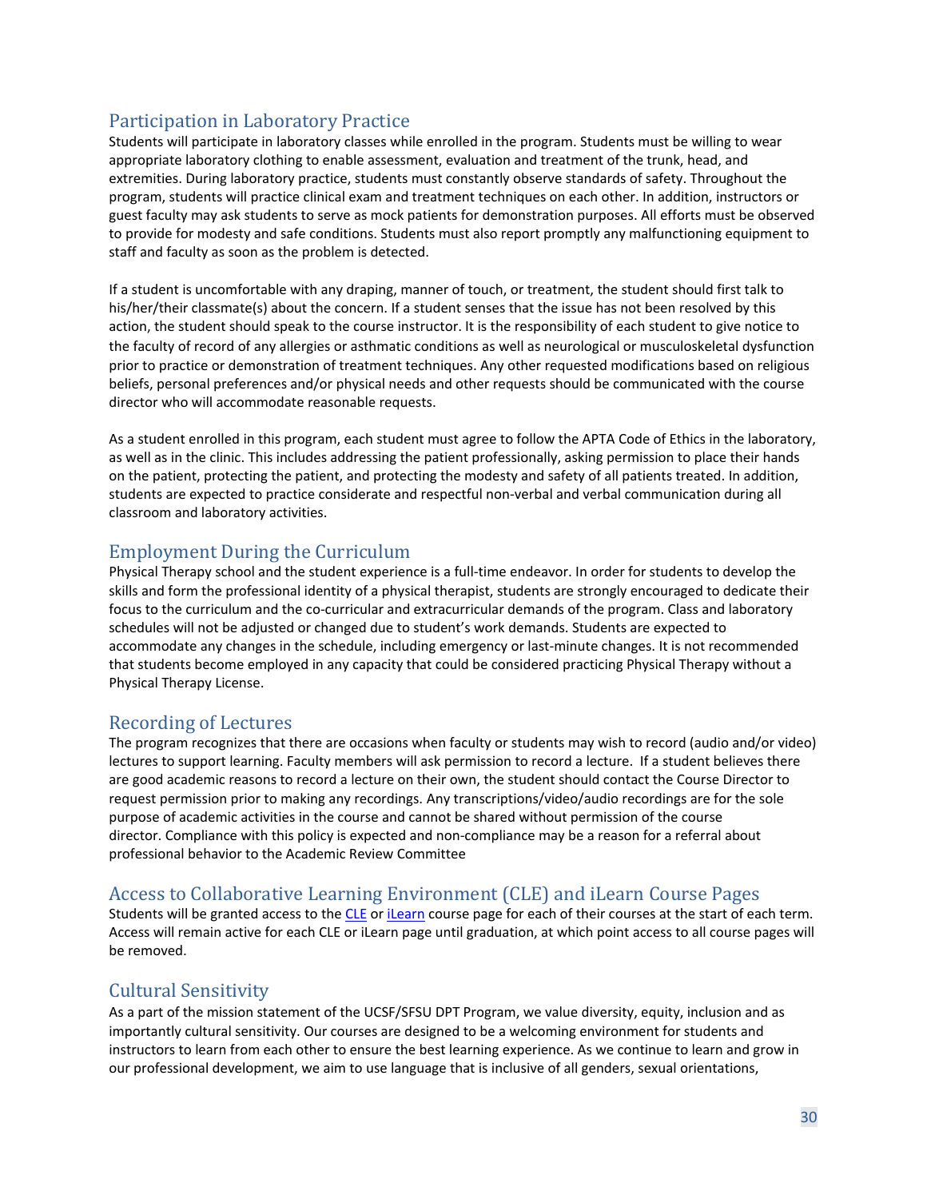## Participation in Laboratory Practice

Students will participate in laboratory classes while enrolled in the program. Students must be willing to wear appropriate laboratory clothing to enable assessment, evaluation and treatment of the trunk, head, and extremities. During laboratory practice, students must constantly observe standards of safety. Throughout the program, students will practice clinical exam and treatment techniques on each other. In addition, instructors or guest faculty may ask students to serve as mock patients for demonstration purposes. All efforts must be observed to provide for modesty and safe conditions. Students must also report promptly any malfunctioning equipment to staff and faculty as soon as the problem is detected.

If a student is uncomfortable with any draping, manner of touch, or treatment, the student should first talk to his/her/their classmate(s) about the concern. If a student senses that the issue has not been resolved by this action, the student should speak to the course instructor. It is the responsibility of each student to give notice to the faculty of record of any allergies or asthmatic conditions as well as neurological or musculoskeletal dysfunction prior to practice or demonstration of treatment techniques. Any other requested modifications based on religious beliefs, personal preferences and/or physical needs and other requests should be communicated with the course director who will accommodate reasonable requests.

As a student enrolled in this program, each student must agree to follow the APTA Code of Ethics in the laboratory, as well as in the clinic. This includes addressing the patient professionally, asking permission to place their hands on the patient, protecting the patient, and protecting the modesty and safety of all patients treated. In addition, students are expected to practice considerate and respectful non-verbal and verbal communication during all classroom and laboratory activities.

## Employment During the Curriculum

Physical Therapy school and the student experience is a full-time endeavor. In order for students to develop the skills and form the professional identity of a physical therapist, students are strongly encouraged to dedicate their focus to the curriculum and the co-curricular and extracurricular demands of the program. Class and laboratory schedules will not be adjusted or changed due to student's work demands. Students are expected to accommodate any changes in the schedule, including emergency or last-minute changes. It is not recommended that students become employed in any capacity that could be considered practicing Physical Therapy without a Physical Therapy License.

## Recording of Lectures

The program recognizes that there are occasions when faculty or students may wish to record (audio and/or video) lectures to support learning. Faculty members will ask permission to record a lecture. If a student believes there are good academic reasons to record a lecture on their own, the student should contact the Course Director to request permission prior to making any recordings. Any transcriptions/video/audio recordings are for the sole purpose of academic activities in the course and cannot be shared without permission of the course director. Compliance with this policy is expected and non-compliance may be a reason for a referral about professional behavior to the Academic Review Committee

## Access to Collaborative Learning Environment (CLE) and iLearn Course Pages

Students will be granted access to the CLE or iLearn course page for each of their courses at the start of each term. Access will remain active for each CLE or iLearn page until graduation, at which point access to all course pages will be removed.

## Cultural Sensitivity

As a part of the mission statement of the UCSF/SFSU DPT Program, we value diversity, equity, inclusion and as importantly cultural sensitivity. Our courses are designed to be a welcoming environment for students and instructors to learn from each other to ensure the best learning experience. As we continue to learn and grow in our professional development, we aim to use language that is inclusive of all genders, sexual orientations,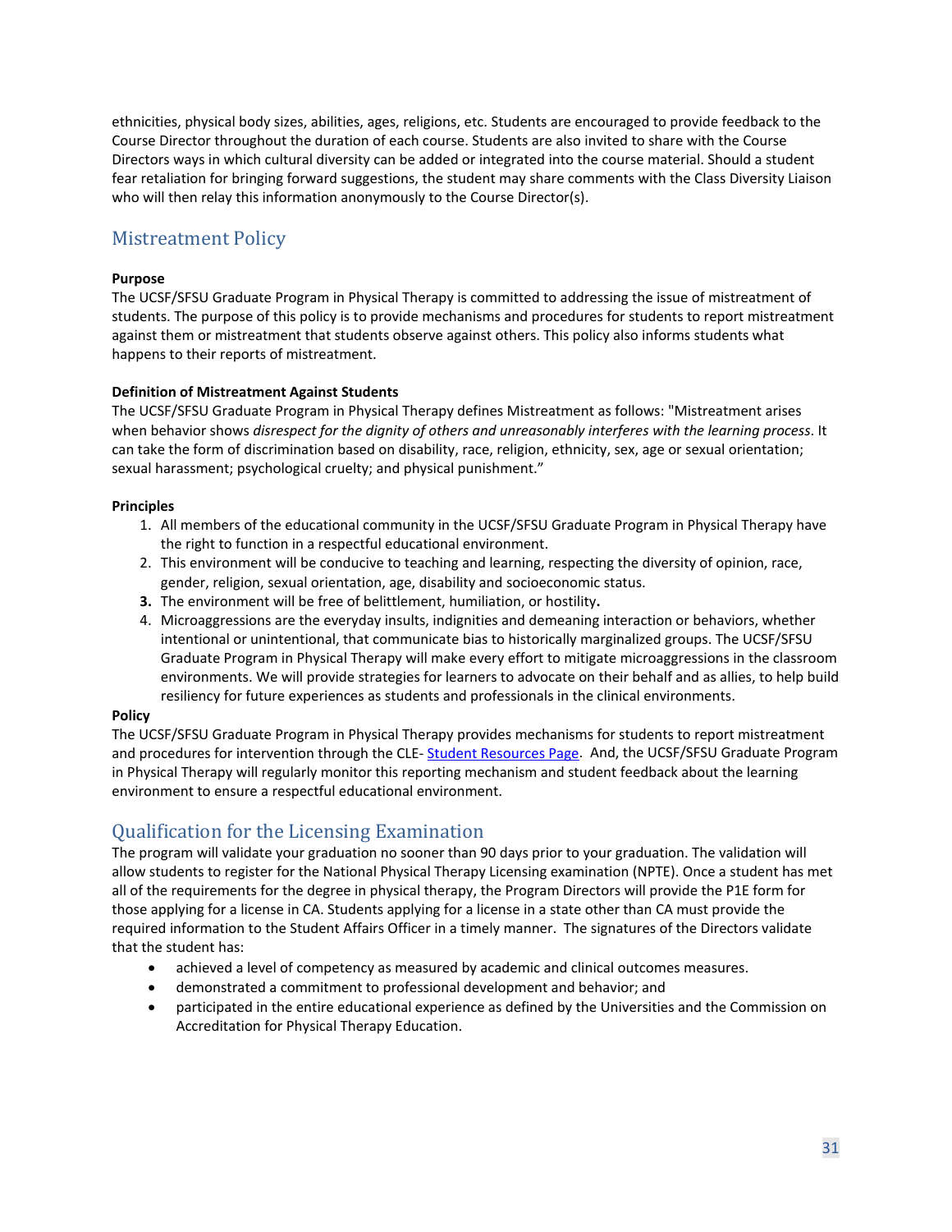ethnicities, physical body sizes, abilities, ages, religions, etc. Students are encouraged to provide feedback to the Course Director throughout the duration of each course. Students are also invited to share with the Course Directors ways in which cultural diversity can be added or integrated into the course material. Should a student fear retaliation for bringing forward suggestions, the student may share comments with the Class Diversity Liaison who will then relay this information anonymously to the Course Director(s).

## Mistreatment Policy

**Purpose**
The UCSF/SFSU Graduate Program in Physical Therapy is committed to addressing the issue of mistreatment of students. The purpose of this policy is to provide mechanisms and procedures for students to report mistreatment against them or mistreatment that students observe against others. This policy also informs students what happens to their reports of mistreatment.

**Definition of Mistreatment Against Students**
The UCSF/SFSU Graduate Program in Physical Therapy defines Mistreatment as follows: "Mistreatment arises when behavior shows *disrespect for the dignity of others and unreasonably interferes with the learning process*. It can take the form of discrimination based on disability, race, religion, ethnicity, sex, age or sexual orientation; sexual harassment; psychological cruelty; and physical punishment."

**Principles**

1. All members of the educational community in the UCSF/SFSU Graduate Program in Physical Therapy have the right to function in a respectful educational environment.
2. This environment will be conducive to teaching and learning, respecting the diversity of opinion, race, gender, religion, sexual orientation, age, disability and socioeconomic status.
3. The environment will be free of belittlement, humiliation, or hostility.
4. Microaggressions are the everyday insults, indignities and demeaning interaction or behaviors, whether intentional or unintentional, that communicate bias to historically marginalized groups. The UCSF/SFSU Graduate Program in Physical Therapy will make every effort to mitigate microaggressions in the classroom environments. We will provide strategies for learners to advocate on their behalf and as allies, to help build resiliency for future experiences as students and professionals in the clinical environments.

**Policy**
The UCSF/SFSU Graduate Program in Physical Therapy provides mechanisms for students to report mistreatment and procedures for intervention through the CLE- Student Resources Page. And, the UCSF/SFSU Graduate Program in Physical Therapy will regularly monitor this reporting mechanism and student feedback about the learning environment to ensure a respectful educational environment.

## Qualification for the Licensing Examination

The program will validate your graduation no sooner than 90 days prior to your graduation. The validation will allow students to register for the National Physical Therapy Licensing examination (NPTE). Once a student has met all of the requirements for the degree in physical therapy, the Program Directors will provide the P1E form for those applying for a license in CA. Students applying for a license in a state other than CA must provide the required information to the Student Affairs Officer in a timely manner. The signatures of the Directors validate that the student has:

- achieved a level of competency as measured by academic and clinical outcomes measures.
- demonstrated a commitment to professional development and behavior; and
- participated in the entire educational experience as defined by the Universities and the Commission on Accreditation for Physical Therapy Education.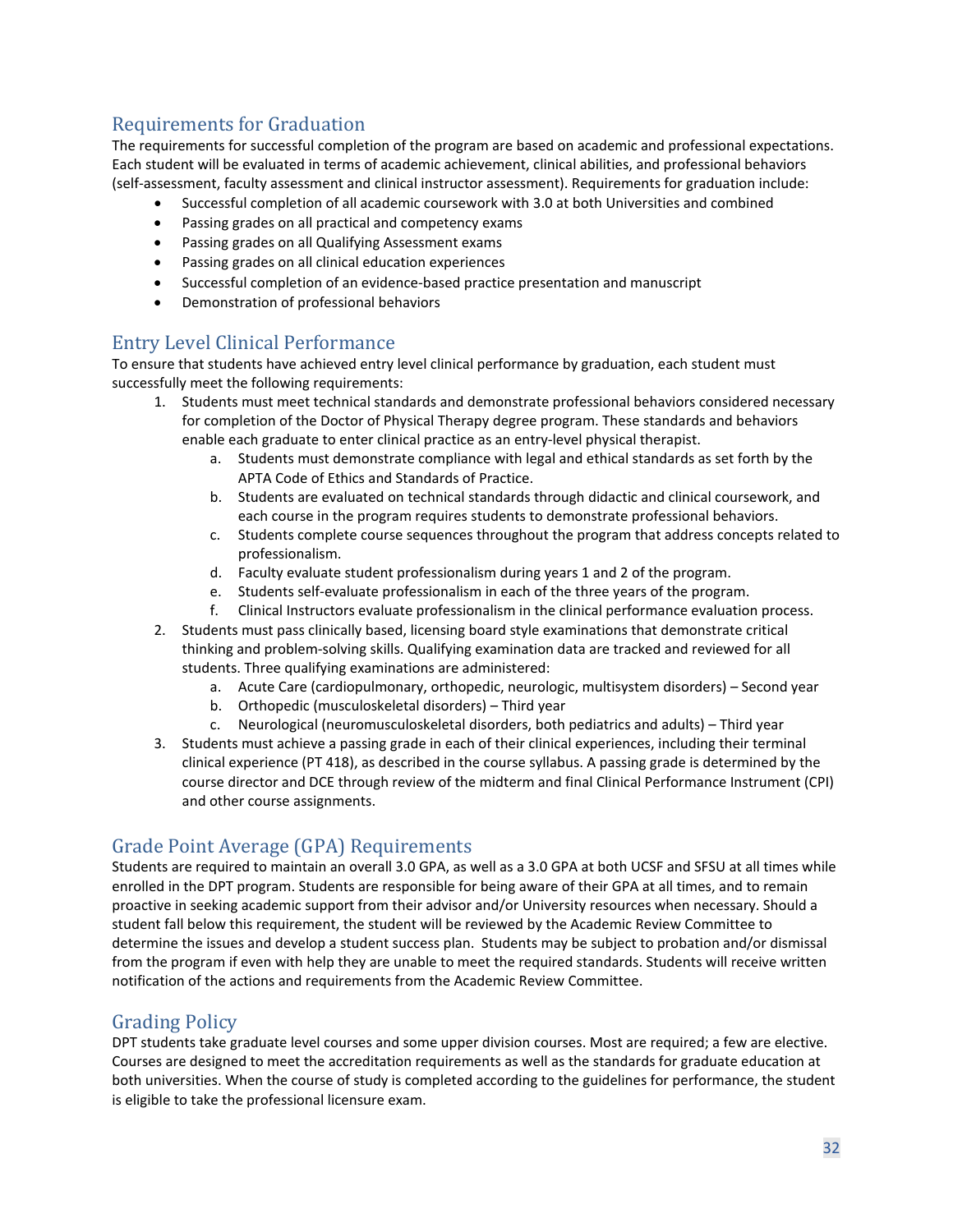## Requirements for Graduation

The requirements for successful completion of the program are based on academic and professional expectations. Each student will be evaluated in terms of academic achievement, clinical abilities, and professional behaviors (self-assessment, faculty assessment and clinical instructor assessment). Requirements for graduation include:

- Successful completion of all academic coursework with 3.0 at both Universities and combined
- Passing grades on all practical and competency exams
- Passing grades on all Qualifying Assessment exams
- Passing grades on all clinical education experiences
- Successful completion of an evidence-based practice presentation and manuscript
- Demonstration of professional behaviors

## Entry Level Clinical Performance

To ensure that students have achieved entry level clinical performance by graduation, each student must successfully meet the following requirements:

1. Students must meet technical standards and demonstrate professional behaviors considered necessary for completion of the Doctor of Physical Therapy degree program. These standards and behaviors enable each graduate to enter clinical practice as an entry-level physical therapist.
   a. Students must demonstrate compliance with legal and ethical standards as set forth by the APTA Code of Ethics and Standards of Practice.
   b. Students are evaluated on technical standards through didactic and clinical coursework, and each course in the program requires students to demonstrate professional behaviors.
   c. Students complete course sequences throughout the program that address concepts related to professionalism.
   d. Faculty evaluate student professionalism during years 1 and 2 of the program.
   e. Students self-evaluate professionalism in each of the three years of the program.
   f. Clinical Instructors evaluate professionalism in the clinical performance evaluation process.
2. Students must pass clinically based, licensing board style examinations that demonstrate critical thinking and problem-solving skills. Qualifying examination data are tracked and reviewed for all students. Three qualifying examinations are administered:
   a. Acute Care (cardiopulmonary, orthopedic, neurologic, multisystem disorders) – Second year
   b. Orthopedic (musculoskeletal disorders) – Third year
   c. Neurological (neuromusculoskeletal disorders, both pediatrics and adults) – Third year
3. Students must achieve a passing grade in each of their clinical experiences, including their terminal clinical experience (PT 418), as described in the course syllabus. A passing grade is determined by the course director and DCE through review of the midterm and final Clinical Performance Instrument (CPI) and other course assignments.

## Grade Point Average (GPA) Requirements

Students are required to maintain an overall 3.0 GPA, as well as a 3.0 GPA at both UCSF and SFSU at all times while enrolled in the DPT program. Students are responsible for being aware of their GPA at all times, and to remain proactive in seeking academic support from their advisor and/or University resources when necessary. Should a student fall below this requirement, the student will be reviewed by the Academic Review Committee to determine the issues and develop a student success plan. Students may be subject to probation and/or dismissal from the program if even with help they are unable to meet the required standards. Students will receive written notification of the actions and requirements from the Academic Review Committee.

## Grading Policy

DPT students take graduate level courses and some upper division courses. Most are required; a few are elective. Courses are designed to meet the accreditation requirements as well as the standards for graduate education at both universities. When the course of study is completed according to the guidelines for performance, the student is eligible to take the professional licensure exam.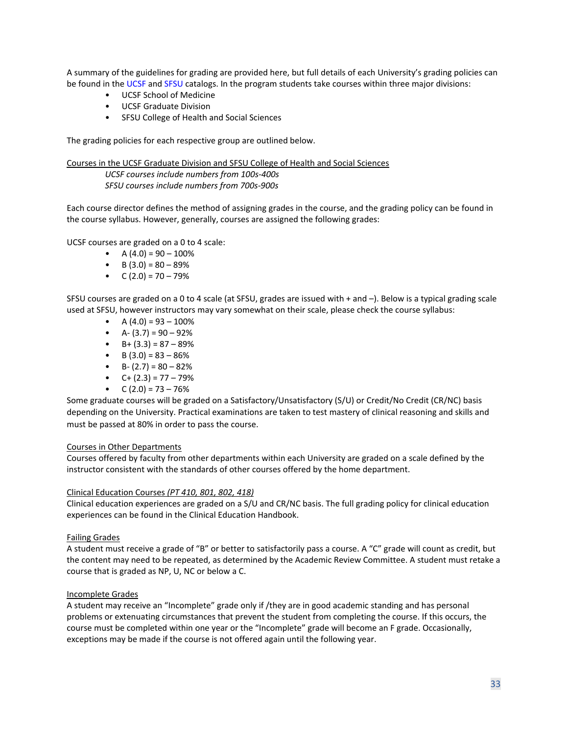A summary of the guidelines for grading are provided here, but full details of each University's grading policies can be found in the UCSF and SFSU catalogs. In the program students take courses within three major divisions:

- UCSF School of Medicine
- UCSF Graduate Division
- SFSU College of Health and Social Sciences

The grading policies for each respective group are outlined below.

<u>Courses in the UCSF Graduate Division and SFSU College of Health and Social Sciences</u>

*UCSF courses include numbers from 100s-400s*
*SFSU courses include numbers from 700s-900s*

Each course director defines the method of assigning grades in the course, and the grading policy can be found in the course syllabus. However, generally, courses are assigned the following grades:

UCSF courses are graded on a 0 to 4 scale:

- A (4.0) = 90 – 100%
- B (3.0) = 80 – 89%
- C (2.0) = 70 – 79%

SFSU courses are graded on a 0 to 4 scale (at SFSU, grades are issued with + and –). Below is a typical grading scale used at SFSU, however instructors may vary somewhat on their scale, please check the course syllabus:

- A (4.0) = 93 – 100%
- A- (3.7) = 90 – 92%
- B+ (3.3) = 87 – 89%
- B (3.0) = 83 – 86%
- B- (2.7) = 80 – 82%
- C+ (2.3) = 77 – 79%
- C (2.0) = 73 – 76%

Some graduate courses will be graded on a Satisfactory/Unsatisfactory (S/U) or Credit/No Credit (CR/NC) basis depending on the University. Practical examinations are taken to test mastery of clinical reasoning and skills and must be passed at 80% in order to pass the course.

<u>Courses in Other Departments</u>

Courses offered by faculty from other departments within each University are graded on a scale defined by the instructor consistent with the standards of other courses offered by the home department.

<u>Clinical Education Courses *(PT 410, 801, 802, 418)*</u>

Clinical education experiences are graded on a S/U and CR/NC basis. The full grading policy for clinical education experiences can be found in the Clinical Education Handbook.

<u>Failing Grades</u>

A student must receive a grade of "B" or better to satisfactorily pass a course. A "C" grade will count as credit, but the content may need to be repeated, as determined by the Academic Review Committee. A student must retake a course that is graded as NP, U, NC or below a C.

<u>Incomplete Grades</u>

A student may receive an "Incomplete" grade only if /they are in good academic standing and has personal problems or extenuating circumstances that prevent the student from completing the course. If this occurs, the course must be completed within one year or the "Incomplete" grade will become an F grade. Occasionally, exceptions may be made if the course is not offered again until the following year.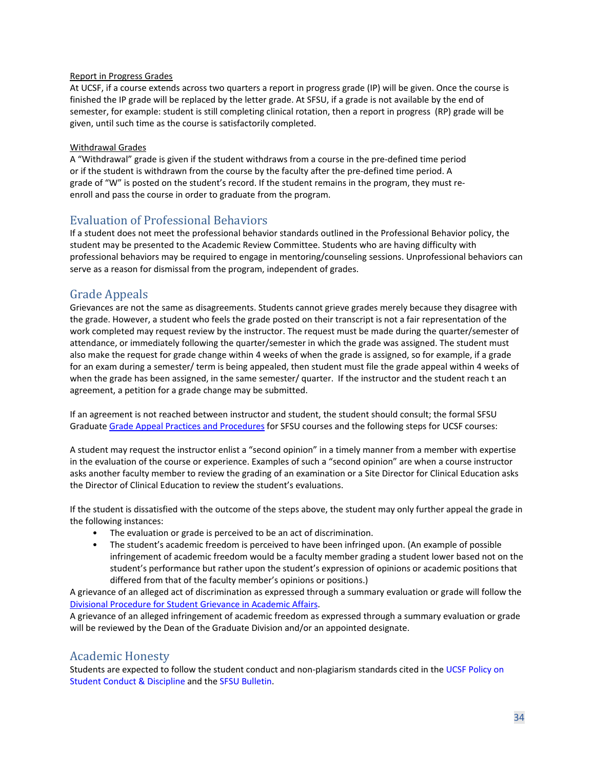Report in Progress Grades

At UCSF, if a course extends across two quarters a report in progress grade (IP) will be given. Once the course is finished the IP grade will be replaced by the letter grade. At SFSU, if a grade is not available by the end of semester, for example: student is still completing clinical rotation, then a report in progress (RP) grade will be given, until such time as the course is satisfactorily completed.

Withdrawal Grades

A "Withdrawal" grade is given if the student withdraws from a course in the pre-defined time period or if the student is withdrawn from the course by the faculty after the pre-defined time period. A grade of "W" is posted on the student's record. If the student remains in the program, they must re-enroll and pass the course in order to graduate from the program.

## Evaluation of Professional Behaviors

If a student does not meet the professional behavior standards outlined in the Professional Behavior policy, the student may be presented to the Academic Review Committee. Students who are having difficulty with professional behaviors may be required to engage in mentoring/counseling sessions. Unprofessional behaviors can serve as a reason for dismissal from the program, independent of grades.

## Grade Appeals

Grievances are not the same as disagreements. Students cannot grieve grades merely because they disagree with the grade. However, a student who feels the grade posted on their transcript is not a fair representation of the work completed may request review by the instructor. The request must be made during the quarter/semester of attendance, or immediately following the quarter/semester in which the grade was assigned. The student must also make the request for grade change within 4 weeks of when the grade is assigned, so for example, if a grade for an exam during a semester/ term is being appealed, then student must file the grade appeal within 4 weeks of when the grade has been assigned, in the same semester/ quarter. If the instructor and the student reach t an agreement, a petition for a grade change may be submitted.

If an agreement is not reached between instructor and student, the student should consult; the formal SFSU Graduate Grade Appeal Practices and Procedures for SFSU courses and the following steps for UCSF courses:

A student may request the instructor enlist a "second opinion" in a timely manner from a member with expertise in the evaluation of the course or experience. Examples of such a "second opinion" are when a course instructor asks another faculty member to review the grading of an examination or a Site Director for Clinical Education asks the Director of Clinical Education to review the student's evaluations.

If the student is dissatisfied with the outcome of the steps above, the student may only further appeal the grade in the following instances:

- The evaluation or grade is perceived to be an act of discrimination.
- The student's academic freedom is perceived to have been infringed upon. (An example of possible infringement of academic freedom would be a faculty member grading a student lower based not on the student's performance but rather upon the student's expression of opinions or academic positions that differed from that of the faculty member's opinions or positions.)

A grievance of an alleged act of discrimination as expressed through a summary evaluation or grade will follow the Divisional Procedure for Student Grievance in Academic Affairs.

A grievance of an alleged infringement of academic freedom as expressed through a summary evaluation or grade will be reviewed by the Dean of the Graduate Division and/or an appointed designate.

## Academic Honesty

Students are expected to follow the student conduct and non-plagiarism standards cited in the UCSF Policy on Student Conduct & Discipline and the SFSU Bulletin.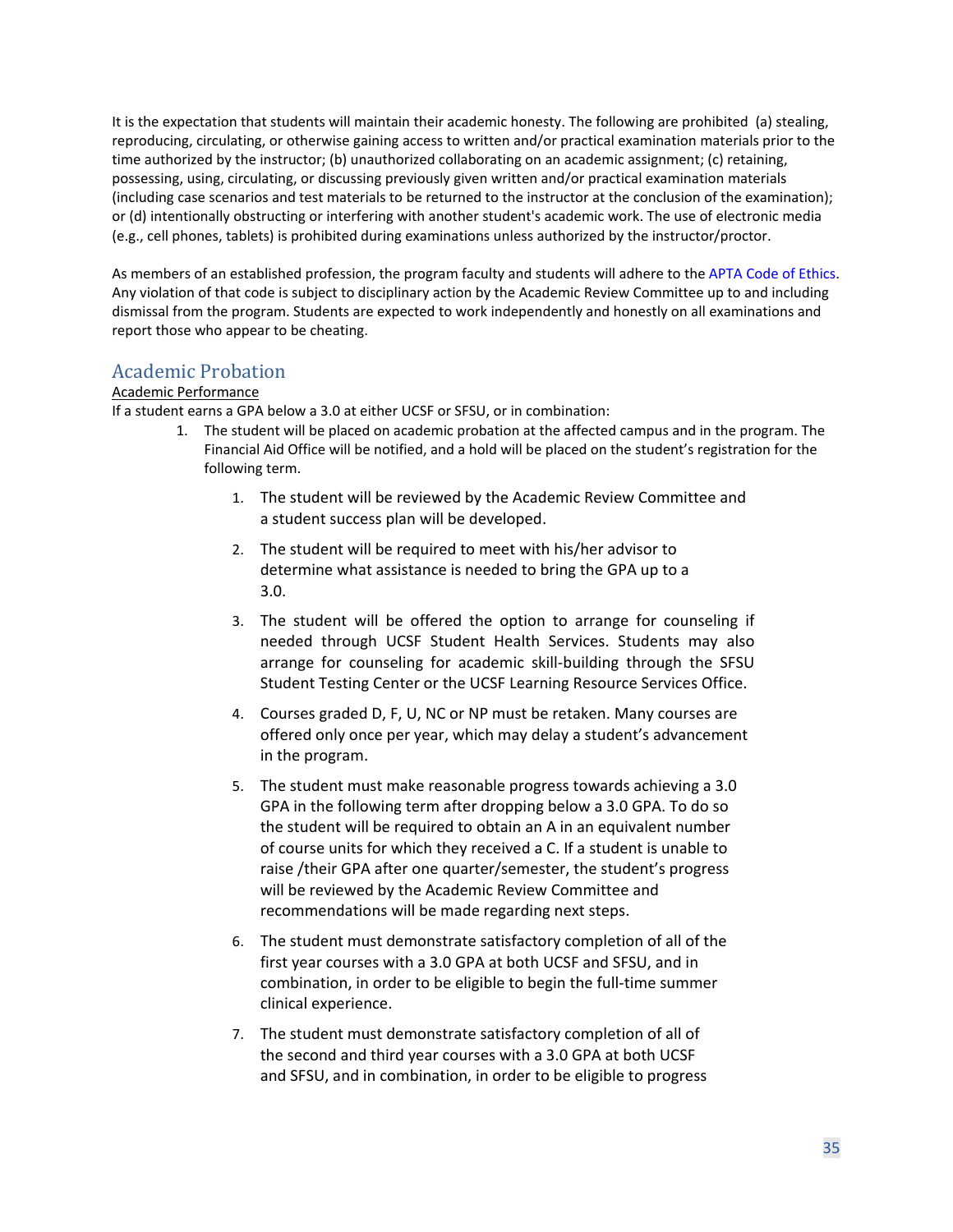It is the expectation that students will maintain their academic honesty. The following are prohibited (a) stealing, reproducing, circulating, or otherwise gaining access to written and/or practical examination materials prior to the time authorized by the instructor; (b) unauthorized collaborating on an academic assignment; (c) retaining, possessing, using, circulating, or discussing previously given written and/or practical examination materials (including case scenarios and test materials to be returned to the instructor at the conclusion of the examination); or (d) intentionally obstructing or interfering with another student's academic work. The use of electronic media (e.g., cell phones, tablets) is prohibited during examinations unless authorized by the instructor/proctor.

As members of an established profession, the program faculty and students will adhere to the APTA Code of Ethics. Any violation of that code is subject to disciplinary action by the Academic Review Committee up to and including dismissal from the program. Students are expected to work independently and honestly on all examinations and report those who appear to be cheating.

## Academic Probation

Academic Performance

If a student earns a GPA below a 3.0 at either UCSF or SFSU, or in combination:

1. The student will be placed on academic probation at the affected campus and in the program. The Financial Aid Office will be notified, and a hold will be placed on the student's registration for the following term.

    1. The student will be reviewed by the Academic Review Committee and a student success plan will be developed.
    2. The student will be required to meet with his/her advisor to determine what assistance is needed to bring the GPA up to a 3.0.
    3. The student will be offered the option to arrange for counseling if needed through UCSF Student Health Services. Students may also arrange for counseling for academic skill-building through the SFSU Student Testing Center or the UCSF Learning Resource Services Office.
    4. Courses graded D, F, U, NC or NP must be retaken. Many courses are offered only once per year, which may delay a student's advancement in the program.
    5. The student must make reasonable progress towards achieving a 3.0 GPA in the following term after dropping below a 3.0 GPA. To do so the student will be required to obtain an A in an equivalent number of course units for which they received a C. If a student is unable to raise /their GPA after one quarter/semester, the student's progress will be reviewed by the Academic Review Committee and recommendations will be made regarding next steps.
    6. The student must demonstrate satisfactory completion of all of the first year courses with a 3.0 GPA at both UCSF and SFSU, and in combination, in order to be eligible to begin the full-time summer clinical experience.
    7. The student must demonstrate satisfactory completion of all of the second and third year courses with a 3.0 GPA at both UCSF and SFSU, and in combination, in order to be eligible to progress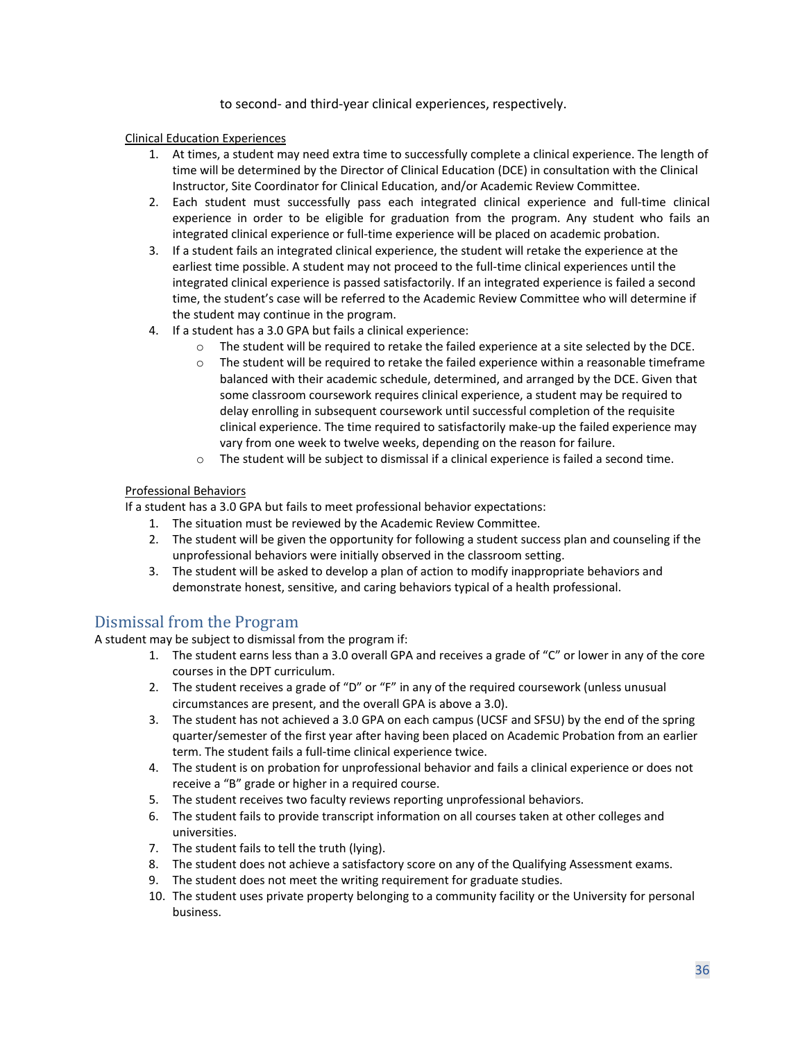to second- and third-year clinical experiences, respectively.

Clinical Education Experiences

1. At times, a student may need extra time to successfully complete a clinical experience. The length of time will be determined by the Director of Clinical Education (DCE) in consultation with the Clinical Instructor, Site Coordinator for Clinical Education, and/or Academic Review Committee.
2. Each student must successfully pass each integrated clinical experience and full-time clinical experience in order to be eligible for graduation from the program. Any student who fails an integrated clinical experience or full-time experience will be placed on academic probation.
3. If a student fails an integrated clinical experience, the student will retake the experience at the earliest time possible. A student may not proceed to the full-time clinical experiences until the integrated clinical experience is passed satisfactorily. If an integrated experience is failed a second time, the student's case will be referred to the Academic Review Committee who will determine if the student may continue in the program.
4. If a student has a 3.0 GPA but fails a clinical experience:
   - The student will be required to retake the failed experience at a site selected by the DCE.
   - The student will be required to retake the failed experience within a reasonable timeframe balanced with their academic schedule, determined, and arranged by the DCE. Given that some classroom coursework requires clinical experience, a student may be required to delay enrolling in subsequent coursework until successful completion of the requisite clinical experience. The time required to satisfactorily make-up the failed experience may vary from one week to twelve weeks, depending on the reason for failure.
   - The student will be subject to dismissal if a clinical experience is failed a second time.

Professional Behaviors

If a student has a 3.0 GPA but fails to meet professional behavior expectations:

1. The situation must be reviewed by the Academic Review Committee.
2. The student will be given the opportunity for following a student success plan and counseling if the unprofessional behaviors were initially observed in the classroom setting.
3. The student will be asked to develop a plan of action to modify inappropriate behaviors and demonstrate honest, sensitive, and caring behaviors typical of a health professional.

## Dismissal from the Program

A student may be subject to dismissal from the program if:

1. The student earns less than a 3.0 overall GPA and receives a grade of "C" or lower in any of the core courses in the DPT curriculum.
2. The student receives a grade of "D" or "F" in any of the required coursework (unless unusual circumstances are present, and the overall GPA is above a 3.0).
3. The student has not achieved a 3.0 GPA on each campus (UCSF and SFSU) by the end of the spring quarter/semester of the first year after having been placed on Academic Probation from an earlier term. The student fails a full-time clinical experience twice.
4. The student is on probation for unprofessional behavior and fails a clinical experience or does not receive a "B" grade or higher in a required course.
5. The student receives two faculty reviews reporting unprofessional behaviors.
6. The student fails to provide transcript information on all courses taken at other colleges and universities.
7. The student fails to tell the truth (lying).
8. The student does not achieve a satisfactory score on any of the Qualifying Assessment exams.
9. The student does not meet the writing requirement for graduate studies.
10. The student uses private property belonging to a community facility or the University for personal business.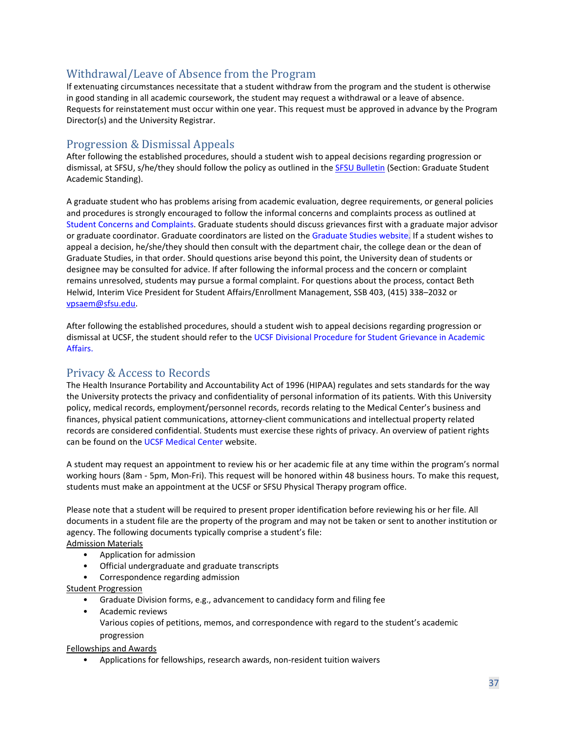## Withdrawal/Leave of Absence from the Program

If extenuating circumstances necessitate that a student withdraw from the program and the student is otherwise in good standing in all academic coursework, the student may request a withdrawal or a leave of absence. Requests for reinstatement must occur within one year. This request must be approved in advance by the Program Director(s) and the University Registrar.

## Progression & Dismissal Appeals

After following the established procedures, should a student wish to appeal decisions regarding progression or dismissal, at SFSU, s/he/they should follow the policy as outlined in the SFSU Bulletin (Section: Graduate Student Academic Standing).

A graduate student who has problems arising from academic evaluation, degree requirements, or general policies and procedures is strongly encouraged to follow the informal concerns and complaints process as outlined at Student Concerns and Complaints. Graduate students should discuss grievances first with a graduate major advisor or graduate coordinator. Graduate coordinators are listed on the Graduate Studies website. If a student wishes to appeal a decision, he/she/they should then consult with the department chair, the college dean or the dean of Graduate Studies, in that order. Should questions arise beyond this point, the University dean of students or designee may be consulted for advice. If after following the informal process and the concern or complaint remains unresolved, students may pursue a formal complaint. For questions about the process, contact Beth Helwid, Interim Vice President for Student Affairs/Enrollment Management, SSB 403, (415) 338–2032 or vpsaem@sfsu.edu.

After following the established procedures, should a student wish to appeal decisions regarding progression or dismissal at UCSF, the student should refer to the UCSF Divisional Procedure for Student Grievance in Academic Affairs.

## Privacy & Access to Records

The Health Insurance Portability and Accountability Act of 1996 (HIPAA) regulates and sets standards for the way the University protects the privacy and confidentiality of personal information of its patients. With this University policy, medical records, employment/personnel records, records relating to the Medical Center's business and finances, physical patient communications, attorney-client communications and intellectual property related records are considered confidential. Students must exercise these rights of privacy. An overview of patient rights can be found on the UCSF Medical Center website.

A student may request an appointment to review his or her academic file at any time within the program's normal working hours (8am - 5pm, Mon-Fri). This request will be honored within 48 business hours. To make this request, students must make an appointment at the UCSF or SFSU Physical Therapy program office.

Please note that a student will be required to present proper identification before reviewing his or her file. All documents in a student file are the property of the program and may not be taken or sent to another institution or agency. The following documents typically comprise a student's file:

Admission Materials

- Application for admission
- Official undergraduate and graduate transcripts
- Correspondence regarding admission

Student Progression

- Graduate Division forms, e.g., advancement to candidacy form and filing fee
- Academic reviews
  Various copies of petitions, memos, and correspondence with regard to the student's academic progression

Fellowships and Awards

- Applications for fellowships, research awards, non-resident tuition waivers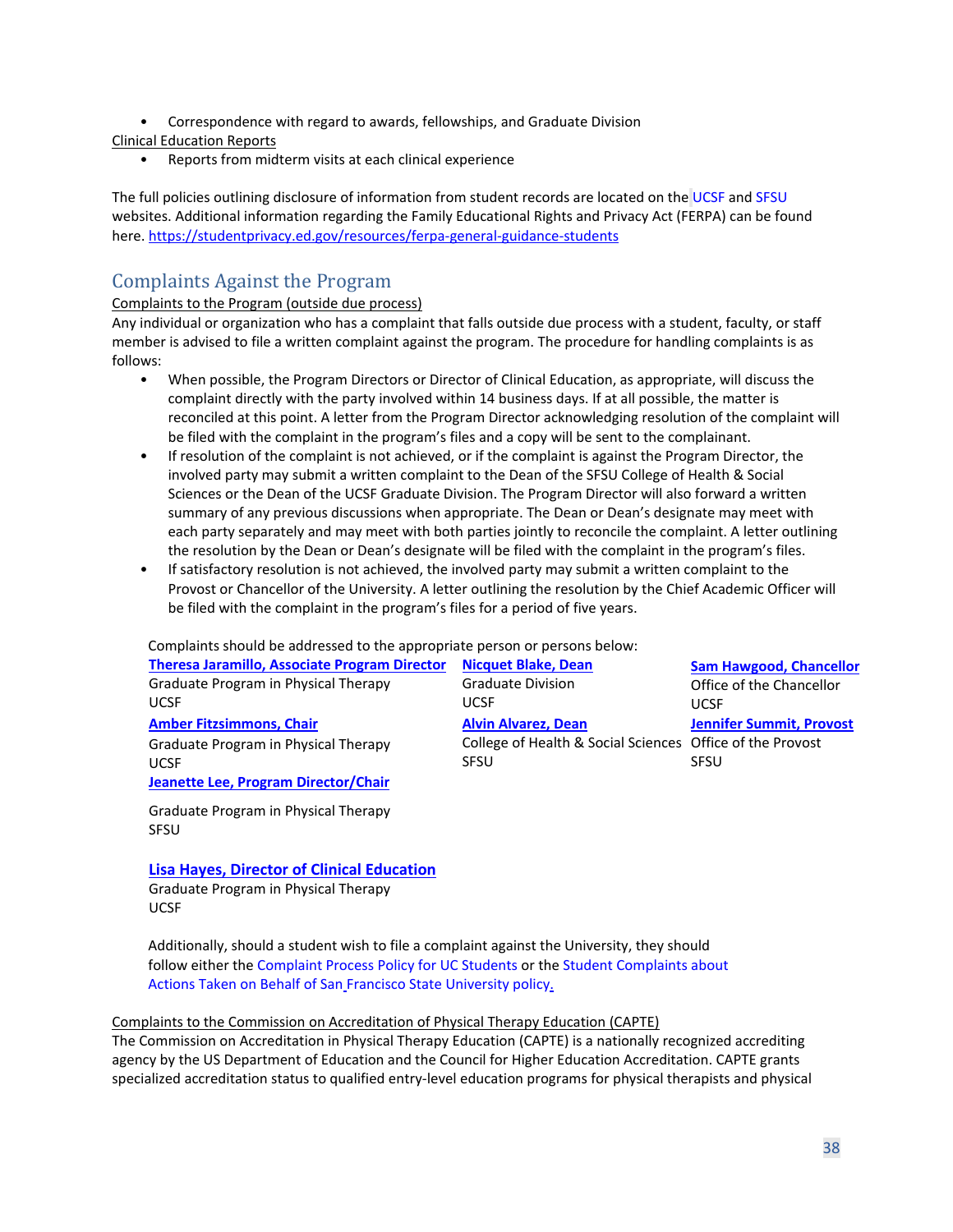- Correspondence with regard to awards, fellowships, and Graduate Division

Clinical Education Reports

- Reports from midterm visits at each clinical experience

The full policies outlining disclosure of information from student records are located on the UCSF and SFSU websites. Additional information regarding the Family Educational Rights and Privacy Act (FERPA) can be found here. https://studentprivacy.ed.gov/resources/ferpa-general-guidance-students

## Complaints Against the Program

Complaints to the Program (outside due process)

Any individual or organization who has a complaint that falls outside due process with a student, faculty, or staff member is advised to file a written complaint against the program. The procedure for handling complaints is as follows:

- When possible, the Program Directors or Director of Clinical Education, as appropriate, will discuss the complaint directly with the party involved within 14 business days. If at all possible, the matter is reconciled at this point. A letter from the Program Director acknowledging resolution of the complaint will be filed with the complaint in the program's files and a copy will be sent to the complainant.
- If resolution of the complaint is not achieved, or if the complaint is against the Program Director, the involved party may submit a written complaint to the Dean of the SFSU College of Health & Social Sciences or the Dean of the UCSF Graduate Division. The Program Director will also forward a written summary of any previous discussions when appropriate. The Dean or Dean's designate may meet with each party separately and may meet with both parties jointly to reconcile the complaint. A letter outlining the resolution by the Dean or Dean's designate will be filed with the complaint in the program's files.
- If satisfactory resolution is not achieved, the involved party may submit a written complaint to the Provost or Chancellor of the University. A letter outlining the resolution by the Chief Academic Officer will be filed with the complaint in the program's files for a period of five years.

Complaints should be addressed to the appropriate person or persons below:

**Theresa Jaramillo, Associate Program Director**
Graduate Program in Physical Therapy
UCSF

**Amber Fitzsimmons, Chair**
Graduate Program in Physical Therapy
UCSF

**Jeanette Lee, Program Director/Chair**
Graduate Program in Physical Therapy
SFSU

**Lisa Hayes, Director of Clinical Education**
Graduate Program in Physical Therapy
UCSF

**Nicquet Blake, Dean**
Graduate Division
UCSF

**Alvin Alvarez, Dean**
College of Health & Social Sciences
SFSU

**Sam Hawgood, Chancellor**
Office of the Chancellor
UCSF

**Jennifer Summit, Provost**
Office of the Provost
SFSU

Additionally, should a student wish to file a complaint against the University, they should follow either the Complaint Process Policy for UC Students or the Student Complaints about Actions Taken on Behalf of San Francisco State University policy.

Complaints to the Commission on Accreditation of Physical Therapy Education (CAPTE)

The Commission on Accreditation in Physical Therapy Education (CAPTE) is a nationally recognized accrediting agency by the US Department of Education and the Council for Higher Education Accreditation. CAPTE grants specialized accreditation status to qualified entry-level education programs for physical therapists and physical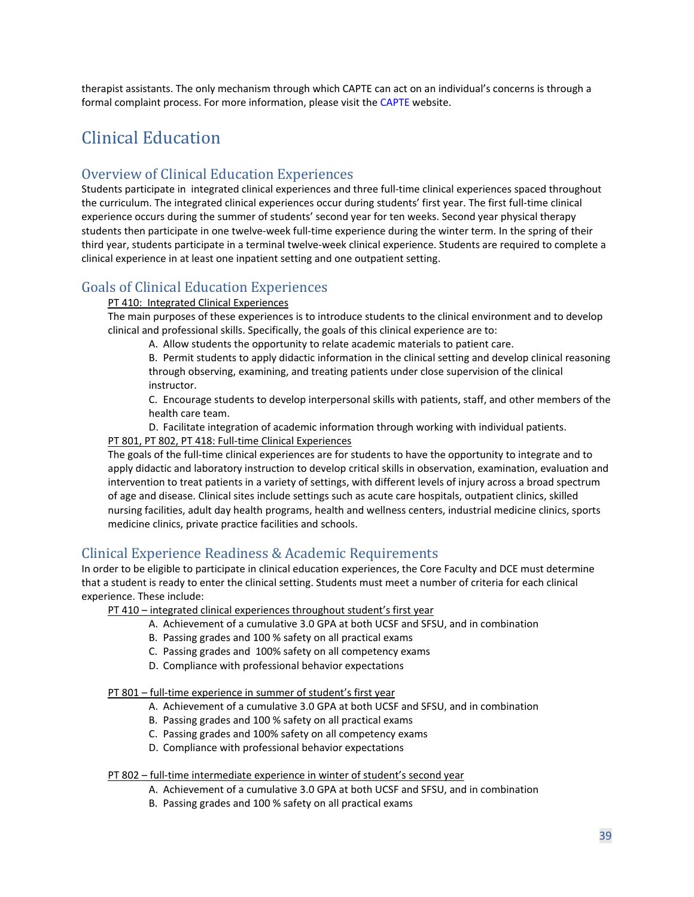therapist assistants. The only mechanism through which CAPTE can act on an individual's concerns is through a formal complaint process. For more information, please visit the CAPTE website.

# Clinical Education

## Overview of Clinical Education Experiences

Students participate in integrated clinical experiences and three full-time clinical experiences spaced throughout the curriculum. The integrated clinical experiences occur during students' first year. The first full-time clinical experience occurs during the summer of students' second year for ten weeks. Second year physical therapy students then participate in one twelve-week full-time experience during the winter term. In the spring of their third year, students participate in a terminal twelve-week clinical experience. Students are required to complete a clinical experience in at least one inpatient setting and one outpatient setting.

## Goals of Clinical Education Experiences

<u>PT 410: Integrated Clinical Experiences</u>

The main purposes of these experiences is to introduce students to the clinical environment and to develop clinical and professional skills. Specifically, the goals of this clinical experience are to:

A. Allow students the opportunity to relate academic materials to patient care.
B. Permit students to apply didactic information in the clinical setting and develop clinical reasoning through observing, examining, and treating patients under close supervision of the clinical instructor.
C. Encourage students to develop interpersonal skills with patients, staff, and other members of the health care team.
D. Facilitate integration of academic information through working with individual patients.

<u>PT 801, PT 802, PT 418: Full-time Clinical Experiences</u>

The goals of the full-time clinical experiences are for students to have the opportunity to integrate and to apply didactic and laboratory instruction to develop critical skills in observation, examination, evaluation and intervention to treat patients in a variety of settings, with different levels of injury across a broad spectrum of age and disease. Clinical sites include settings such as acute care hospitals, outpatient clinics, skilled nursing facilities, adult day health programs, health and wellness centers, industrial medicine clinics, sports medicine clinics, private practice facilities and schools.

## Clinical Experience Readiness & Academic Requirements

In order to be eligible to participate in clinical education experiences, the Core Faculty and DCE must determine that a student is ready to enter the clinical setting. Students must meet a number of criteria for each clinical experience. These include:

<u>PT 410 – integrated clinical experiences throughout student's first year</u>

A. Achievement of a cumulative 3.0 GPA at both UCSF and SFSU, and in combination
B. Passing grades and 100 % safety on all practical exams
C. Passing grades and 100% safety on all competency exams
D. Compliance with professional behavior expectations

<u>PT 801 – full-time experience in summer of student's first year</u>

A. Achievement of a cumulative 3.0 GPA at both UCSF and SFSU, and in combination
B. Passing grades and 100 % safety on all practical exams
C. Passing grades and 100% safety on all competency exams
D. Compliance with professional behavior expectations

<u>PT 802 – full-time intermediate experience in winter of student's second year</u>

A. Achievement of a cumulative 3.0 GPA at both UCSF and SFSU, and in combination
B. Passing grades and 100 % safety on all practical exams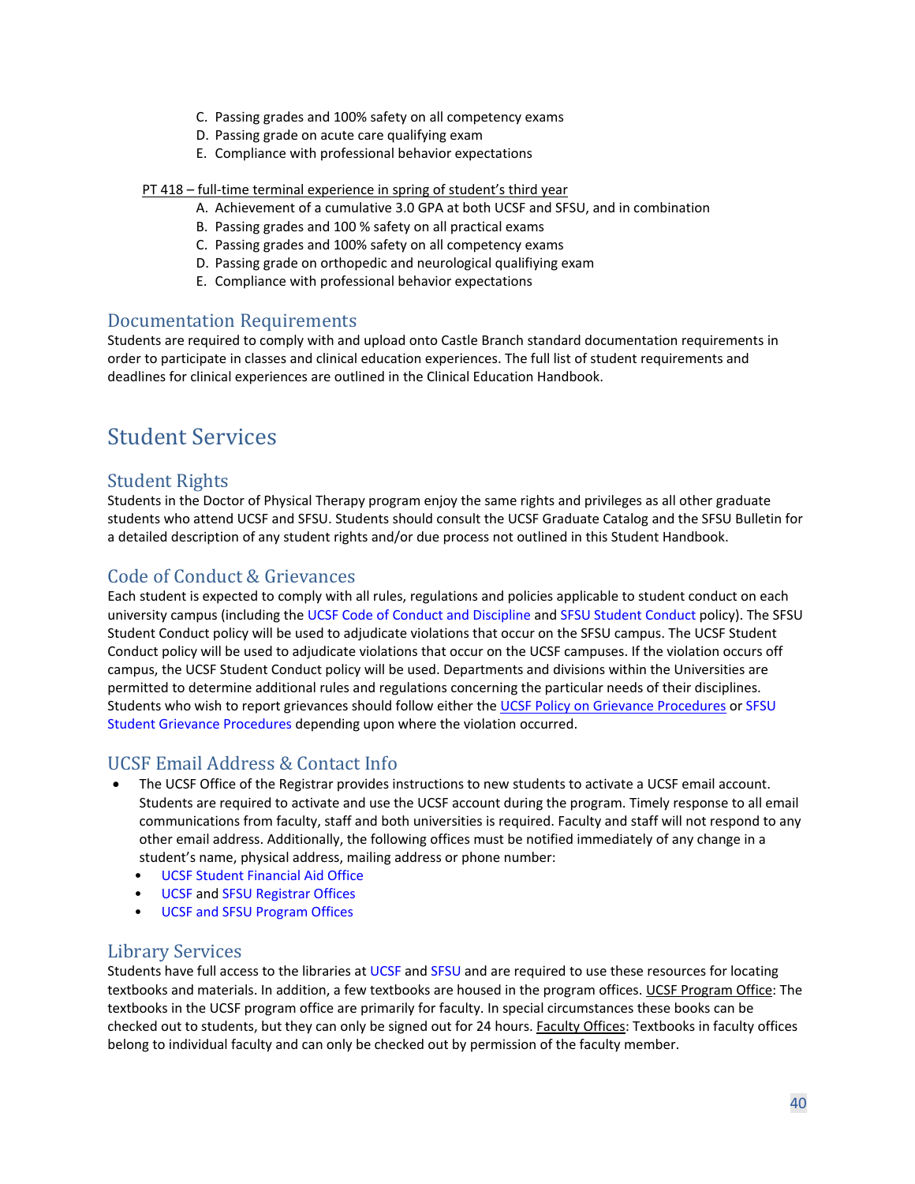C. Passing grades and 100% safety on all competency exams
D. Passing grade on acute care qualifying exam
E. Compliance with professional behavior expectations

PT 418 – full-time terminal experience in spring of student's third year

A. Achievement of a cumulative 3.0 GPA at both UCSF and SFSU, and in combination
B. Passing grades and 100 % safety on all practical exams
C. Passing grades and 100% safety on all competency exams
D. Passing grade on orthopedic and neurological qualifiying exam
E. Compliance with professional behavior expectations

## Documentation Requirements

Students are required to comply with and upload onto Castle Branch standard documentation requirements in order to participate in classes and clinical education experiences. The full list of student requirements and deadlines for clinical experiences are outlined in the Clinical Education Handbook.

# Student Services

## Student Rights

Students in the Doctor of Physical Therapy program enjoy the same rights and privileges as all other graduate students who attend UCSF and SFSU. Students should consult the UCSF Graduate Catalog and the SFSU Bulletin for a detailed description of any student rights and/or due process not outlined in this Student Handbook.

## Code of Conduct & Grievances

Each student is expected to comply with all rules, regulations and policies applicable to student conduct on each university campus (including the UCSF Code of Conduct and Discipline and SFSU Student Conduct policy). The SFSU Student Conduct policy will be used to adjudicate violations that occur on the SFSU campus. The UCSF Student Conduct policy will be used to adjudicate violations that occur on the UCSF campuses. If the violation occurs off campus, the UCSF Student Conduct policy will be used. Departments and divisions within the Universities are permitted to determine additional rules and regulations concerning the particular needs of their disciplines. Students who wish to report grievances should follow either the UCSF Policy on Grievance Procedures or SFSU Student Grievance Procedures depending upon where the violation occurred.

## UCSF Email Address & Contact Info

- The UCSF Office of the Registrar provides instructions to new students to activate a UCSF email account. Students are required to activate and use the UCSF account during the program. Timely response to all email communications from faculty, staff and both universities is required. Faculty and staff will not respond to any other email address. Additionally, the following offices must be notified immediately of any change in a student's name, physical address, mailing address or phone number:
  - UCSF Student Financial Aid Office
  - UCSF and SFSU Registrar Offices
  - UCSF and SFSU Program Offices

## Library Services

Students have full access to the libraries at UCSF and SFSU and are required to use these resources for locating textbooks and materials. In addition, a few textbooks are housed in the program offices. UCSF Program Office: The textbooks in the UCSF program office are primarily for faculty. In special circumstances these books can be checked out to students, but they can only be signed out for 24 hours. Faculty Offices: Textbooks in faculty offices belong to individual faculty and can only be checked out by permission of the faculty member.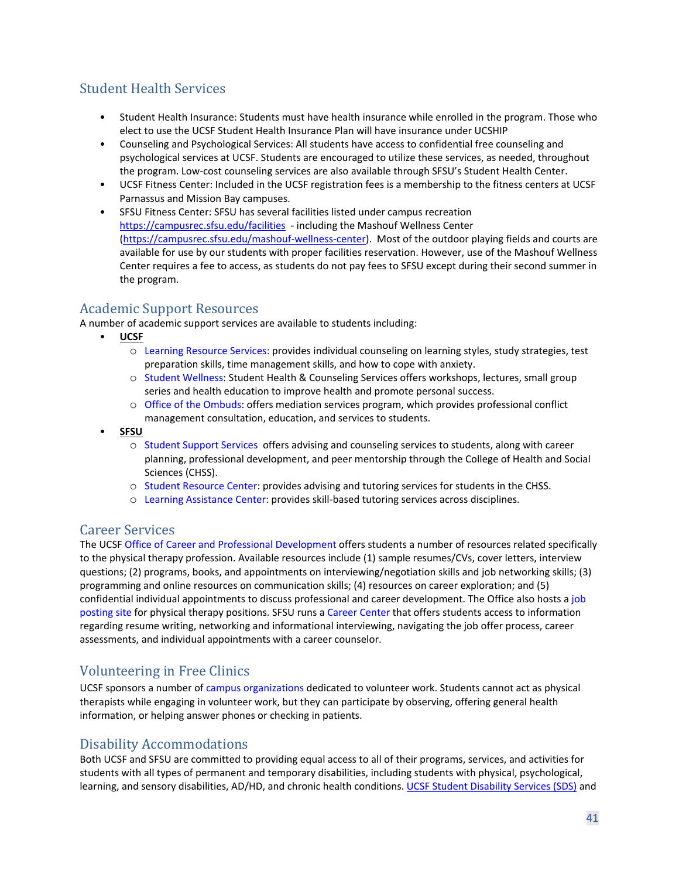## Student Health Services

- Student Health Insurance: Students must have health insurance while enrolled in the program. Those who elect to use the UCSF Student Health Insurance Plan will have insurance under UCSHIP
- Counseling and Psychological Services: All students have access to confidential free counseling and psychological services at UCSF. Students are encouraged to utilize these services, as needed, throughout the program. Low-cost counseling services are also available through SFSU's Student Health Center.
- UCSF Fitness Center: Included in the UCSF registration fees is a membership to the fitness centers at UCSF Parnassus and Mission Bay campuses.
- SFSU Fitness Center: SFSU has several facilities listed under campus recreation https://campusrec.sfsu.edu/facilities - including the Mashouf Wellness Center (https://campusrec.sfsu.edu/mashouf-wellness-center). Most of the outdoor playing fields and courts are available for use by our students with proper facilities reservation. However, use of the Mashouf Wellness Center requires a fee to access, as students do not pay fees to SFSU except during their second summer in the program.

## Academic Support Resources

A number of academic support services are available to students including:

- **UCSF**
  - Learning Resource Services: provides individual counseling on learning styles, study strategies, test preparation skills, time management skills, and how to cope with anxiety.
  - Student Wellness: Student Health & Counseling Services offers workshops, lectures, small group series and health education to improve health and promote personal success.
  - Office of the Ombuds: offers mediation services program, which provides professional conflict management consultation, education, and services to students.
- **SFSU**
  - Student Support Services offers advising and counseling services to students, along with career planning, professional development, and peer mentorship through the College of Health and Social Sciences (CHSS).
  - Student Resource Center: provides advising and tutoring services for students in the CHSS.
  - Learning Assistance Center: provides skill-based tutoring services across disciplines.

## Career Services

The UCSF Office of Career and Professional Development offers students a number of resources related specifically to the physical therapy profession. Available resources include (1) sample resumes/CVs, cover letters, interview questions; (2) programs, books, and appointments on interviewing/negotiation skills and job networking skills; (3) programming and online resources on communication skills; (4) resources on career exploration; and (5) confidential individual appointments to discuss professional and career development. The Office also hosts a job posting site for physical therapy positions. SFSU runs a Career Center that offers students access to information regarding resume writing, networking and informational interviewing, navigating the job offer process, career assessments, and individual appointments with a career counselor.

## Volunteering in Free Clinics

UCSF sponsors a number of campus organizations dedicated to volunteer work. Students cannot act as physical therapists while engaging in volunteer work, but they can participate by observing, offering general health information, or helping answer phones or checking in patients.

## Disability Accommodations

Both UCSF and SFSU are committed to providing equal access to all of their programs, services, and activities for students with all types of permanent and temporary disabilities, including students with physical, psychological, learning, and sensory disabilities, AD/HD, and chronic health conditions. UCSF Student Disability Services (SDS) and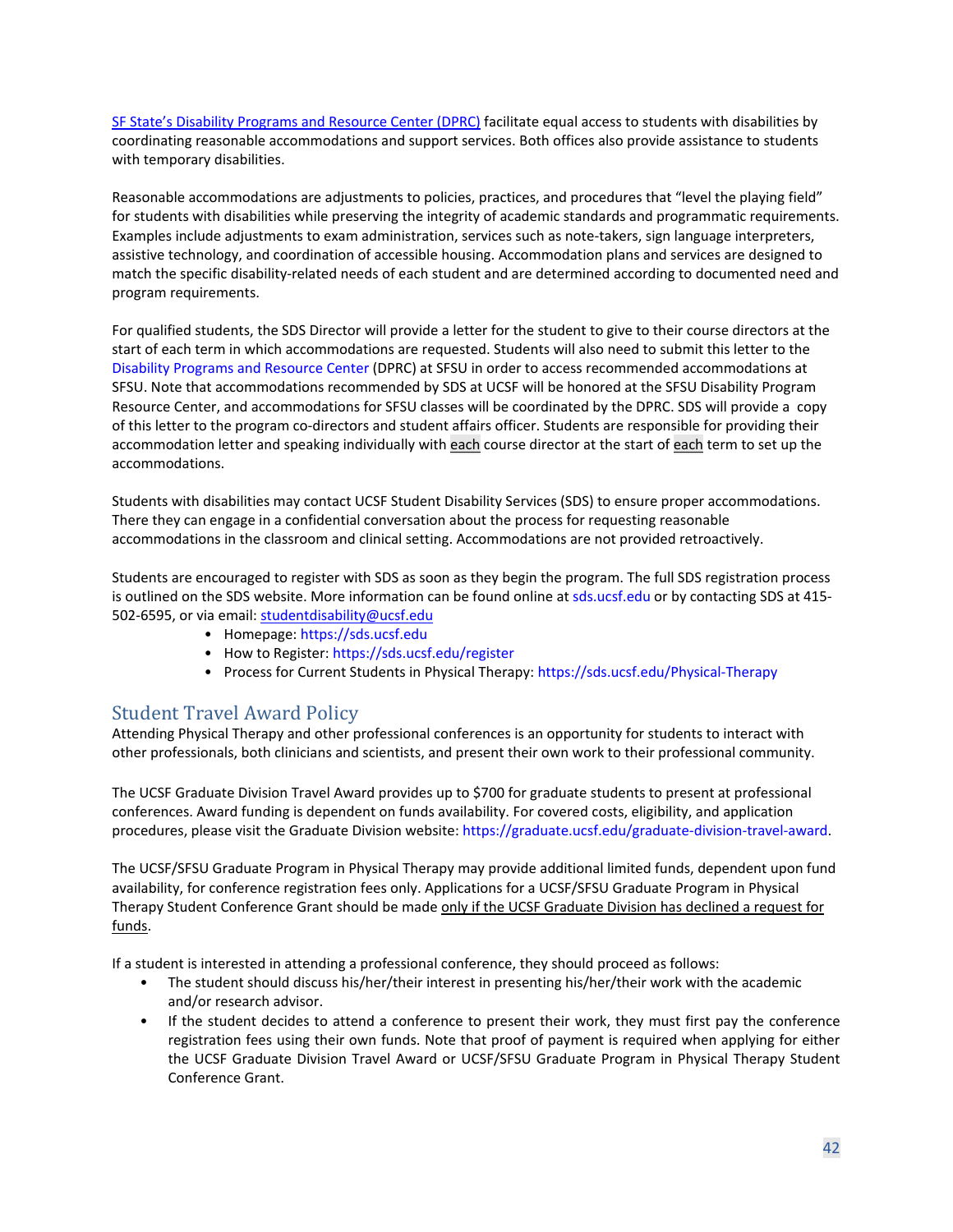[SF State's Disability Programs and Resource Center (DPRC)](#) facilitate equal access to students with disabilities by coordinating reasonable accommodations and support services. Both offices also provide assistance to students with temporary disabilities.

Reasonable accommodations are adjustments to policies, practices, and procedures that "level the playing field" for students with disabilities while preserving the integrity of academic standards and programmatic requirements. Examples include adjustments to exam administration, services such as note-takers, sign language interpreters, assistive technology, and coordination of accessible housing. Accommodation plans and services are designed to match the specific disability-related needs of each student and are determined according to documented need and program requirements.

For qualified students, the SDS Director will provide a letter for the student to give to their course directors at the start of each term in which accommodations are requested. Students will also need to submit this letter to the Disability Programs and Resource Center (DPRC) at SFSU in order to access recommended accommodations at SFSU. Note that accommodations recommended by SDS at UCSF will be honored at the SFSU Disability Program Resource Center, and accommodations for SFSU classes will be coordinated by the DPRC. SDS will provide a copy of this letter to the program co-directors and student affairs officer. Students are responsible for providing their accommodation letter and speaking individually with <u>each</u> course director at the start of <u>each</u> term to set up the accommodations.

Students with disabilities may contact UCSF Student Disability Services (SDS) to ensure proper accommodations. There they can engage in a confidential conversation about the process for requesting reasonable accommodations in the classroom and clinical setting. Accommodations are not provided retroactively.

Students are encouraged to register with SDS as soon as they begin the program. The full SDS registration process is outlined on the SDS website. More information can be found online at sds.ucsf.edu or by contacting SDS at 415-502-6595, or via email: studentdisability@ucsf.edu

- Homepage: https://sds.ucsf.edu
- How to Register: https://sds.ucsf.edu/register
- Process for Current Students in Physical Therapy: https://sds.ucsf.edu/Physical-Therapy

## Student Travel Award Policy

Attending Physical Therapy and other professional conferences is an opportunity for students to interact with other professionals, both clinicians and scientists, and present their own work to their professional community.

The UCSF Graduate Division Travel Award provides up to $700 for graduate students to present at professional conferences. Award funding is dependent on funds availability. For covered costs, eligibility, and application procedures, please visit the Graduate Division website: https://graduate.ucsf.edu/graduate-division-travel-award.

The UCSF/SFSU Graduate Program in Physical Therapy may provide additional limited funds, dependent upon fund availability, for conference registration fees only. Applications for a UCSF/SFSU Graduate Program in Physical Therapy Student Conference Grant should be made <u>only if the UCSF Graduate Division has declined a request for funds</u>.

If a student is interested in attending a professional conference, they should proceed as follows:

- The student should discuss his/her/their interest in presenting his/her/their work with the academic and/or research advisor.
- If the student decides to attend a conference to present their work, they must first pay the conference registration fees using their own funds. Note that proof of payment is required when applying for either the UCSF Graduate Division Travel Award or UCSF/SFSU Graduate Program in Physical Therapy Student Conference Grant.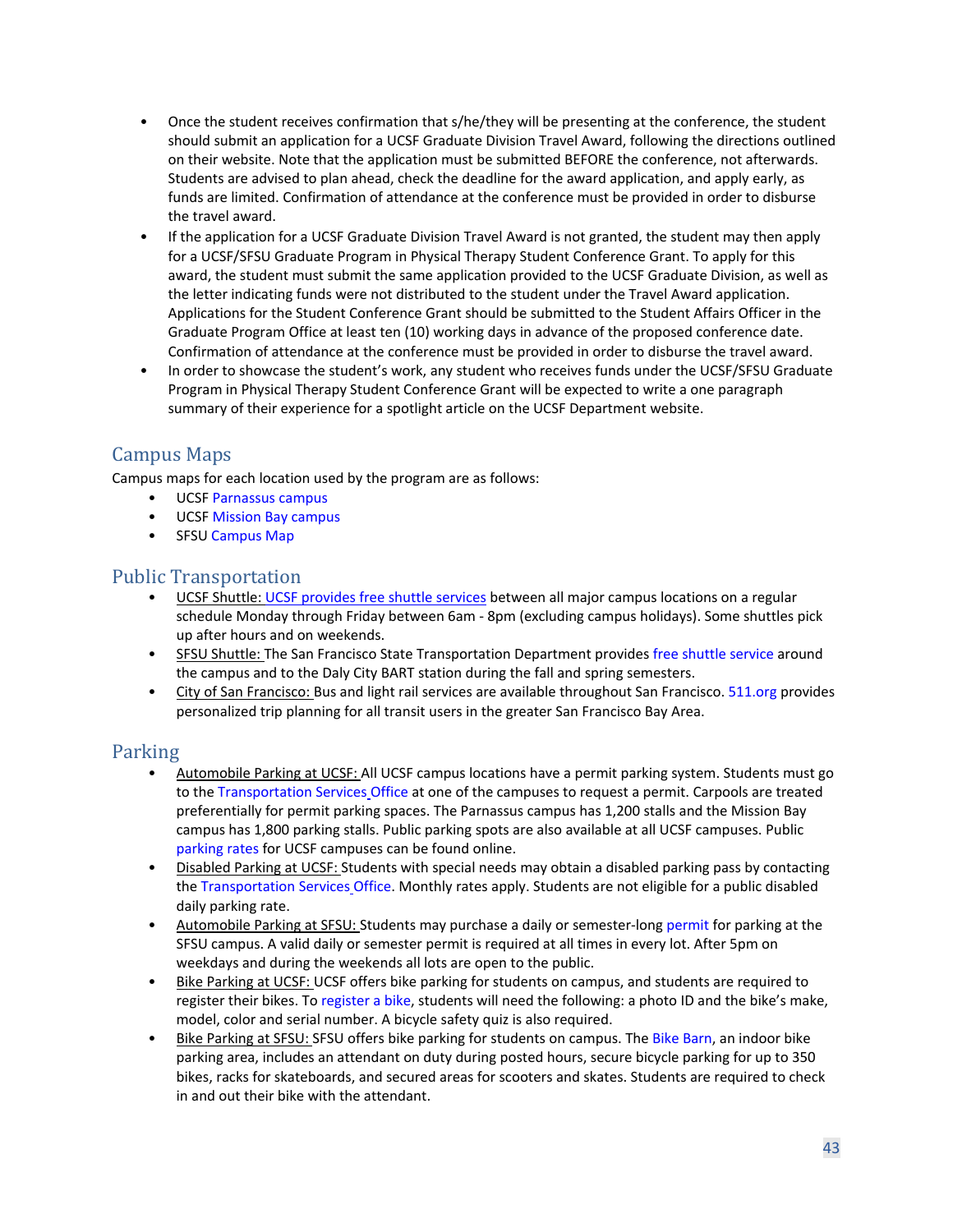- Once the student receives confirmation that s/he/they will be presenting at the conference, the student should submit an application for a UCSF Graduate Division Travel Award, following the directions outlined on their website. Note that the application must be submitted BEFORE the conference, not afterwards. Students are advised to plan ahead, check the deadline for the award application, and apply early, as funds are limited. Confirmation of attendance at the conference must be provided in order to disburse the travel award.
- If the application for a UCSF Graduate Division Travel Award is not granted, the student may then apply for a UCSF/SFSU Graduate Program in Physical Therapy Student Conference Grant. To apply for this award, the student must submit the same application provided to the UCSF Graduate Division, as well as the letter indicating funds were not distributed to the student under the Travel Award application. Applications for the Student Conference Grant should be submitted to the Student Affairs Officer in the Graduate Program Office at least ten (10) working days in advance of the proposed conference date. Confirmation of attendance at the conference must be provided in order to disburse the travel award.
- In order to showcase the student's work, any student who receives funds under the UCSF/SFSU Graduate Program in Physical Therapy Student Conference Grant will be expected to write a one paragraph summary of their experience for a spotlight article on the UCSF Department website.

## Campus Maps

Campus maps for each location used by the program are as follows:

- UCSF Parnassus campus
- UCSF Mission Bay campus
- SFSU Campus Map

## Public Transportation

- UCSF Shuttle: UCSF provides free shuttle services between all major campus locations on a regular schedule Monday through Friday between 6am - 8pm (excluding campus holidays). Some shuttles pick up after hours and on weekends.
- SFSU Shuttle: The San Francisco State Transportation Department provides free shuttle service around the campus and to the Daly City BART station during the fall and spring semesters.
- City of San Francisco: Bus and light rail services are available throughout San Francisco. 511.org provides personalized trip planning for all transit users in the greater San Francisco Bay Area.

## Parking

- Automobile Parking at UCSF: All UCSF campus locations have a permit parking system. Students must go to the Transportation Services Office at one of the campuses to request a permit. Carpools are treated preferentially for permit parking spaces. The Parnassus campus has 1,200 stalls and the Mission Bay campus has 1,800 parking stalls. Public parking spots are also available at all UCSF campuses. Public parking rates for UCSF campuses can be found online.
- Disabled Parking at UCSF: Students with special needs may obtain a disabled parking pass by contacting the Transportation Services Office. Monthly rates apply. Students are not eligible for a public disabled daily parking rate.
- Automobile Parking at SFSU: Students may purchase a daily or semester-long permit for parking at the SFSU campus. A valid daily or semester permit is required at all times in every lot. After 5pm on weekdays and during the weekends all lots are open to the public.
- Bike Parking at UCSF: UCSF offers bike parking for students on campus, and students are required to register their bikes. To register a bike, students will need the following: a photo ID and the bike's make, model, color and serial number. A bicycle safety quiz is also required.
- Bike Parking at SFSU: SFSU offers bike parking for students on campus. The Bike Barn, an indoor bike parking area, includes an attendant on duty during posted hours, secure bicycle parking for up to 350 bikes, racks for skateboards, and secured areas for scooters and skates. Students are required to check in and out their bike with the attendant.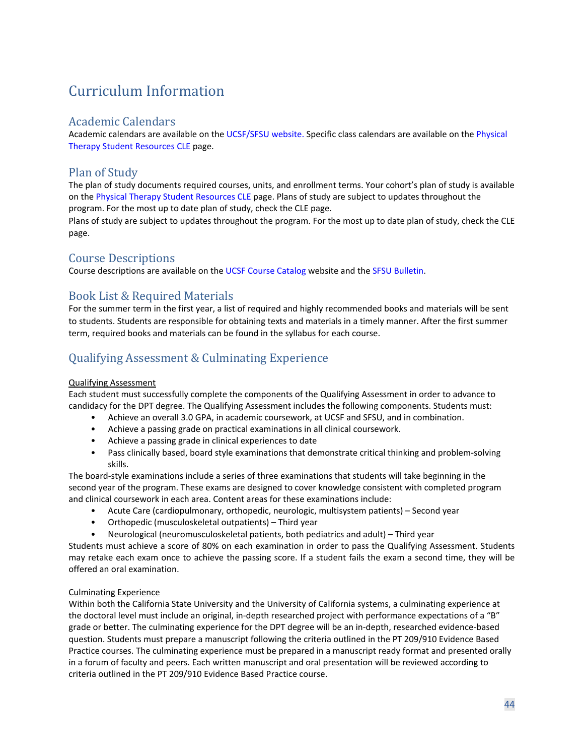# Curriculum Information

## Academic Calendars

Academic calendars are available on the UCSF/SFSU website. Specific class calendars are available on the Physical Therapy Student Resources CLE page.

## Plan of Study

The plan of study documents required courses, units, and enrollment terms. Your cohort's plan of study is available on the Physical Therapy Student Resources CLE page. Plans of study are subject to updates throughout the program. For the most up to date plan of study, check the CLE page.

Plans of study are subject to updates throughout the program. For the most up to date plan of study, check the CLE page.

## Course Descriptions

Course descriptions are available on the UCSF Course Catalog website and the SFSU Bulletin.

## Book List & Required Materials

For the summer term in the first year, a list of required and highly recommended books and materials will be sent to students. Students are responsible for obtaining texts and materials in a timely manner. After the first summer term, required books and materials can be found in the syllabus for each course.

## Qualifying Assessment & Culminating Experience

<u>Qualifying Assessment</u>

Each student must successfully complete the components of the Qualifying Assessment in order to advance to candidacy for the DPT degree. The Qualifying Assessment includes the following components. Students must:

- Achieve an overall 3.0 GPA, in academic coursework, at UCSF and SFSU, and in combination.
- Achieve a passing grade on practical examinations in all clinical coursework.
- Achieve a passing grade in clinical experiences to date
- Pass clinically based, board style examinations that demonstrate critical thinking and problem-solving skills.

The board-style examinations include a series of three examinations that students will take beginning in the second year of the program. These exams are designed to cover knowledge consistent with completed program and clinical coursework in each area. Content areas for these examinations include:

- Acute Care (cardiopulmonary, orthopedic, neurologic, multisystem patients) – Second year
- Orthopedic (musculoskeletal outpatients) – Third year
- Neurological (neuromusculoskeletal patients, both pediatrics and adult) – Third year

Students must achieve a score of 80% on each examination in order to pass the Qualifying Assessment. Students may retake each exam once to achieve the passing score. If a student fails the exam a second time, they will be offered an oral examination.

<u>Culminating Experience</u>

Within both the California State University and the University of California systems, a culminating experience at the doctoral level must include an original, in-depth researched project with performance expectations of a "B" grade or better. The culminating experience for the DPT degree will be an in-depth, researched evidence-based question. Students must prepare a manuscript following the criteria outlined in the PT 209/910 Evidence Based Practice courses. The culminating experience must be prepared in a manuscript ready format and presented orally in a forum of faculty and peers. Each written manuscript and oral presentation will be reviewed according to criteria outlined in the PT 209/910 Evidence Based Practice course.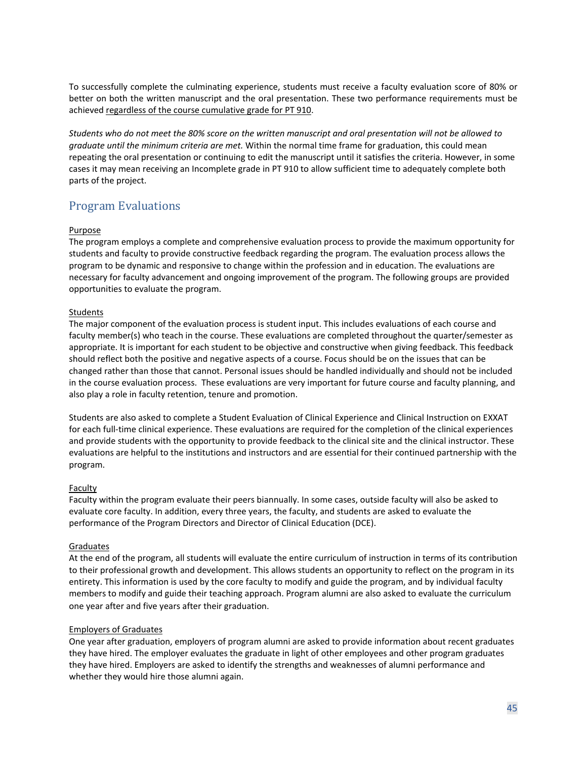To successfully complete the culminating experience, students must receive a faculty evaluation score of 80% or better on both the written manuscript and the oral presentation. These two performance requirements must be achieved <u>regardless of the course cumulative grade for PT 910</u>.

*Students who do not meet the 80% score on the written manuscript and oral presentation will not be allowed to graduate until the minimum criteria are met.* Within the normal time frame for graduation, this could mean repeating the oral presentation or continuing to edit the manuscript until it satisfies the criteria. However, in some cases it may mean receiving an Incomplete grade in PT 910 to allow sufficient time to adequately complete both parts of the project.

## Program Evaluations

<u>Purpose</u>

The program employs a complete and comprehensive evaluation process to provide the maximum opportunity for students and faculty to provide constructive feedback regarding the program. The evaluation process allows the program to be dynamic and responsive to change within the profession and in education. The evaluations are necessary for faculty advancement and ongoing improvement of the program. The following groups are provided opportunities to evaluate the program.

<u>Students</u>

The major component of the evaluation process is student input. This includes evaluations of each course and faculty member(s) who teach in the course. These evaluations are completed throughout the quarter/semester as appropriate. It is important for each student to be objective and constructive when giving feedback. This feedback should reflect both the positive and negative aspects of a course. Focus should be on the issues that can be changed rather than those that cannot. Personal issues should be handled individually and should not be included in the course evaluation process. These evaluations are very important for future course and faculty planning, and also play a role in faculty retention, tenure and promotion.

Students are also asked to complete a Student Evaluation of Clinical Experience and Clinical Instruction on EXXAT for each full-time clinical experience. These evaluations are required for the completion of the clinical experiences and provide students with the opportunity to provide feedback to the clinical site and the clinical instructor. These evaluations are helpful to the institutions and instructors and are essential for their continued partnership with the program.

<u>Faculty</u>

Faculty within the program evaluate their peers biannually. In some cases, outside faculty will also be asked to evaluate core faculty. In addition, every three years, the faculty, and students are asked to evaluate the performance of the Program Directors and Director of Clinical Education (DCE).

<u>Graduates</u>

At the end of the program, all students will evaluate the entire curriculum of instruction in terms of its contribution to their professional growth and development. This allows students an opportunity to reflect on the program in its entirety. This information is used by the core faculty to modify and guide the program, and by individual faculty members to modify and guide their teaching approach. Program alumni are also asked to evaluate the curriculum one year after and five years after their graduation.

<u>Employers of Graduates</u>

One year after graduation, employers of program alumni are asked to provide information about recent graduates they have hired. The employer evaluates the graduate in light of other employees and other program graduates they have hired. Employers are asked to identify the strengths and weaknesses of alumni performance and whether they would hire those alumni again.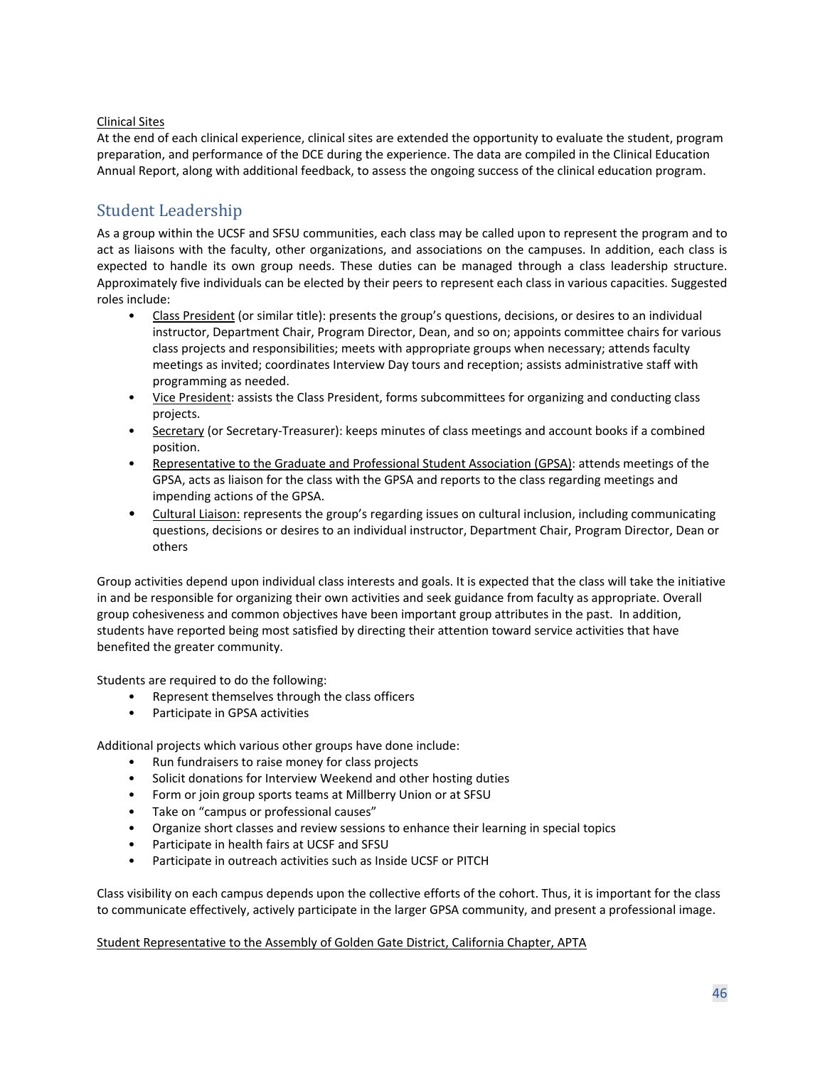Clinical Sites

At the end of each clinical experience, clinical sites are extended the opportunity to evaluate the student, program preparation, and performance of the DCE during the experience. The data are compiled in the Clinical Education Annual Report, along with additional feedback, to assess the ongoing success of the clinical education program.

## Student Leadership

As a group within the UCSF and SFSU communities, each class may be called upon to represent the program and to act as liaisons with the faculty, other organizations, and associations on the campuses. In addition, each class is expected to handle its own group needs. These duties can be managed through a class leadership structure. Approximately five individuals can be elected by their peers to represent each class in various capacities. Suggested roles include:

- Class President (or similar title): presents the group's questions, decisions, or desires to an individual instructor, Department Chair, Program Director, Dean, and so on; appoints committee chairs for various class projects and responsibilities; meets with appropriate groups when necessary; attends faculty meetings as invited; coordinates Interview Day tours and reception; assists administrative staff with programming as needed.
- Vice President: assists the Class President, forms subcommittees for organizing and conducting class projects.
- Secretary (or Secretary-Treasurer): keeps minutes of class meetings and account books if a combined position.
- Representative to the Graduate and Professional Student Association (GPSA): attends meetings of the GPSA, acts as liaison for the class with the GPSA and reports to the class regarding meetings and impending actions of the GPSA.
- Cultural Liaison: represents the group's regarding issues on cultural inclusion, including communicating questions, decisions or desires to an individual instructor, Department Chair, Program Director, Dean or others

Group activities depend upon individual class interests and goals. It is expected that the class will take the initiative in and be responsible for organizing their own activities and seek guidance from faculty as appropriate. Overall group cohesiveness and common objectives have been important group attributes in the past. In addition, students have reported being most satisfied by directing their attention toward service activities that have benefited the greater community.

Students are required to do the following:

- Represent themselves through the class officers
- Participate in GPSA activities

Additional projects which various other groups have done include:

- Run fundraisers to raise money for class projects
- Solicit donations for Interview Weekend and other hosting duties
- Form or join group sports teams at Millberry Union or at SFSU
- Take on "campus or professional causes"
- Organize short classes and review sessions to enhance their learning in special topics
- Participate in health fairs at UCSF and SFSU
- Participate in outreach activities such as Inside UCSF or PITCH

Class visibility on each campus depends upon the collective efforts of the cohort. Thus, it is important for the class to communicate effectively, actively participate in the larger GPSA community, and present a professional image.

Student Representative to the Assembly of Golden Gate District, California Chapter, APTA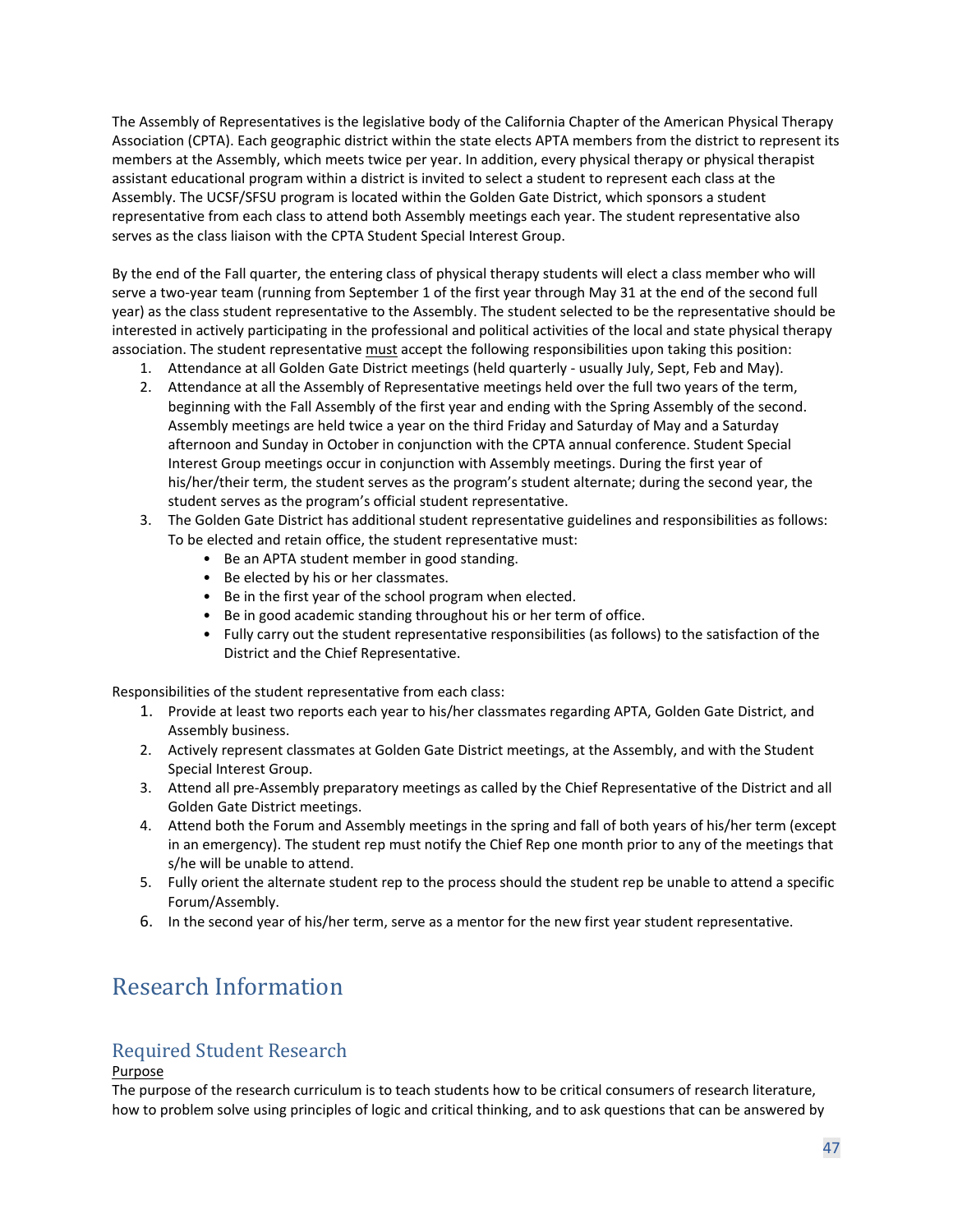The Assembly of Representatives is the legislative body of the California Chapter of the American Physical Therapy Association (CPTA). Each geographic district within the state elects APTA members from the district to represent its members at the Assembly, which meets twice per year. In addition, every physical therapy or physical therapist assistant educational program within a district is invited to select a student to represent each class at the Assembly. The UCSF/SFSU program is located within the Golden Gate District, which sponsors a student representative from each class to attend both Assembly meetings each year. The student representative also serves as the class liaison with the CPTA Student Special Interest Group.

By the end of the Fall quarter, the entering class of physical therapy students will elect a class member who will serve a two-year team (running from September 1 of the first year through May 31 at the end of the second full year) as the class student representative to the Assembly. The student selected to be the representative should be interested in actively participating in the professional and political activities of the local and state physical therapy association. The student representative <u>must</u> accept the following responsibilities upon taking this position:

1. Attendance at all Golden Gate District meetings (held quarterly - usually July, Sept, Feb and May).
2. Attendance at all the Assembly of Representative meetings held over the full two years of the term, beginning with the Fall Assembly of the first year and ending with the Spring Assembly of the second. Assembly meetings are held twice a year on the third Friday and Saturday of May and a Saturday afternoon and Sunday in October in conjunction with the CPTA annual conference. Student Special Interest Group meetings occur in conjunction with Assembly meetings. During the first year of his/her/their term, the student serves as the program's student alternate; during the second year, the student serves as the program's official student representative.
3. The Golden Gate District has additional student representative guidelines and responsibilities as follows: To be elected and retain office, the student representative must:
    - Be an APTA student member in good standing.
    - Be elected by his or her classmates.
    - Be in the first year of the school program when elected.
    - Be in good academic standing throughout his or her term of office.
    - Fully carry out the student representative responsibilities (as follows) to the satisfaction of the District and the Chief Representative.

Responsibilities of the student representative from each class:

1. Provide at least two reports each year to his/her classmates regarding APTA, Golden Gate District, and Assembly business.
2. Actively represent classmates at Golden Gate District meetings, at the Assembly, and with the Student Special Interest Group.
3. Attend all pre-Assembly preparatory meetings as called by the Chief Representative of the District and all Golden Gate District meetings.
4. Attend both the Forum and Assembly meetings in the spring and fall of both years of his/her term (except in an emergency). The student rep must notify the Chief Rep one month prior to any of the meetings that s/he will be unable to attend.
5. Fully orient the alternate student rep to the process should the student rep be unable to attend a specific Forum/Assembly.
6. In the second year of his/her term, serve as a mentor for the new first year student representative.

# Research Information

## Required Student Research

<u>Purpose</u>

The purpose of the research curriculum is to teach students how to be critical consumers of research literature, how to problem solve using principles of logic and critical thinking, and to ask questions that can be answered by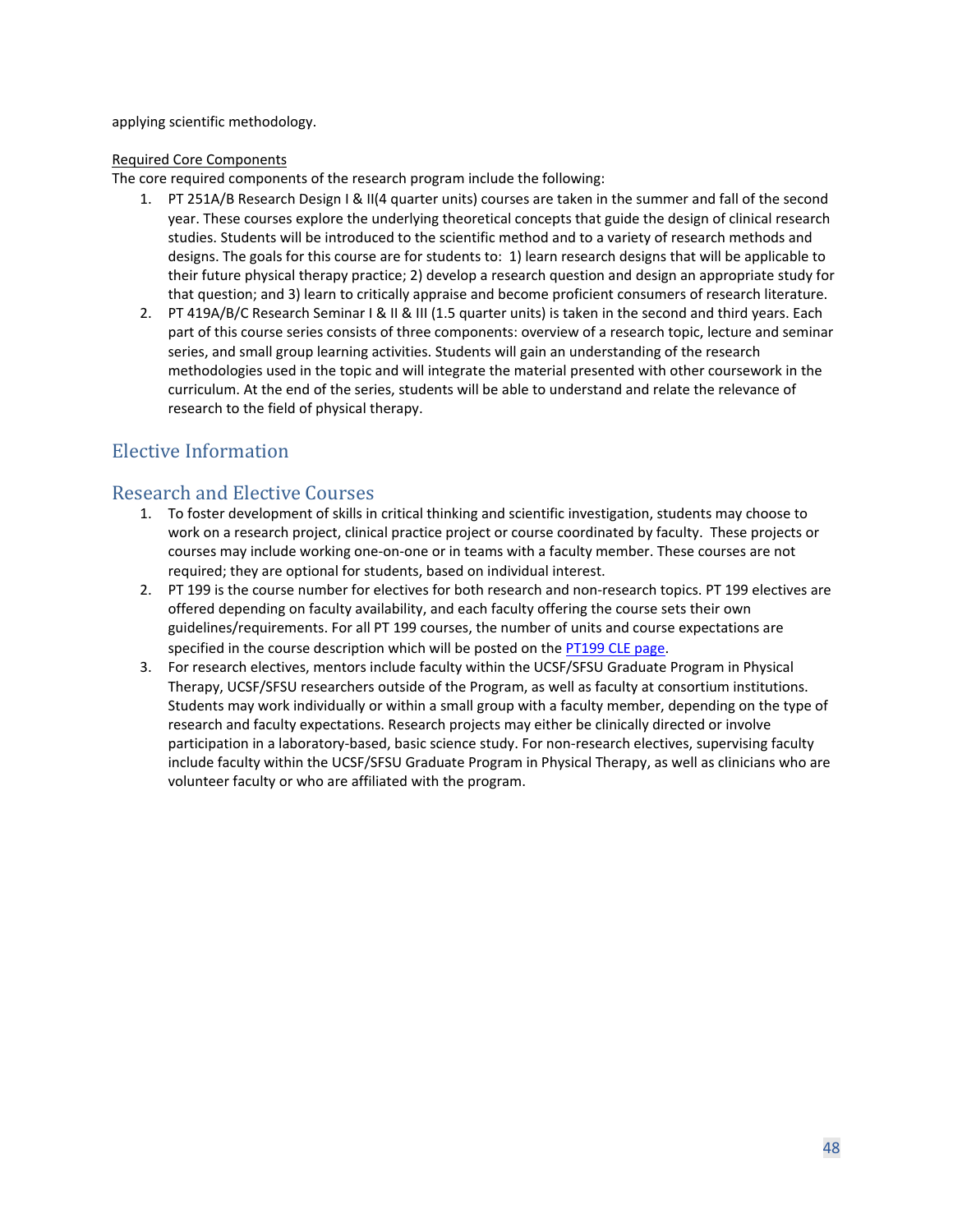applying scientific methodology.

Required Core Components

The core required components of the research program include the following:

1. PT 251A/B Research Design I & II(4 quarter units) courses are taken in the summer and fall of the second year. These courses explore the underlying theoretical concepts that guide the design of clinical research studies. Students will be introduced to the scientific method and to a variety of research methods and designs. The goals for this course are for students to: 1) learn research designs that will be applicable to their future physical therapy practice; 2) develop a research question and design an appropriate study for that question; and 3) learn to critically appraise and become proficient consumers of research literature.
2. PT 419A/B/C Research Seminar I & II & III (1.5 quarter units) is taken in the second and third years. Each part of this course series consists of three components: overview of a research topic, lecture and seminar series, and small group learning activities. Students will gain an understanding of the research methodologies used in the topic and will integrate the material presented with other coursework in the curriculum. At the end of the series, students will be able to understand and relate the relevance of research to the field of physical therapy.

## Elective Information

## Research and Elective Courses

1. To foster development of skills in critical thinking and scientific investigation, students may choose to work on a research project, clinical practice project or course coordinated by faculty. These projects or courses may include working one-on-one or in teams with a faculty member. These courses are not required; they are optional for students, based on individual interest.
2. PT 199 is the course number for electives for both research and non-research topics. PT 199 electives are offered depending on faculty availability, and each faculty offering the course sets their own guidelines/requirements. For all PT 199 courses, the number of units and course expectations are specified in the course description which will be posted on the PT199 CLE page.
3. For research electives, mentors include faculty within the UCSF/SFSU Graduate Program in Physical Therapy, UCSF/SFSU researchers outside of the Program, as well as faculty at consortium institutions. Students may work individually or within a small group with a faculty member, depending on the type of research and faculty expectations. Research projects may either be clinically directed or involve participation in a laboratory-based, basic science study. For non-research electives, supervising faculty include faculty within the UCSF/SFSU Graduate Program in Physical Therapy, as well as clinicians who are volunteer faculty or who are affiliated with the program.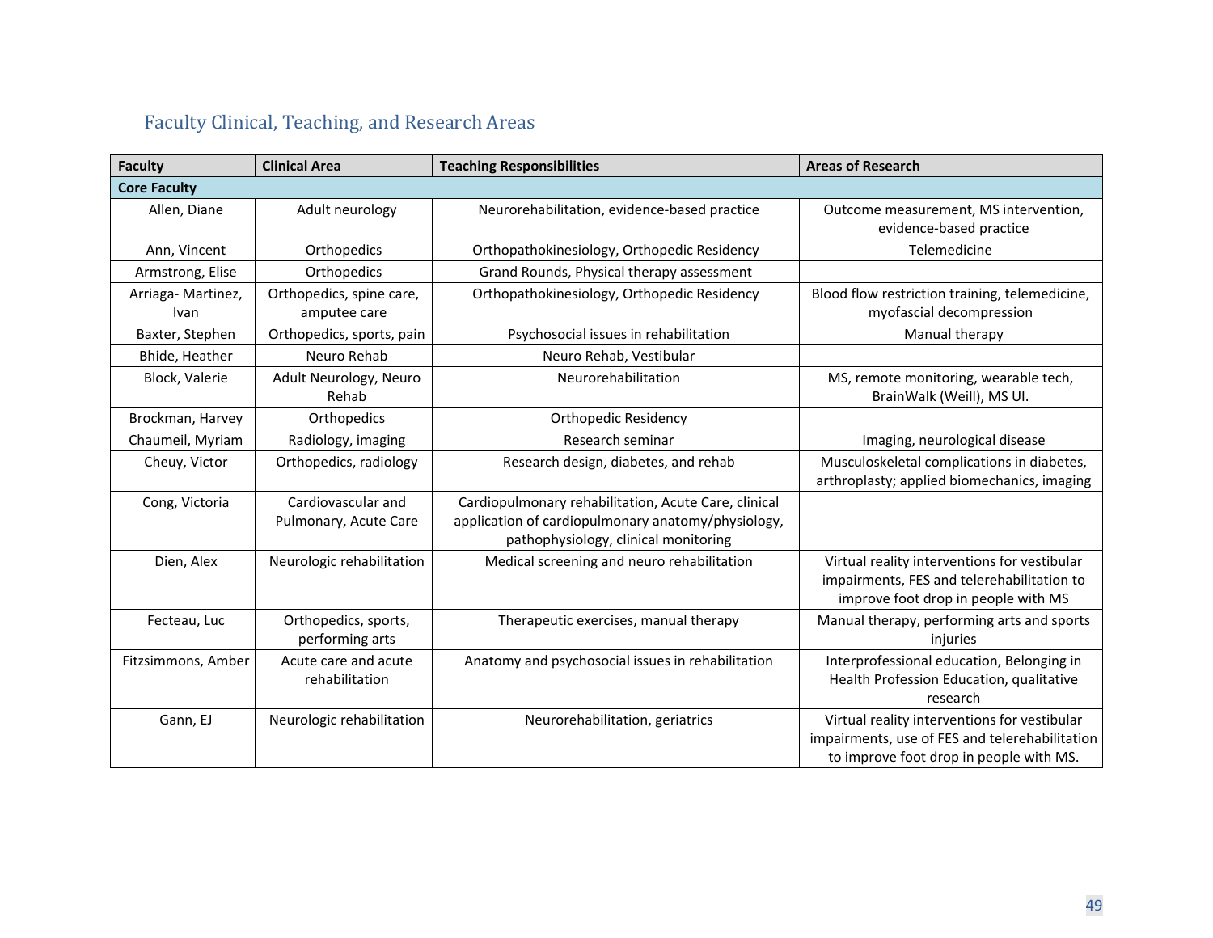## Faculty Clinical, Teaching, and Research Areas

| Faculty | Clinical Area | Teaching Responsibilities | Areas of Research |
|---|---|---|---|
| **Core Faculty** | | | |
| Allen, Diane | Adult neurology | Neurorehabilitation, evidence-based practice | Outcome measurement, MS intervention, evidence-based practice |
| Ann, Vincent | Orthopedics | Orthopathokinesiology, Orthopedic Residency | Telemedicine |
| Armstrong, Elise | Orthopedics | Grand Rounds, Physical therapy assessment | |
| Arriaga- Martinez, Ivan | Orthopedics, spine care, amputee care | Orthopathokinesiology, Orthopedic Residency | Blood flow restriction training, telemedicine, myofascial decompression |
| Baxter, Stephen | Orthopedics, sports, pain | Psychosocial issues in rehabilitation | Manual therapy |
| Bhide, Heather | Neuro Rehab | Neuro Rehab, Vestibular | |
| Block, Valerie | Adult Neurology, Neuro Rehab | Neurorehabilitation | MS, remote monitoring, wearable tech, BrainWalk (Weill), MS UI. |
| Brockman, Harvey | Orthopedics | Orthopedic Residency | |
| Chaumeil, Myriam | Radiology, imaging | Research seminar | Imaging, neurological disease |
| Cheuy, Victor | Orthopedics, radiology | Research design, diabetes, and rehab | Musculoskeletal complications in diabetes, arthroplasty; applied biomechanics, imaging |
| Cong, Victoria | Cardiovascular and Pulmonary, Acute Care | Cardiopulmonary rehabilitation, Acute Care, clinical application of cardiopulmonary anatomy/physiology, pathophysiology, clinical monitoring | |
| Dien, Alex | Neurologic rehabilitation | Medical screening and neuro rehabilitation | Virtual reality interventions for vestibular impairments, FES and telerehabilitation to improve foot drop in people with MS |
| Fecteau, Luc | Orthopedics, sports, performing arts | Therapeutic exercises, manual therapy | Manual therapy, performing arts and sports injuries |
| Fitzsimmons, Amber | Acute care and acute rehabilitation | Anatomy and psychosocial issues in rehabilitation | Interprofessional education, Belonging in Health Profession Education, qualitative research |
| Gann, EJ | Neurologic rehabilitation | Neurorehabilitation, geriatrics | Virtual reality interventions for vestibular impairments, use of FES and telerehabilitation to improve foot drop in people with MS. |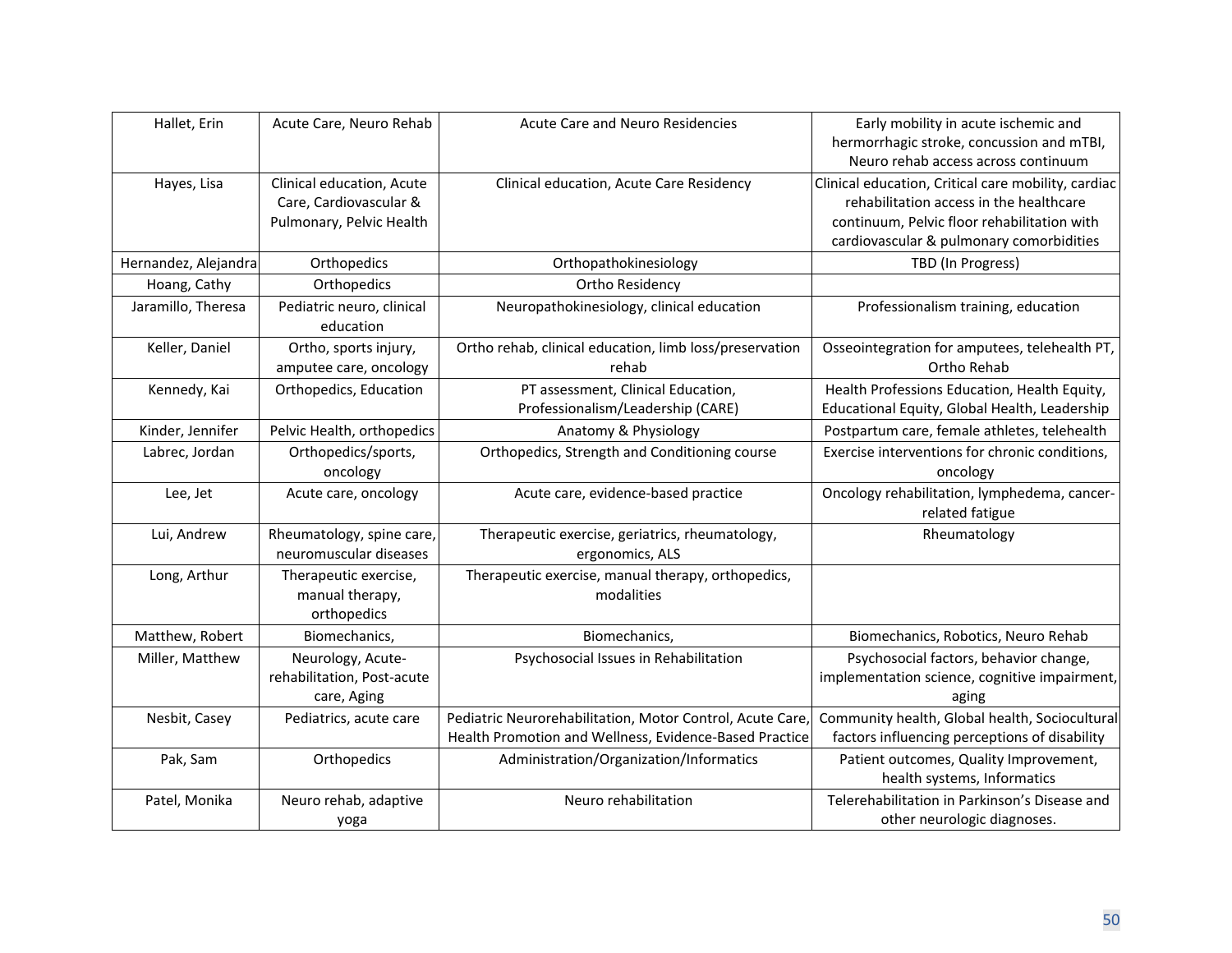| | | | |
|---|---|---|---|
| Hallet, Erin | Acute Care, Neuro Rehab | Acute Care and Neuro Residencies | Early mobility in acute ischemic and hermorrhagic stroke, concussion and mTBI, Neuro rehab access across continuum |
| Hayes, Lisa | Clinical education, Acute Care, Cardiovascular & Pulmonary, Pelvic Health | Clinical education, Acute Care Residency | Clinical education, Critical care mobility, cardiac rehabilitation access in the healthcare continuum, Pelvic floor rehabilitation with cardiovascular & pulmonary comorbidities |
| Hernandez, Alejandra | Orthopedics | Orthopathokinesiology | TBD (In Progress) |
| Hoang, Cathy | Orthopedics | Ortho Residency | |
| Jaramillo, Theresa | Pediatric neuro, clinical education | Neuropathokinesiology, clinical education | Professionalism training, education |
| Keller, Daniel | Ortho, sports injury, amputee care, oncology | Ortho rehab, clinical education, limb loss/preservation rehab | Osseointegration for amputees, telehealth PT, Ortho Rehab |
| Kennedy, Kai | Orthopedics, Education | PT assessment, Clinical Education, Professionalism/Leadership (CARE) | Health Professions Education, Health Equity, Educational Equity, Global Health, Leadership |
| Kinder, Jennifer | Pelvic Health, orthopedics | Anatomy & Physiology | Postpartum care, female athletes, telehealth |
| Labrec, Jordan | Orthopedics/sports, oncology | Orthopedics, Strength and Conditioning course | Exercise interventions for chronic conditions, oncology |
| Lee, Jet | Acute care, oncology | Acute care, evidence-based practice | Oncology rehabilitation, lymphedema, cancer-related fatigue |
| Lui, Andrew | Rheumatology, spine care, neuromuscular diseases | Therapeutic exercise, geriatrics, rheumatology, ergonomics, ALS | Rheumatology |
| Long, Arthur | Therapeutic exercise, manual therapy, orthopedics | Therapeutic exercise, manual therapy, orthopedics, modalities | |
| Matthew, Robert | Biomechanics, | Biomechanics, | Biomechanics, Robotics, Neuro Rehab |
| Miller, Matthew | Neurology, Acute-rehabilitation, Post-acute care, Aging | Psychosocial Issues in Rehabilitation | Psychosocial factors, behavior change, implementation science, cognitive impairment, aging |
| Nesbit, Casey | Pediatrics, acute care | Pediatric Neurorehabilitation, Motor Control, Acute Care, Health Promotion and Wellness, Evidence-Based Practice | Community health, Global health, Sociocultural factors influencing perceptions of disability |
| Pak, Sam | Orthopedics | Administration/Organization/Informatics | Patient outcomes, Quality Improvement, health systems, Informatics |
| Patel, Monika | Neuro rehab, adaptive yoga | Neuro rehabilitation | Telerehabilitation in Parkinson's Disease and other neurologic diagnoses. |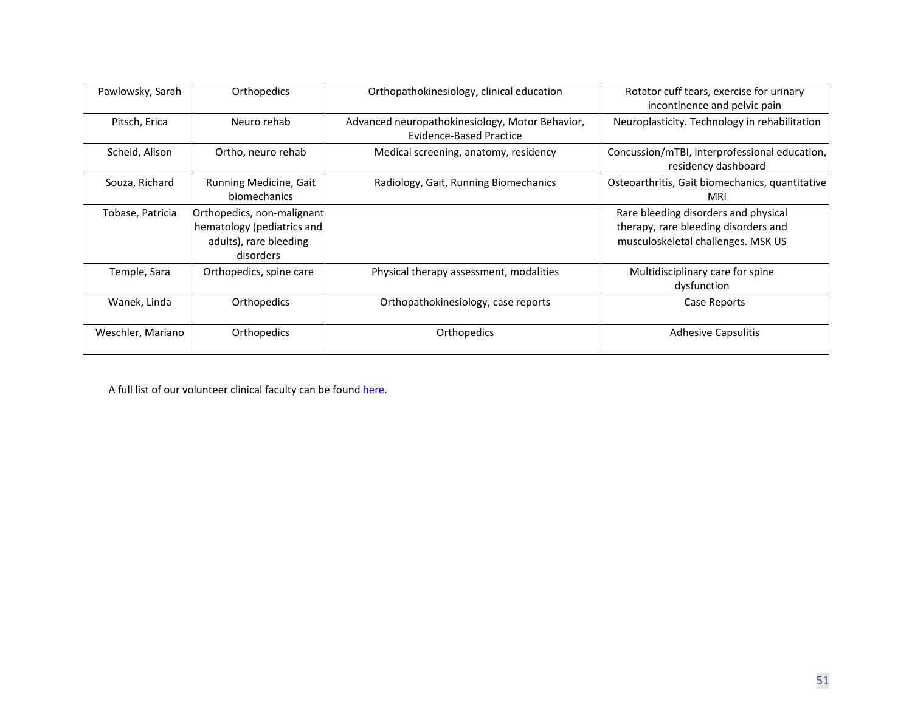| | | | |
|---|---|---|---|
| Pawlowsky, Sarah | Orthopedics | Orthopathokinesiology, clinical education | Rotator cuff tears, exercise for urinary incontinence and pelvic pain |
| Pitsch, Erica | Neuro rehab | Advanced neuropathokinesiology, Motor Behavior, Evidence-Based Practice | Neuroplasticity. Technology in rehabilitation |
| Scheid, Alison | Ortho, neuro rehab | Medical screening, anatomy, residency | Concussion/mTBI, interprofessional education, residency dashboard |
| Souza, Richard | Running Medicine, Gait biomechanics | Radiology, Gait, Running Biomechanics | Osteoarthritis, Gait biomechanics, quantitative MRI |
| Tobase, Patricia | Orthopedics, non-malignant hematology (pediatrics and adults), rare bleeding disorders | | Rare bleeding disorders and physical therapy, rare bleeding disorders and musculoskeletal challenges. MSK US |
| Temple, Sara | Orthopedics, spine care | Physical therapy assessment, modalities | Multidisciplinary care for spine dysfunction |
| Wanek, Linda | Orthopedics | Orthopathokinesiology, case reports | Case Reports |
| Weschler, Mariano | Orthopedics | Orthopedics | Adhesive Capsulitis |

A full list of our volunteer clinical faculty can be found here.